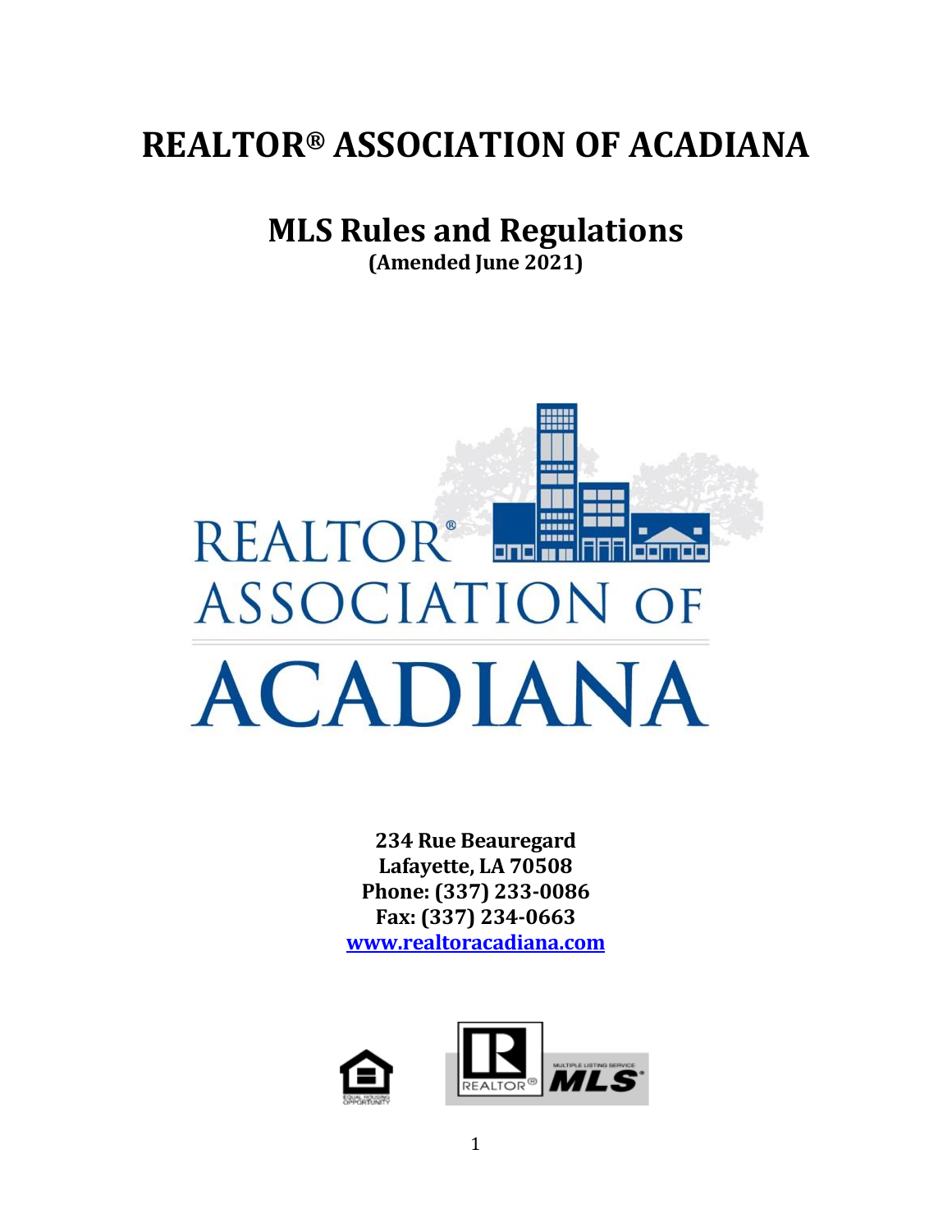# REALTOR® ASSOCIATION OF ACADIANA

## MLS Rules and Regulations

**(Amended June 2021)**

**234 Rue Beauregard**
**Lafayette, LA 70508**
**Phone: (337) 233-0086**
**Fax: (337) 234-0663**
**www.realtoracadiana.com**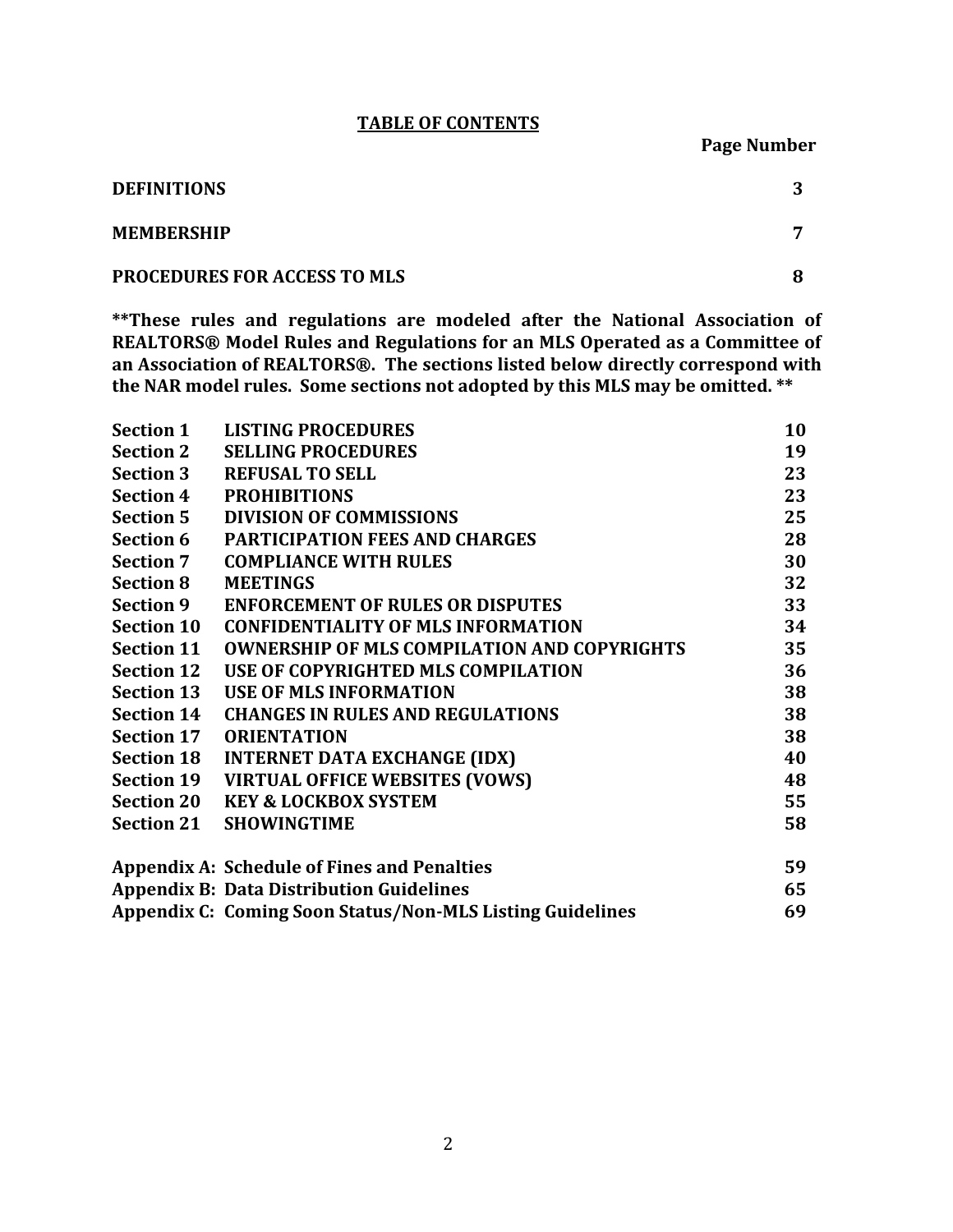## TABLE OF CONTENTS

| | Page Number |
|---|---|
| **DEFINITIONS** | **3** |
| **MEMBERSHIP** | **7** |
| **PROCEDURES FOR ACCESS TO MLS** | **8** |

**These rules and regulations are modeled after the National Association of REALTORS® Model Rules and Regulations for an MLS Operated as a Committee of an Association of REALTORS®. The sections listed below directly correspond with the NAR model rules. Some sections not adopted by this MLS may be omitted.**

| | | |
|---|---|---|
| **Section 1** | **LISTING PROCEDURES** | **10** |
| **Section 2** | **SELLING PROCEDURES** | **19** |
| **Section 3** | **REFUSAL TO SELL** | **23** |
| **Section 4** | **PROHIBITIONS** | **23** |
| **Section 5** | **DIVISION OF COMMISSIONS** | **25** |
| **Section 6** | **PARTICIPATION FEES AND CHARGES** | **28** |
| **Section 7** | **COMPLIANCE WITH RULES** | **30** |
| **Section 8** | **MEETINGS** | **32** |
| **Section 9** | **ENFORCEMENT OF RULES OR DISPUTES** | **33** |
| **Section 10** | **CONFIDENTIALITY OF MLS INFORMATION** | **34** |
| **Section 11** | **OWNERSHIP OF MLS COMPILATION AND COPYRIGHTS** | **35** |
| **Section 12** | **USE OF COPYRIGHTED MLS COMPILATION** | **36** |
| **Section 13** | **USE OF MLS INFORMATION** | **38** |
| **Section 14** | **CHANGES IN RULES AND REGULATIONS** | **38** |
| **Section 17** | **ORIENTATION** | **38** |
| **Section 18** | **INTERNET DATA EXCHANGE (IDX)** | **40** |
| **Section 19** | **VIRTUAL OFFICE WEBSITES (VOWS)** | **48** |
| **Section 20** | **KEY & LOCKBOX SYSTEM** | **55** |
| **Section 21** | **SHOWINGTIME** | **58** |

| | |
|---|---|
| **Appendix A: Schedule of Fines and Penalties** | **59** |
| **Appendix B: Data Distribution Guidelines** | **65** |
| **Appendix C: Coming Soon Status/Non-MLS Listing Guidelines** | **69** |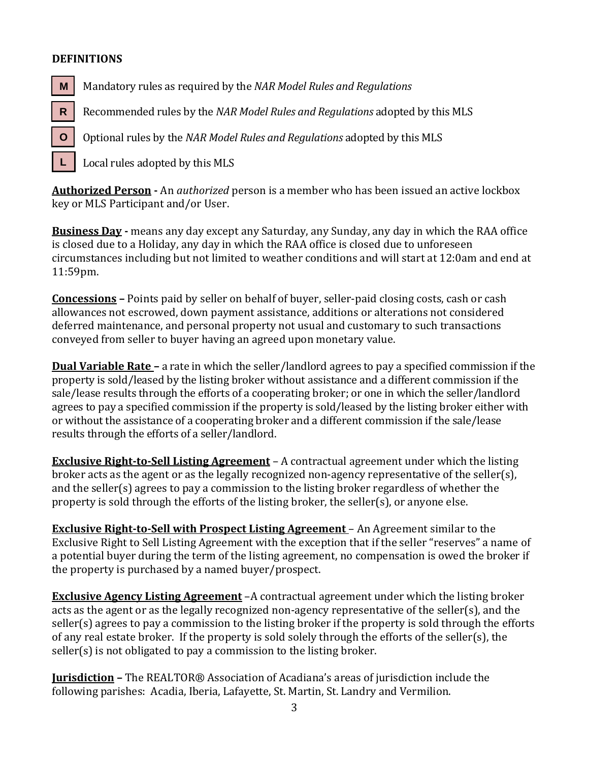**DEFINITIONS**

**M** Mandatory rules as required by the *NAR Model Rules and Regulations*

**R** Recommended rules by the *NAR Model Rules and Regulations* adopted by this MLS

**O** Optional rules by the *NAR Model Rules and Regulations* adopted by this MLS

**L** Local rules adopted by this MLS

**Authorized Person -** An *authorized* person is a member who has been issued an active lockbox key or MLS Participant and/or User.

**Business Day -** means any day except any Saturday, any Sunday, any day in which the RAA office is closed due to a Holiday, any day in which the RAA office is closed due to unforeseen circumstances including but not limited to weather conditions and will start at 12:0am and end at 11:59pm.

**Concessions –** Points paid by seller on behalf of buyer, seller-paid closing costs, cash or cash allowances not escrowed, down payment assistance, additions or alterations not considered deferred maintenance, and personal property not usual and customary to such transactions conveyed from seller to buyer having an agreed upon monetary value.

**Dual Variable Rate –** a rate in which the seller/landlord agrees to pay a specified commission if the property is sold/leased by the listing broker without assistance and a different commission if the sale/lease results through the efforts of a cooperating broker; or one in which the seller/landlord agrees to pay a specified commission if the property is sold/leased by the listing broker either with or without the assistance of a cooperating broker and a different commission if the sale/lease results through the efforts of a seller/landlord.

**Exclusive Right-to-Sell Listing Agreement** – A contractual agreement under which the listing broker acts as the agent or as the legally recognized non-agency representative of the seller(s), and the seller(s) agrees to pay a commission to the listing broker regardless of whether the property is sold through the efforts of the listing broker, the seller(s), or anyone else.

**Exclusive Right-to-Sell with Prospect Listing Agreement** – An Agreement similar to the Exclusive Right to Sell Listing Agreement with the exception that if the seller "reserves" a name of a potential buyer during the term of the listing agreement, no compensation is owed the broker if the property is purchased by a named buyer/prospect.

**Exclusive Agency Listing Agreement** –A contractual agreement under which the listing broker acts as the agent or as the legally recognized non-agency representative of the seller(s), and the seller(s) agrees to pay a commission to the listing broker if the property is sold through the efforts of any real estate broker. If the property is sold solely through the efforts of the seller(s), the seller(s) is not obligated to pay a commission to the listing broker.

**Jurisdiction –** The REALTOR® Association of Acadiana's areas of jurisdiction include the following parishes: Acadia, Iberia, Lafayette, St. Martin, St. Landry and Vermilion.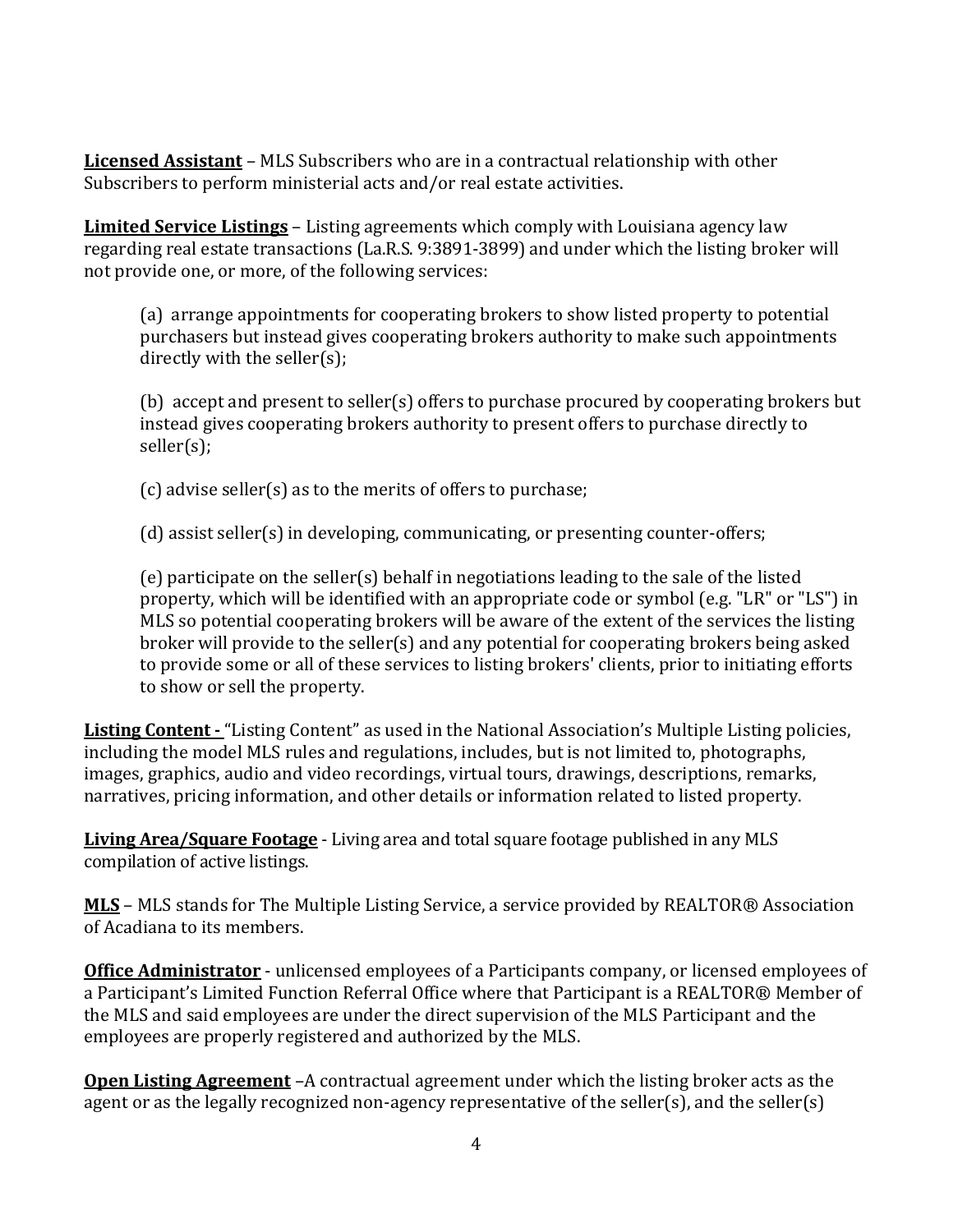**Licensed Assistant** – MLS Subscribers who are in a contractual relationship with other Subscribers to perform ministerial acts and/or real estate activities.

**Limited Service Listings** – Listing agreements which comply with Louisiana agency law regarding real estate transactions (La.R.S. 9:3891-3899) and under which the listing broker will not provide one, or more, of the following services:

> (a) arrange appointments for cooperating brokers to show listed property to potential purchasers but instead gives cooperating brokers authority to make such appointments directly with the seller(s);
>
> (b) accept and present to seller(s) offers to purchase procured by cooperating brokers but instead gives cooperating brokers authority to present offers to purchase directly to seller(s);
>
> (c) advise seller(s) as to the merits of offers to purchase;
>
> (d) assist seller(s) in developing, communicating, or presenting counter-offers;
>
> (e) participate on the seller(s) behalf in negotiations leading to the sale of the listed property, which will be identified with an appropriate code or symbol (e.g. "LR" or "LS") in MLS so potential cooperating brokers will be aware of the extent of the services the listing broker will provide to the seller(s) and any potential for cooperating brokers being asked to provide some or all of these services to listing brokers' clients, prior to initiating efforts to show or sell the property.

**Listing Content -** "Listing Content" as used in the National Association's Multiple Listing policies, including the model MLS rules and regulations, includes, but is not limited to, photographs, images, graphics, audio and video recordings, virtual tours, drawings, descriptions, remarks, narratives, pricing information, and other details or information related to listed property.

**Living Area/Square Footage** - Living area and total square footage published in any MLS compilation of active listings.

**MLS** – MLS stands for The Multiple Listing Service, a service provided by REALTOR® Association of Acadiana to its members.

**Office Administrator** - unlicensed employees of a Participants company, or licensed employees of a Participant's Limited Function Referral Office where that Participant is a REALTOR® Member of the MLS and said employees are under the direct supervision of the MLS Participant and the employees are properly registered and authorized by the MLS.

**Open Listing Agreement** –A contractual agreement under which the listing broker acts as the agent or as the legally recognized non-agency representative of the seller(s), and the seller(s)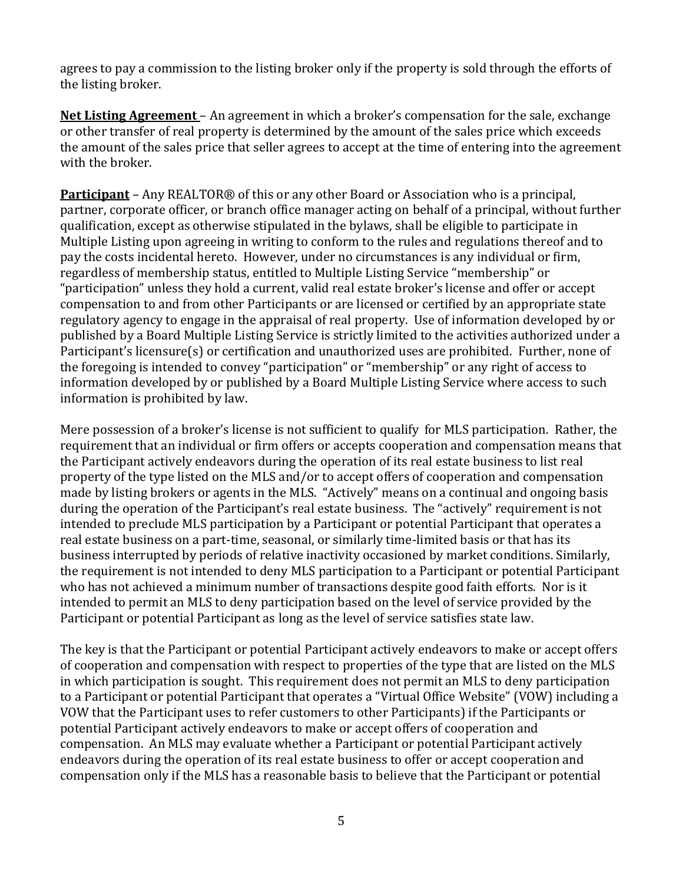agrees to pay a commission to the listing broker only if the property is sold through the efforts of the listing broker.

**Net Listing Agreement** – An agreement in which a broker's compensation for the sale, exchange or other transfer of real property is determined by the amount of the sales price which exceeds the amount of the sales price that seller agrees to accept at the time of entering into the agreement with the broker.

**Participant** – Any REALTOR® of this or any other Board or Association who is a principal, partner, corporate officer, or branch office manager acting on behalf of a principal, without further qualification, except as otherwise stipulated in the bylaws, shall be eligible to participate in Multiple Listing upon agreeing in writing to conform to the rules and regulations thereof and to pay the costs incidental hereto. However, under no circumstances is any individual or firm, regardless of membership status, entitled to Multiple Listing Service "membership" or "participation" unless they hold a current, valid real estate broker's license and offer or accept compensation to and from other Participants or are licensed or certified by an appropriate state regulatory agency to engage in the appraisal of real property. Use of information developed by or published by a Board Multiple Listing Service is strictly limited to the activities authorized under a Participant's licensure(s) or certification and unauthorized uses are prohibited. Further, none of the foregoing is intended to convey "participation" or "membership" or any right of access to information developed by or published by a Board Multiple Listing Service where access to such information is prohibited by law.

Mere possession of a broker's license is not sufficient to qualify for MLS participation. Rather, the requirement that an individual or firm offers or accepts cooperation and compensation means that the Participant actively endeavors during the operation of its real estate business to list real property of the type listed on the MLS and/or to accept offers of cooperation and compensation made by listing brokers or agents in the MLS. "Actively" means on a continual and ongoing basis during the operation of the Participant's real estate business. The "actively" requirement is not intended to preclude MLS participation by a Participant or potential Participant that operates a real estate business on a part-time, seasonal, or similarly time-limited basis or that has its business interrupted by periods of relative inactivity occasioned by market conditions. Similarly, the requirement is not intended to deny MLS participation to a Participant or potential Participant who has not achieved a minimum number of transactions despite good faith efforts. Nor is it intended to permit an MLS to deny participation based on the level of service provided by the Participant or potential Participant as long as the level of service satisfies state law.

The key is that the Participant or potential Participant actively endeavors to make or accept offers of cooperation and compensation with respect to properties of the type that are listed on the MLS in which participation is sought. This requirement does not permit an MLS to deny participation to a Participant or potential Participant that operates a "Virtual Office Website" (VOW) including a VOW that the Participant uses to refer customers to other Participants) if the Participants or potential Participant actively endeavors to make or accept offers of cooperation and compensation. An MLS may evaluate whether a Participant or potential Participant actively endeavors during the operation of its real estate business to offer or accept cooperation and compensation only if the MLS has a reasonable basis to believe that the Participant or potential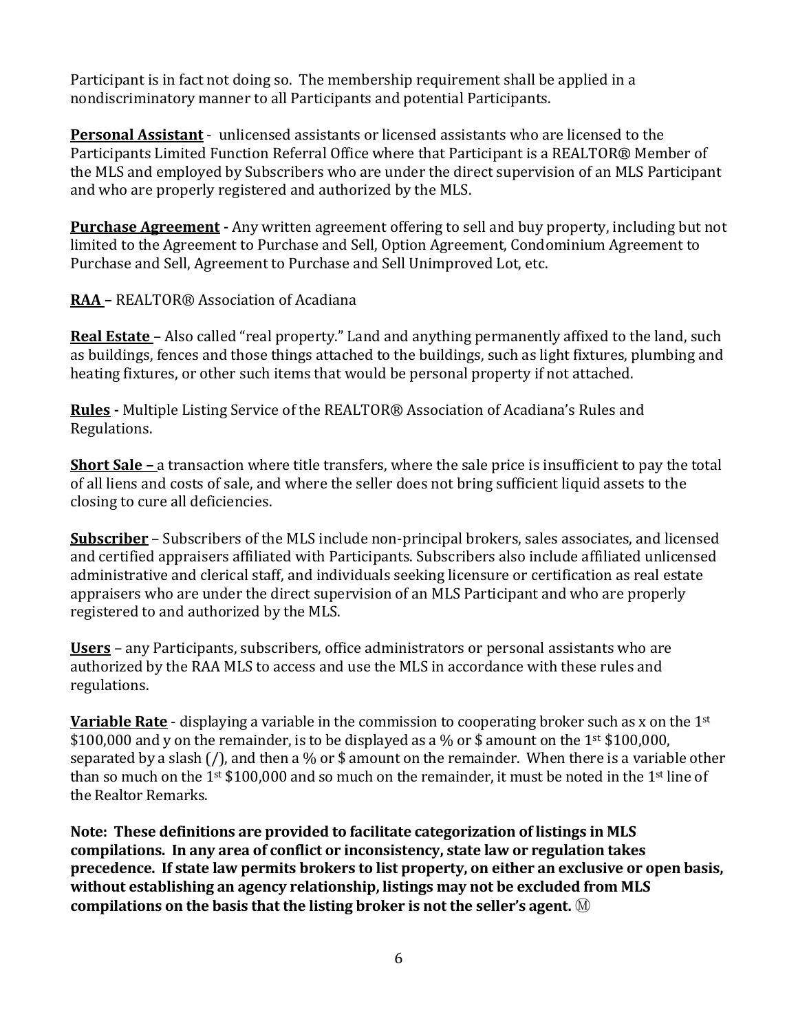Participant is in fact not doing so. The membership requirement shall be applied in a nondiscriminatory manner to all Participants and potential Participants.

**Personal Assistant** - unlicensed assistants or licensed assistants who are licensed to the Participants Limited Function Referral Office where that Participant is a REALTOR® Member of the MLS and employed by Subscribers who are under the direct supervision of an MLS Participant and who are properly registered and authorized by the MLS.

**Purchase Agreement -** Any written agreement offering to sell and buy property, including but not limited to the Agreement to Purchase and Sell, Option Agreement, Condominium Agreement to Purchase and Sell, Agreement to Purchase and Sell Unimproved Lot, etc.

**RAA –** REALTOR® Association of Acadiana

**Real Estate** – Also called "real property." Land and anything permanently affixed to the land, such as buildings, fences and those things attached to the buildings, such as light fixtures, plumbing and heating fixtures, or other such items that would be personal property if not attached.

**Rules -** Multiple Listing Service of the REALTOR® Association of Acadiana's Rules and Regulations.

**Short Sale –** a transaction where title transfers, where the sale price is insufficient to pay the total of all liens and costs of sale, and where the seller does not bring sufficient liquid assets to the closing to cure all deficiencies.

**Subscriber** – Subscribers of the MLS include non-principal brokers, sales associates, and licensed and certified appraisers affiliated with Participants. Subscribers also include affiliated unlicensed administrative and clerical staff, and individuals seeking licensure or certification as real estate appraisers who are under the direct supervision of an MLS Participant and who are properly registered to and authorized by the MLS.

**Users** – any Participants, subscribers, office administrators or personal assistants who are authorized by the RAA MLS to access and use the MLS in accordance with these rules and regulations.

**Variable Rate** - displaying a variable in the commission to cooperating broker such as x on the 1st $100,000 and y on the remainder, is to be displayed as a % or $ amount on the 1st $100,000, separated by a slash (/), and then a % or $ amount on the remainder. When there is a variable other than so much on the 1st $100,000 and so much on the remainder, it must be noted in the 1st line of the Realtor Remarks.

**Note: These definitions are provided to facilitate categorization of listings in MLS compilations. In any area of conflict or inconsistency, state law or regulation takes precedence. If state law permits brokers to list property, on either an exclusive or open basis, without establishing an agency relationship, listings may not be excluded from MLS compilations on the basis that the listing broker is not the seller's agent.** Ⓜ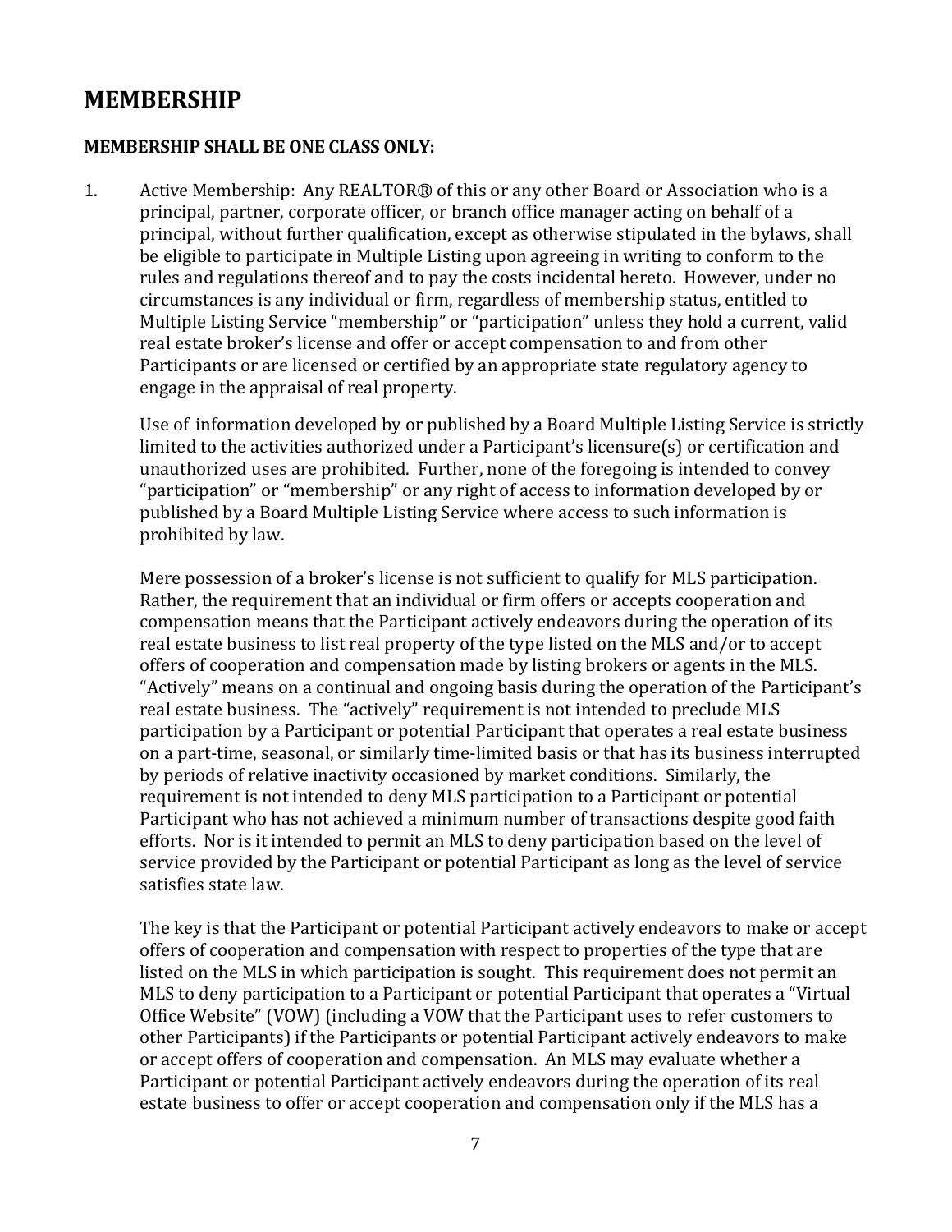## MEMBERSHIP

**MEMBERSHIP SHALL BE ONE CLASS ONLY:**

1. Active Membership: Any REALTOR® of this or any other Board or Association who is a principal, partner, corporate officer, or branch office manager acting on behalf of a principal, without further qualification, except as otherwise stipulated in the bylaws, shall be eligible to participate in Multiple Listing upon agreeing in writing to conform to the rules and regulations thereof and to pay the costs incidental hereto. However, under no circumstances is any individual or firm, regardless of membership status, entitled to Multiple Listing Service "membership" or "participation" unless they hold a current, valid real estate broker's license and offer or accept compensation to and from other Participants or are licensed or certified by an appropriate state regulatory agency to engage in the appraisal of real property.

   Use of information developed by or published by a Board Multiple Listing Service is strictly limited to the activities authorized under a Participant's licensure(s) or certification and unauthorized uses are prohibited. Further, none of the foregoing is intended to convey "participation" or "membership" or any right of access to information developed by or published by a Board Multiple Listing Service where access to such information is prohibited by law.

   Mere possession of a broker's license is not sufficient to qualify for MLS participation. Rather, the requirement that an individual or firm offers or accepts cooperation and compensation means that the Participant actively endeavors during the operation of its real estate business to list real property of the type listed on the MLS and/or to accept offers of cooperation and compensation made by listing brokers or agents in the MLS. "Actively" means on a continual and ongoing basis during the operation of the Participant's real estate business. The "actively" requirement is not intended to preclude MLS participation by a Participant or potential Participant that operates a real estate business on a part-time, seasonal, or similarly time-limited basis or that has its business interrupted by periods of relative inactivity occasioned by market conditions. Similarly, the requirement is not intended to deny MLS participation to a Participant or potential Participant who has not achieved a minimum number of transactions despite good faith efforts. Nor is it intended to permit an MLS to deny participation based on the level of service provided by the Participant or potential Participant as long as the level of service satisfies state law.

   The key is that the Participant or potential Participant actively endeavors to make or accept offers of cooperation and compensation with respect to properties of the type that are listed on the MLS in which participation is sought. This requirement does not permit an MLS to deny participation to a Participant or potential Participant that operates a "Virtual Office Website" (VOW) (including a VOW that the Participant uses to refer customers to other Participants) if the Participants or potential Participant actively endeavors to make or accept offers of cooperation and compensation. An MLS may evaluate whether a Participant or potential Participant actively endeavors during the operation of its real estate business to offer or accept cooperation and compensation only if the MLS has a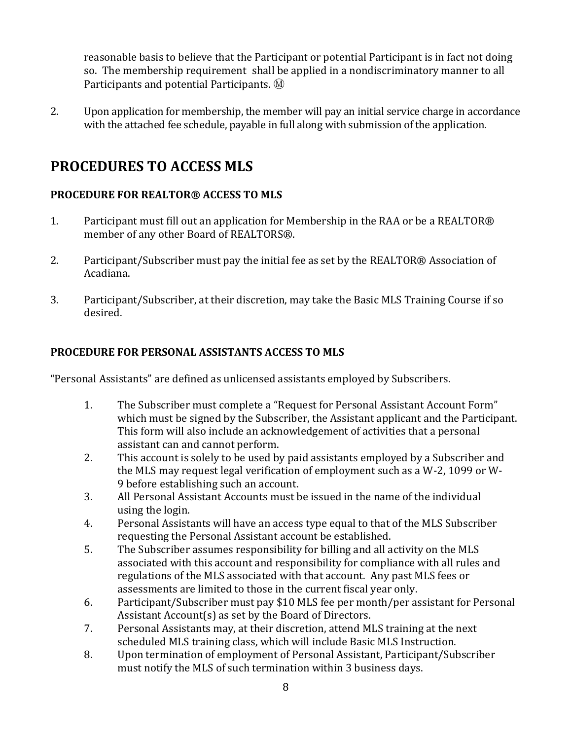reasonable basis to believe that the Participant or potential Participant is in fact not doing so. The membership requirement shall be applied in a nondiscriminatory manner to all Participants and potential Participants. Ⓜ

2. Upon application for membership, the member will pay an initial service charge in accordance with the attached fee schedule, payable in full along with submission of the application.

# PROCEDURES TO ACCESS MLS

**PROCEDURE FOR REALTOR® ACCESS TO MLS**

1. Participant must fill out an application for Membership in the RAA or be a REALTOR® member of any other Board of REALTORS®.

2. Participant/Subscriber must pay the initial fee as set by the REALTOR® Association of Acadiana.

3. Participant/Subscriber, at their discretion, may take the Basic MLS Training Course if so desired.

**PROCEDURE FOR PERSONAL ASSISTANTS ACCESS TO MLS**

"Personal Assistants" are defined as unlicensed assistants employed by Subscribers.

1. The Subscriber must complete a "Request for Personal Assistant Account Form" which must be signed by the Subscriber, the Assistant applicant and the Participant. This form will also include an acknowledgement of activities that a personal assistant can and cannot perform.
2. This account is solely to be used by paid assistants employed by a Subscriber and the MLS may request legal verification of employment such as a W-2, 1099 or W-9 before establishing such an account.
3. All Personal Assistant Accounts must be issued in the name of the individual using the login.
4. Personal Assistants will have an access type equal to that of the MLS Subscriber requesting the Personal Assistant account be established.
5. The Subscriber assumes responsibility for billing and all activity on the MLS associated with this account and responsibility for compliance with all rules and regulations of the MLS associated with that account. Any past MLS fees or assessments are limited to those in the current fiscal year only.
6. Participant/Subscriber must pay $10 MLS fee per month/per assistant for Personal Assistant Account(s) as set by the Board of Directors.
7. Personal Assistants may, at their discretion, attend MLS training at the next scheduled MLS training class, which will include Basic MLS Instruction.
8. Upon termination of employment of Personal Assistant, Participant/Subscriber must notify the MLS of such termination within 3 business days.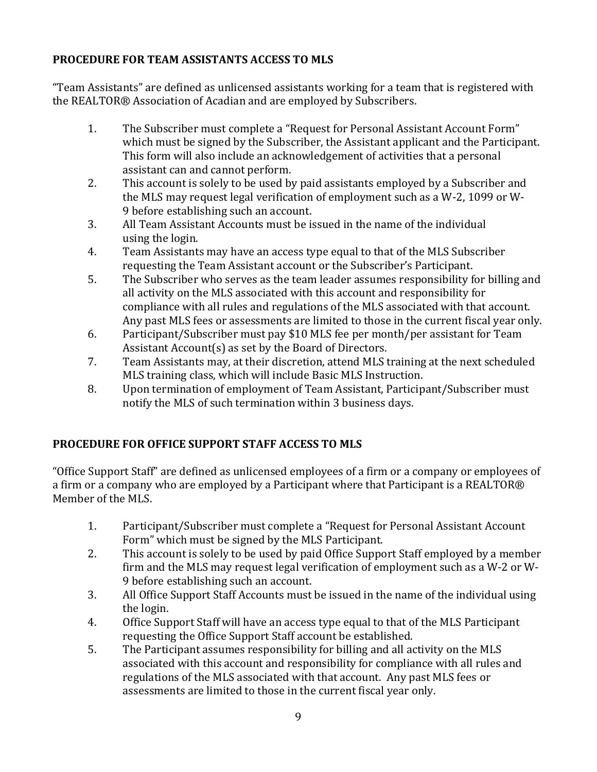**PROCEDURE FOR TEAM ASSISTANTS ACCESS TO MLS**

"Team Assistants" are defined as unlicensed assistants working for a team that is registered with the REALTOR® Association of Acadian and are employed by Subscribers.

1. The Subscriber must complete a "Request for Personal Assistant Account Form" which must be signed by the Subscriber, the Assistant applicant and the Participant. This form will also include an acknowledgement of activities that a personal assistant can and cannot perform.
2. This account is solely to be used by paid assistants employed by a Subscriber and the MLS may request legal verification of employment such as a W-2, 1099 or W-9 before establishing such an account.
3. All Team Assistant Accounts must be issued in the name of the individual using the login.
4. Team Assistants may have an access type equal to that of the MLS Subscriber requesting the Team Assistant account or the Subscriber's Participant.
5. The Subscriber who serves as the team leader assumes responsibility for billing and all activity on the MLS associated with this account and responsibility for compliance with all rules and regulations of the MLS associated with that account. Any past MLS fees or assessments are limited to those in the current fiscal year only.
6. Participant/Subscriber must pay $10 MLS fee per month/per assistant for Team Assistant Account(s) as set by the Board of Directors.
7. Team Assistants may, at their discretion, attend MLS training at the next scheduled MLS training class, which will include Basic MLS Instruction.
8. Upon termination of employment of Team Assistant, Participant/Subscriber must notify the MLS of such termination within 3 business days.

**PROCEDURE FOR OFFICE SUPPORT STAFF ACCESS TO MLS**

"Office Support Staff" are defined as unlicensed employees of a firm or a company or employees of a firm or a company who are employed by a Participant where that Participant is a REALTOR® Member of the MLS.

1. Participant/Subscriber must complete a "Request for Personal Assistant Account Form" which must be signed by the MLS Participant.
2. This account is solely to be used by paid Office Support Staff employed by a member firm and the MLS may request legal verification of employment such as a W-2 or W-9 before establishing such an account.
3. All Office Support Staff Accounts must be issued in the name of the individual using the login.
4. Office Support Staff will have an access type equal to that of the MLS Participant requesting the Office Support Staff account be established.
5. The Participant assumes responsibility for billing and all activity on the MLS associated with this account and responsibility for compliance with all rules and regulations of the MLS associated with that account. Any past MLS fees or assessments are limited to those in the current fiscal year only.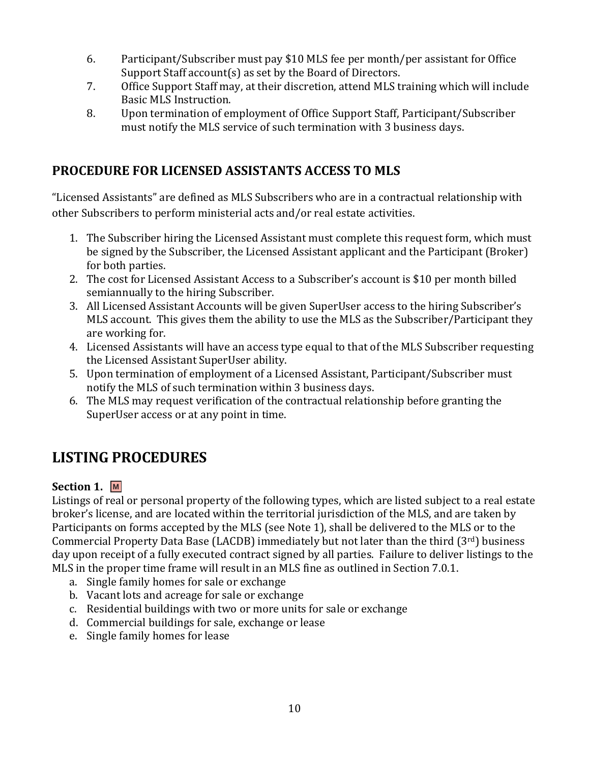6. Participant/Subscriber must pay $10 MLS fee per month/per assistant for Office Support Staff account(s) as set by the Board of Directors.
7. Office Support Staff may, at their discretion, attend MLS training which will include Basic MLS Instruction.
8. Upon termination of employment of Office Support Staff, Participant/Subscriber must notify the MLS service of such termination with 3 business days.

## PROCEDURE FOR LICENSED ASSISTANTS ACCESS TO MLS

"Licensed Assistants" are defined as MLS Subscribers who are in a contractual relationship with other Subscribers to perform ministerial acts and/or real estate activities.

1. The Subscriber hiring the Licensed Assistant must complete this request form, which must be signed by the Subscriber, the Licensed Assistant applicant and the Participant (Broker) for both parties.
2. The cost for Licensed Assistant Access to a Subscriber's account is $10 per month billed semiannually to the hiring Subscriber.
3. All Licensed Assistant Accounts will be given SuperUser access to the hiring Subscriber's MLS account. This gives them the ability to use the MLS as the Subscriber/Participant they are working for.
4. Licensed Assistants will have an access type equal to that of the MLS Subscriber requesting the Licensed Assistant SuperUser ability.
5. Upon termination of employment of a Licensed Assistant, Participant/Subscriber must notify the MLS of such termination within 3 business days.
6. The MLS may request verification of the contractual relationship before granting the SuperUser access or at any point in time.

# LISTING PROCEDURES

### Section 1. M

Listings of real or personal property of the following types, which are listed subject to a real estate broker's license, and are located within the territorial jurisdiction of the MLS, and are taken by Participants on forms accepted by the MLS (see Note 1), shall be delivered to the MLS or to the Commercial Property Data Base (LACDB) immediately but not later than the third (3rd) business day upon receipt of a fully executed contract signed by all parties. Failure to deliver listings to the MLS in the proper time frame will result in an MLS fine as outlined in Section 7.0.1.

a. Single family homes for sale or exchange
b. Vacant lots and acreage for sale or exchange
c. Residential buildings with two or more units for sale or exchange
d. Commercial buildings for sale, exchange or lease
e. Single family homes for lease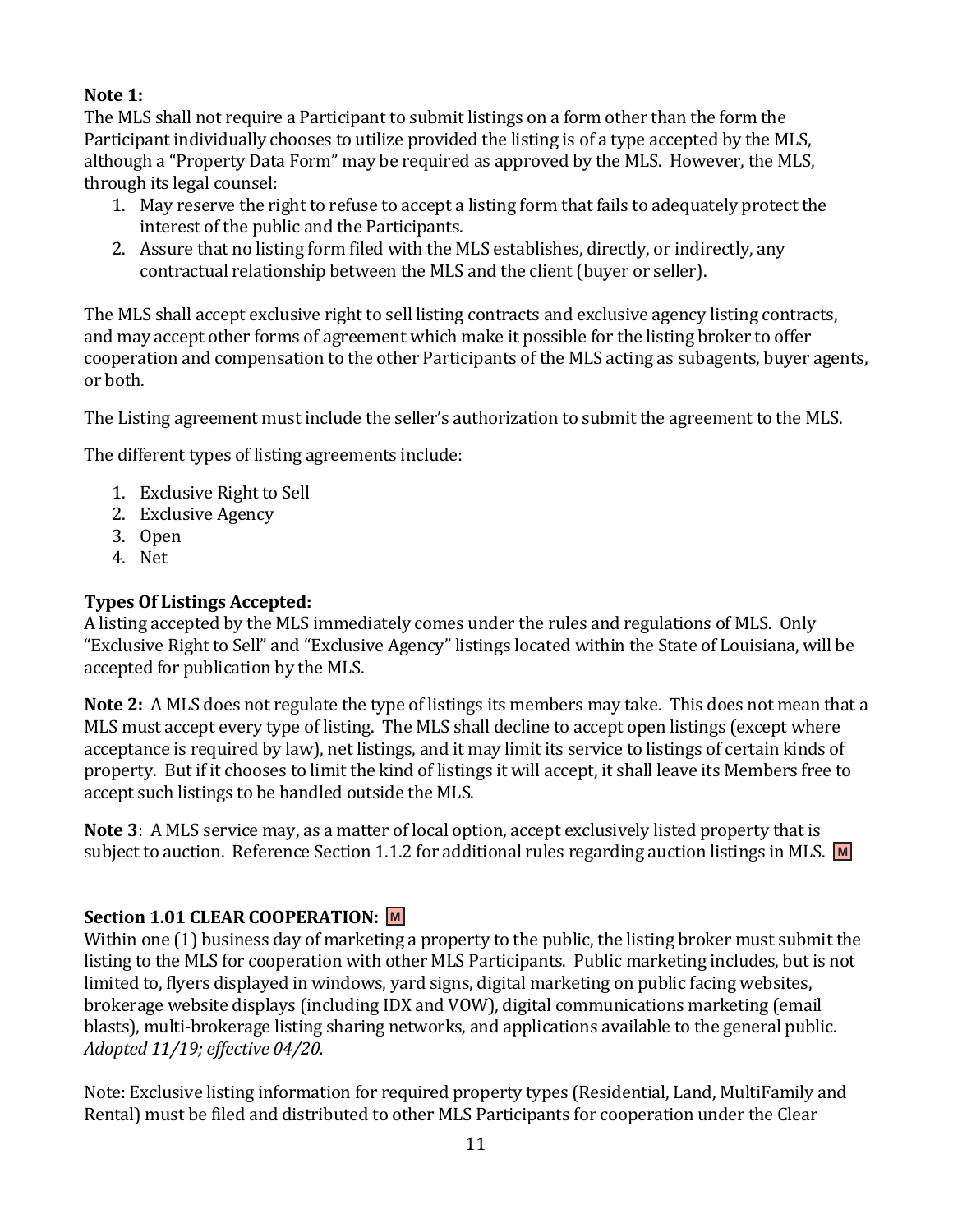**Note 1:**
The MLS shall not require a Participant to submit listings on a form other than the form the Participant individually chooses to utilize provided the listing is of a type accepted by the MLS, although a "Property Data Form" may be required as approved by the MLS. However, the MLS, through its legal counsel:

1. May reserve the right to refuse to accept a listing form that fails to adequately protect the interest of the public and the Participants.
2. Assure that no listing form filed with the MLS establishes, directly, or indirectly, any contractual relationship between the MLS and the client (buyer or seller).

The MLS shall accept exclusive right to sell listing contracts and exclusive agency listing contracts, and may accept other forms of agreement which make it possible for the listing broker to offer cooperation and compensation to the other Participants of the MLS acting as subagents, buyer agents, or both.

The Listing agreement must include the seller's authorization to submit the agreement to the MLS.

The different types of listing agreements include:

1. Exclusive Right to Sell
2. Exclusive Agency
3. Open
4. Net

**Types Of Listings Accepted:**
A listing accepted by the MLS immediately comes under the rules and regulations of MLS. Only "Exclusive Right to Sell" and "Exclusive Agency" listings located within the State of Louisiana, will be accepted for publication by the MLS.

**Note 2:** A MLS does not regulate the type of listings its members may take. This does not mean that a MLS must accept every type of listing. The MLS shall decline to accept open listings (except where acceptance is required by law), net listings, and it may limit its service to listings of certain kinds of property. But if it chooses to limit the kind of listings it will accept, it shall leave its Members free to accept such listings to be handled outside the MLS.

**Note 3**: A MLS service may, as a matter of local option, accept exclusively listed property that is subject to auction. Reference Section 1.1.2 for additional rules regarding auction listings in MLS. M

**Section 1.01 CLEAR COOPERATION:** M
Within one (1) business day of marketing a property to the public, the listing broker must submit the listing to the MLS for cooperation with other MLS Participants. Public marketing includes, but is not limited to, flyers displayed in windows, yard signs, digital marketing on public facing websites, brokerage website displays (including IDX and VOW), digital communications marketing (email blasts), multi-brokerage listing sharing networks, and applications available to the general public. *Adopted 11/19; effective 04/20.*

Note: Exclusive listing information for required property types (Residential, Land, MultiFamily and Rental) must be filed and distributed to other MLS Participants for cooperation under the Clear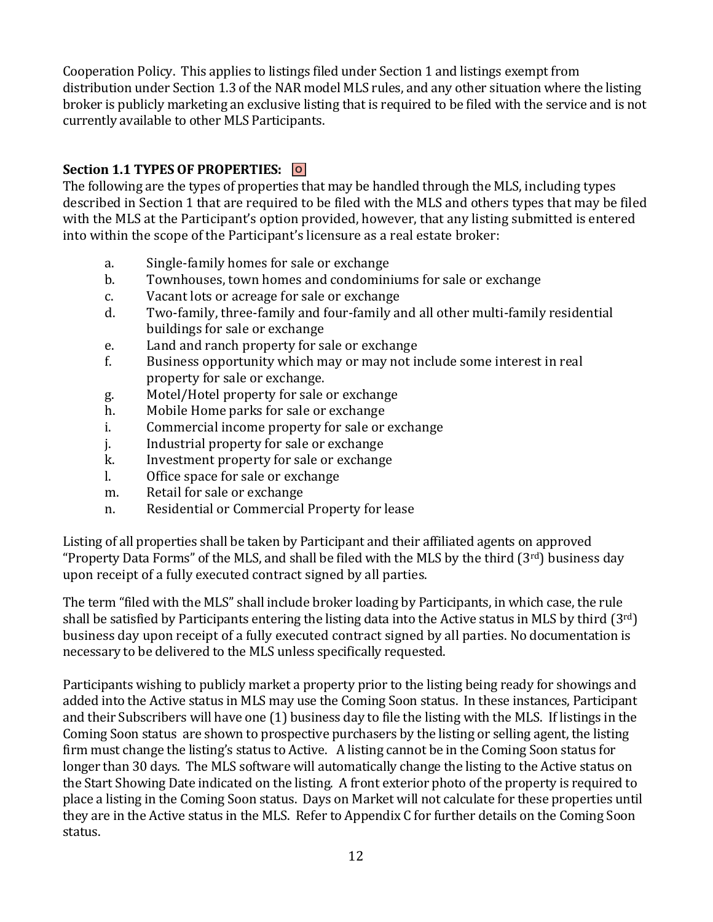Cooperation Policy. This applies to listings filed under Section 1 and listings exempt from distribution under Section 1.3 of the NAR model MLS rules, and any other situation where the listing broker is publicly marketing an exclusive listing that is required to be filed with the service and is not currently available to other MLS Participants.

**Section 1.1 TYPES OF PROPERTIES:** O

The following are the types of properties that may be handled through the MLS, including types described in Section 1 that are required to be filed with the MLS and others types that may be filed with the MLS at the Participant's option provided, however, that any listing submitted is entered into within the scope of the Participant's licensure as a real estate broker:

a. Single-family homes for sale or exchange
b. Townhouses, town homes and condominiums for sale or exchange
c. Vacant lots or acreage for sale or exchange
d. Two-family, three-family and four-family and all other multi-family residential buildings for sale or exchange
e. Land and ranch property for sale or exchange
f. Business opportunity which may or may not include some interest in real property for sale or exchange.
g. Motel/Hotel property for sale or exchange
h. Mobile Home parks for sale or exchange
i. Commercial income property for sale or exchange
j. Industrial property for sale or exchange
k. Investment property for sale or exchange
l. Office space for sale or exchange
m. Retail for sale or exchange
n. Residential or Commercial Property for lease

Listing of all properties shall be taken by Participant and their affiliated agents on approved "Property Data Forms" of the MLS, and shall be filed with the MLS by the third (3rd) business day upon receipt of a fully executed contract signed by all parties.

The term "filed with the MLS" shall include broker loading by Participants, in which case, the rule shall be satisfied by Participants entering the listing data into the Active status in MLS by third (3rd) business day upon receipt of a fully executed contract signed by all parties. No documentation is necessary to be delivered to the MLS unless specifically requested.

Participants wishing to publicly market a property prior to the listing being ready for showings and added into the Active status in MLS may use the Coming Soon status. In these instances, Participant and their Subscribers will have one (1) business day to file the listing with the MLS. If listings in the Coming Soon status are shown to prospective purchasers by the listing or selling agent, the listing firm must change the listing's status to Active. A listing cannot be in the Coming Soon status for longer than 30 days. The MLS software will automatically change the listing to the Active status on the Start Showing Date indicated on the listing. A front exterior photo of the property is required to place a listing in the Coming Soon status. Days on Market will not calculate for these properties until they are in the Active status in the MLS. Refer to Appendix C for further details on the Coming Soon status.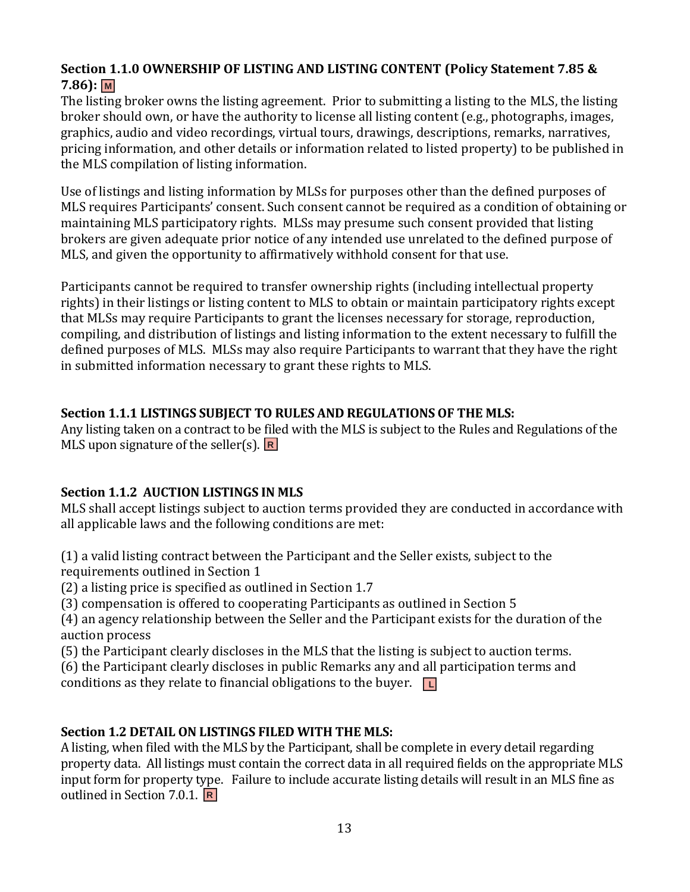### Section 1.1.0 OWNERSHIP OF LISTING AND LISTING CONTENT (Policy Statement 7.85 & 7.86): M

The listing broker owns the listing agreement. Prior to submitting a listing to the MLS, the listing broker should own, or have the authority to license all listing content (e.g., photographs, images, graphics, audio and video recordings, virtual tours, drawings, descriptions, remarks, narratives, pricing information, and other details or information related to listed property) to be published in the MLS compilation of listing information.

Use of listings and listing information by MLSs for purposes other than the defined purposes of MLS requires Participants' consent. Such consent cannot be required as a condition of obtaining or maintaining MLS participatory rights. MLSs may presume such consent provided that listing brokers are given adequate prior notice of any intended use unrelated to the defined purpose of MLS, and given the opportunity to affirmatively withhold consent for that use.

Participants cannot be required to transfer ownership rights (including intellectual property rights) in their listings or listing content to MLS to obtain or maintain participatory rights except that MLSs may require Participants to grant the licenses necessary for storage, reproduction, compiling, and distribution of listings and listing information to the extent necessary to fulfill the defined purposes of MLS. MLSs may also require Participants to warrant that they have the right in submitted information necessary to grant these rights to MLS.

### Section 1.1.1 LISTINGS SUBJECT TO RULES AND REGULATIONS OF THE MLS:

Any listing taken on a contract to be filed with the MLS is subject to the Rules and Regulations of the MLS upon signature of the seller(s). R

### Section 1.1.2 AUCTION LISTINGS IN MLS

MLS shall accept listings subject to auction terms provided they are conducted in accordance with all applicable laws and the following conditions are met:

(1) a valid listing contract between the Participant and the Seller exists, subject to the requirements outlined in Section 1
(2) a listing price is specified as outlined in Section 1.7
(3) compensation is offered to cooperating Participants as outlined in Section 5
(4) an agency relationship between the Seller and the Participant exists for the duration of the auction process
(5) the Participant clearly discloses in the MLS that the listing is subject to auction terms.
(6) the Participant clearly discloses in public Remarks any and all participation terms and conditions as they relate to financial obligations to the buyer. L

### Section 1.2 DETAIL ON LISTINGS FILED WITH THE MLS:

A listing, when filed with the MLS by the Participant, shall be complete in every detail regarding property data. All listings must contain the correct data in all required fields on the appropriate MLS input form for property type. Failure to include accurate listing details will result in an MLS fine as outlined in Section 7.0.1. R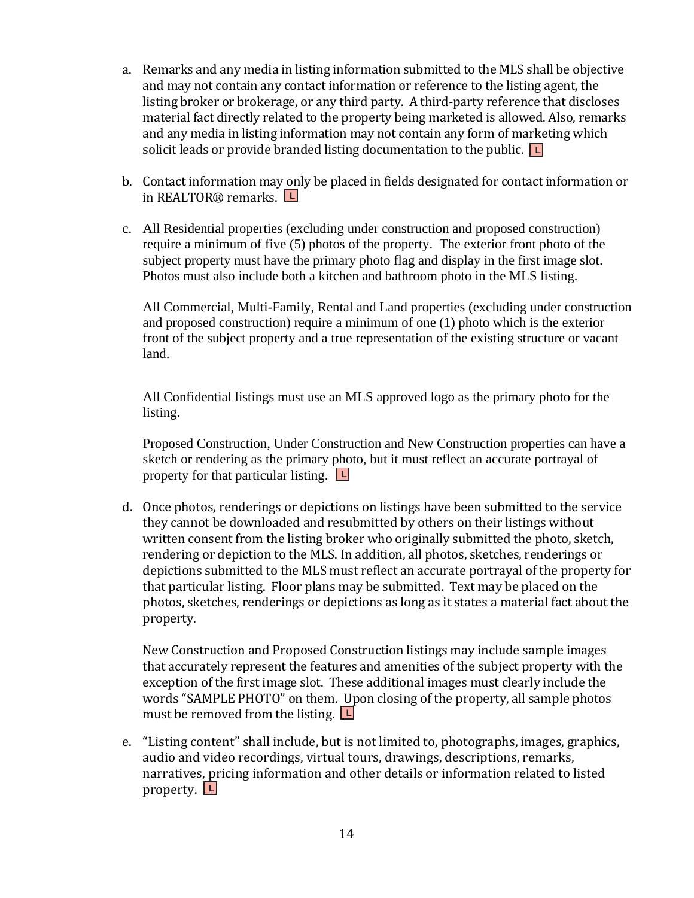a. Remarks and any media in listing information submitted to the MLS shall be objective and may not contain any contact information or reference to the listing agent, the listing broker or brokerage, or any third party. A third-party reference that discloses material fact directly related to the property being marketed is allowed. Also, remarks and any media in listing information may not contain any form of marketing which solicit leads or provide branded listing documentation to the public. L

b. Contact information may only be placed in fields designated for contact information or in REALTOR® remarks. L

c. All Residential properties (excluding under construction and proposed construction) require a minimum of five (5) photos of the property. The exterior front photo of the subject property must have the primary photo flag and display in the first image slot. Photos must also include both a kitchen and bathroom photo in the MLS listing.

   All Commercial, Multi-Family, Rental and Land properties (excluding under construction and proposed construction) require a minimum of one (1) photo which is the exterior front of the subject property and a true representation of the existing structure or vacant land.

   All Confidential listings must use an MLS approved logo as the primary photo for the listing.

   Proposed Construction, Under Construction and New Construction properties can have a sketch or rendering as the primary photo, but it must reflect an accurate portrayal of property for that particular listing. L

d. Once photos, renderings or depictions on listings have been submitted to the service they cannot be downloaded and resubmitted by others on their listings without written consent from the listing broker who originally submitted the photo, sketch, rendering or depiction to the MLS. In addition, all photos, sketches, renderings or depictions submitted to the MLS must reflect an accurate portrayal of the property for that particular listing. Floor plans may be submitted. Text may be placed on the photos, sketches, renderings or depictions as long as it states a material fact about the property.

   New Construction and Proposed Construction listings may include sample images that accurately represent the features and amenities of the subject property with the exception of the first image slot. These additional images must clearly include the words "SAMPLE PHOTO" on them. Upon closing of the property, all sample photos must be removed from the listing. L

e. "Listing content" shall include, but is not limited to, photographs, images, graphics, audio and video recordings, virtual tours, drawings, descriptions, remarks, narratives, pricing information and other details or information related to listed property. L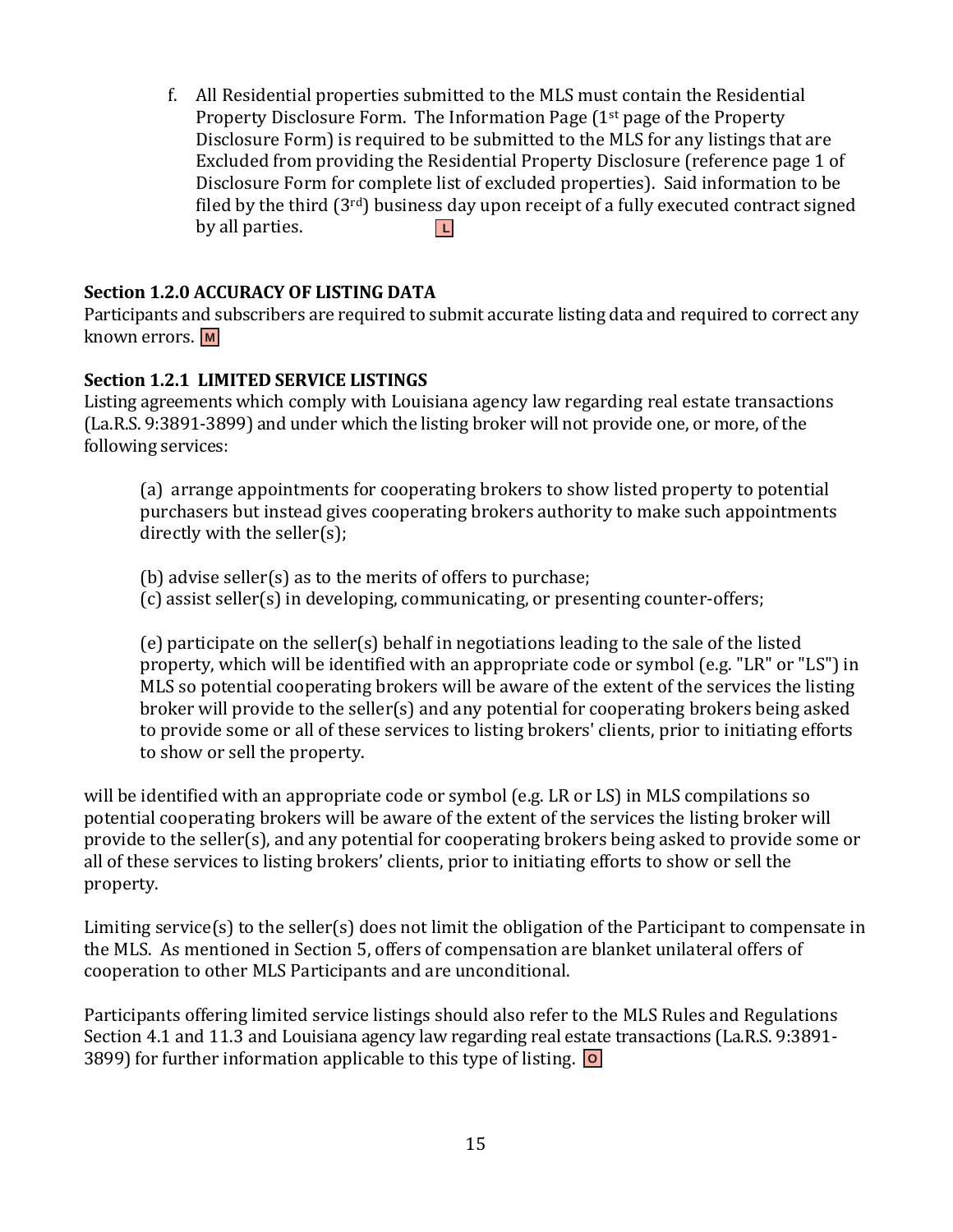f. All Residential properties submitted to the MLS must contain the Residential Property Disclosure Form. The Information Page (1st page of the Property Disclosure Form) is required to be submitted to the MLS for any listings that are Excluded from providing the Residential Property Disclosure (reference page 1 of Disclosure Form for complete list of excluded properties). Said information to be filed by the third (3rd) business day upon receipt of a fully executed contract signed by all parties. L

**Section 1.2.0 ACCURACY OF LISTING DATA**
Participants and subscribers are required to submit accurate listing data and required to correct any known errors. M

**Section 1.2.1 LIMITED SERVICE LISTINGS**
Listing agreements which comply with Louisiana agency law regarding real estate transactions (La.R.S. 9:3891-3899) and under which the listing broker will not provide one, or more, of the following services:

(a) arrange appointments for cooperating brokers to show listed property to potential purchasers but instead gives cooperating brokers authority to make such appointments directly with the seller(s);

(b) advise seller(s) as to the merits of offers to purchase;
(c) assist seller(s) in developing, communicating, or presenting counter-offers;

(e) participate on the seller(s) behalf in negotiations leading to the sale of the listed property, which will be identified with an appropriate code or symbol (e.g. "LR" or "LS") in MLS so potential cooperating brokers will be aware of the extent of the services the listing broker will provide to the seller(s) and any potential for cooperating brokers being asked to provide some or all of these services to listing brokers' clients, prior to initiating efforts to show or sell the property.

will be identified with an appropriate code or symbol (e.g. LR or LS) in MLS compilations so potential cooperating brokers will be aware of the extent of the services the listing broker will provide to the seller(s), and any potential for cooperating brokers being asked to provide some or all of these services to listing brokers' clients, prior to initiating efforts to show or sell the property.

Limiting service(s) to the seller(s) does not limit the obligation of the Participant to compensate in the MLS. As mentioned in Section 5, offers of compensation are blanket unilateral offers of cooperation to other MLS Participants and are unconditional.

Participants offering limited service listings should also refer to the MLS Rules and Regulations Section 4.1 and 11.3 and Louisiana agency law regarding real estate transactions (La.R.S. 9:3891-3899) for further information applicable to this type of listing. O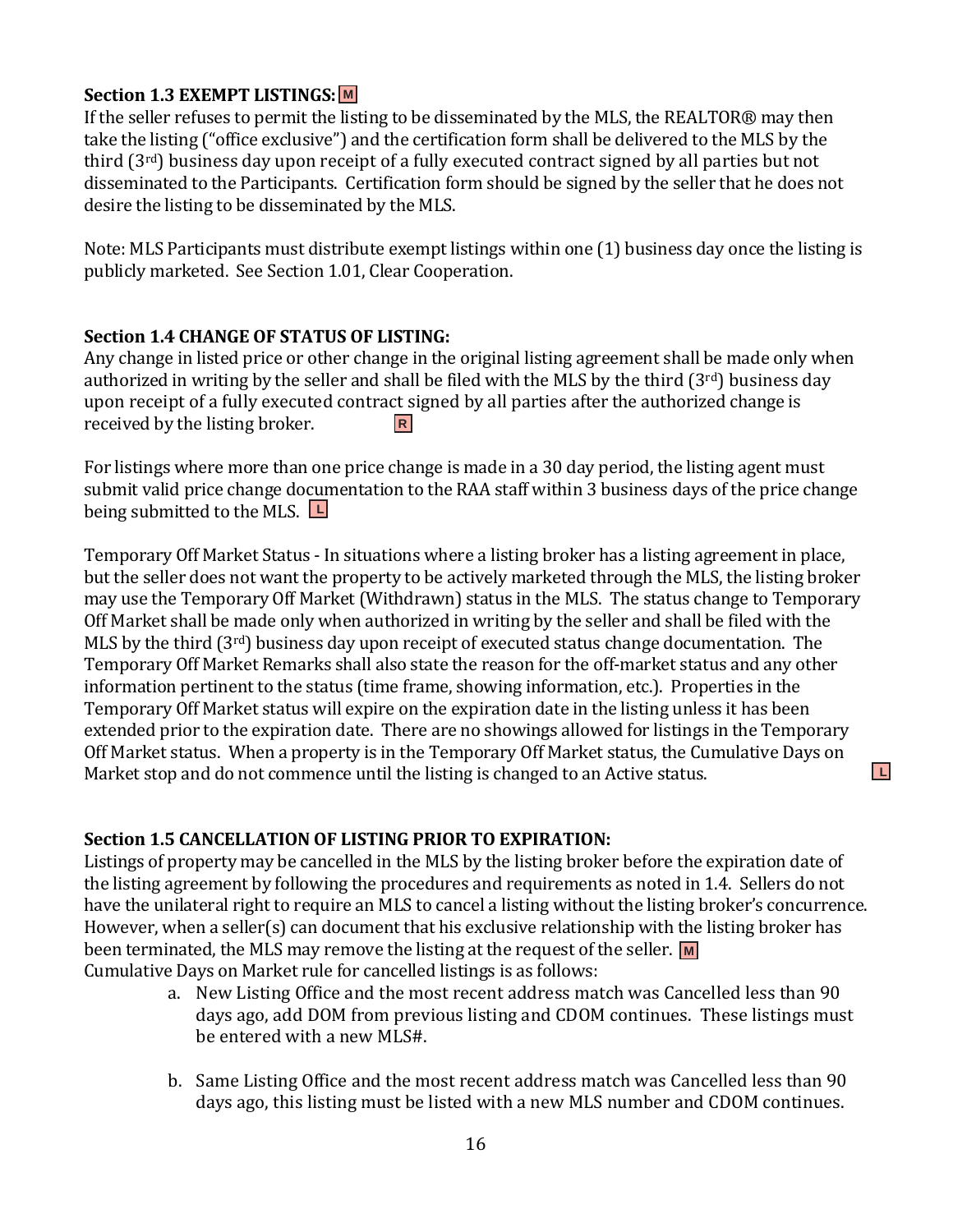**Section 1.3 EXEMPT LISTINGS:** M

If the seller refuses to permit the listing to be disseminated by the MLS, the REALTOR® may then take the listing ("office exclusive") and the certification form shall be delivered to the MLS by the third (3rd) business day upon receipt of a fully executed contract signed by all parties but not disseminated to the Participants. Certification form should be signed by the seller that he does not desire the listing to be disseminated by the MLS.

Note: MLS Participants must distribute exempt listings within one (1) business day once the listing is publicly marketed. See Section 1.01, Clear Cooperation.

**Section 1.4 CHANGE OF STATUS OF LISTING:**

Any change in listed price or other change in the original listing agreement shall be made only when authorized in writing by the seller and shall be filed with the MLS by the third (3rd) business day upon receipt of a fully executed contract signed by all parties after the authorized change is received by the listing broker. R

For listings where more than one price change is made in a 30 day period, the listing agent must submit valid price change documentation to the RAA staff within 3 business days of the price change being submitted to the MLS. L

Temporary Off Market Status - In situations where a listing broker has a listing agreement in place, but the seller does not want the property to be actively marketed through the MLS, the listing broker may use the Temporary Off Market (Withdrawn) status in the MLS. The status change to Temporary Off Market shall be made only when authorized in writing by the seller and shall be filed with the MLS by the third (3rd) business day upon receipt of executed status change documentation. The Temporary Off Market Remarks shall also state the reason for the off-market status and any other information pertinent to the status (time frame, showing information, etc.). Properties in the Temporary Off Market status will expire on the expiration date in the listing unless it has been extended prior to the expiration date. There are no showings allowed for listings in the Temporary Off Market status. When a property is in the Temporary Off Market status, the Cumulative Days on Market stop and do not commence until the listing is changed to an Active status. L

**Section 1.5 CANCELLATION OF LISTING PRIOR TO EXPIRATION:**

Listings of property may be cancelled in the MLS by the listing broker before the expiration date of the listing agreement by following the procedures and requirements as noted in 1.4. Sellers do not have the unilateral right to require an MLS to cancel a listing without the listing broker's concurrence. However, when a seller(s) can document that his exclusive relationship with the listing broker has been terminated, the MLS may remove the listing at the request of the seller. M

Cumulative Days on Market rule for cancelled listings is as follows:

a. New Listing Office and the most recent address match was Cancelled less than 90 days ago, add DOM from previous listing and CDOM continues. These listings must be entered with a new MLS#.

b. Same Listing Office and the most recent address match was Cancelled less than 90 days ago, this listing must be listed with a new MLS number and CDOM continues.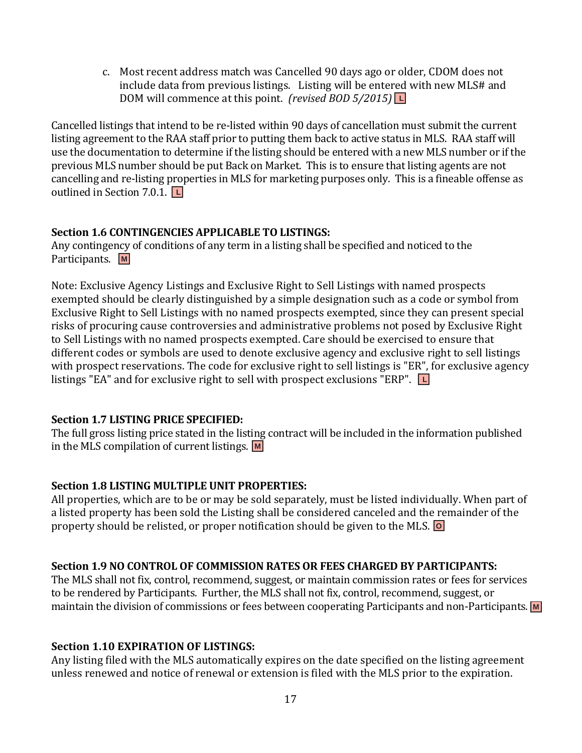c. Most recent address match was Cancelled 90 days ago or older, CDOM does not include data from previous listings. Listing will be entered with new MLS# and DOM will commence at this point. *(revised BOD 5/2015)* L

Cancelled listings that intend to be re-listed within 90 days of cancellation must submit the current listing agreement to the RAA staff prior to putting them back to active status in MLS. RAA staff will use the documentation to determine if the listing should be entered with a new MLS number or if the previous MLS number should be put Back on Market. This is to ensure that listing agents are not cancelling and re-listing properties in MLS for marketing purposes only. This is a fineable offense as outlined in Section 7.0.1. L

**Section 1.6 CONTINGENCIES APPLICABLE TO LISTINGS:**
Any contingency of conditions of any term in a listing shall be specified and noticed to the Participants. M

Note: Exclusive Agency Listings and Exclusive Right to Sell Listings with named prospects exempted should be clearly distinguished by a simple designation such as a code or symbol from Exclusive Right to Sell Listings with no named prospects exempted, since they can present special risks of procuring cause controversies and administrative problems not posed by Exclusive Right to Sell Listings with no named prospects exempted. Care should be exercised to ensure that different codes or symbols are used to denote exclusive agency and exclusive right to sell listings with prospect reservations. The code for exclusive right to sell listings is "ER", for exclusive agency listings "EA" and for exclusive right to sell with prospect exclusions "ERP". L

**Section 1.7 LISTING PRICE SPECIFIED:**
The full gross listing price stated in the listing contract will be included in the information published in the MLS compilation of current listings. M

**Section 1.8 LISTING MULTIPLE UNIT PROPERTIES:**
All properties, which are to be or may be sold separately, must be listed individually. When part of a listed property has been sold the Listing shall be considered canceled and the remainder of the property should be relisted, or proper notification should be given to the MLS. O

**Section 1.9 NO CONTROL OF COMMISSION RATES OR FEES CHARGED BY PARTICIPANTS:**
The MLS shall not fix, control, recommend, suggest, or maintain commission rates or fees for services to be rendered by Participants. Further, the MLS shall not fix, control, recommend, suggest, or maintain the division of commissions or fees between cooperating Participants and non-Participants. M

**Section 1.10 EXPIRATION OF LISTINGS:**
Any listing filed with the MLS automatically expires on the date specified on the listing agreement unless renewed and notice of renewal or extension is filed with the MLS prior to the expiration.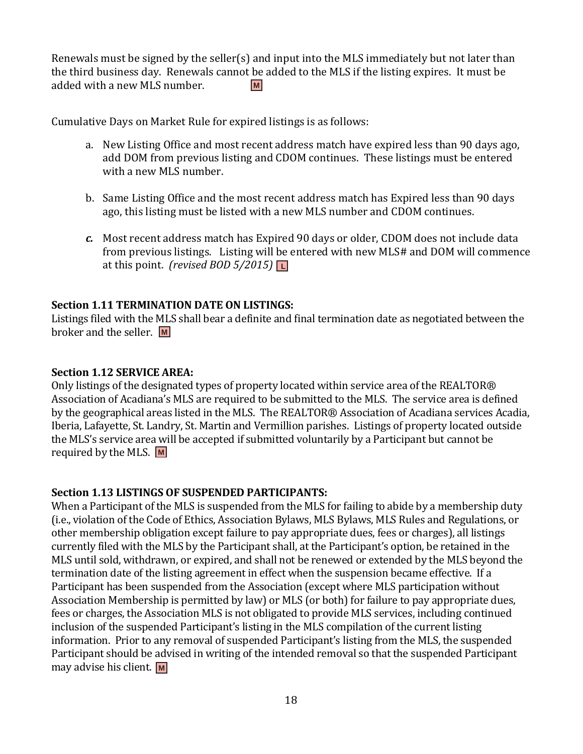Renewals must be signed by the seller(s) and input into the MLS immediately but not later than the third business day. Renewals cannot be added to the MLS if the listing expires. It must be added with a new MLS number. M

Cumulative Days on Market Rule for expired listings is as follows:

a. New Listing Office and most recent address match have expired less than 90 days ago, add DOM from previous listing and CDOM continues. These listings must be entered with a new MLS number.

b. Same Listing Office and the most recent address match has Expired less than 90 days ago, this listing must be listed with a new MLS number and CDOM continues.

*c.* Most recent address match has Expired 90 days or older, CDOM does not include data from previous listings. Listing will be entered with new MLS# and DOM will commence at this point. *(revised BOD 5/2015)* L

**Section 1.11 TERMINATION DATE ON LISTINGS:**
Listings filed with the MLS shall bear a definite and final termination date as negotiated between the broker and the seller. M

**Section 1.12 SERVICE AREA:**
Only listings of the designated types of property located within service area of the REALTOR® Association of Acadiana's MLS are required to be submitted to the MLS. The service area is defined by the geographical areas listed in the MLS. The REALTOR® Association of Acadiana services Acadia, Iberia, Lafayette, St. Landry, St. Martin and Vermillion parishes. Listings of property located outside the MLS's service area will be accepted if submitted voluntarily by a Participant but cannot be required by the MLS. M

**Section 1.13 LISTINGS OF SUSPENDED PARTICIPANTS:**
When a Participant of the MLS is suspended from the MLS for failing to abide by a membership duty (i.e., violation of the Code of Ethics, Association Bylaws, MLS Bylaws, MLS Rules and Regulations, or other membership obligation except failure to pay appropriate dues, fees or charges), all listings currently filed with the MLS by the Participant shall, at the Participant's option, be retained in the MLS until sold, withdrawn, or expired, and shall not be renewed or extended by the MLS beyond the termination date of the listing agreement in effect when the suspension became effective. If a Participant has been suspended from the Association (except where MLS participation without Association Membership is permitted by law) or MLS (or both) for failure to pay appropriate dues, fees or charges, the Association MLS is not obligated to provide MLS services, including continued inclusion of the suspended Participant's listing in the MLS compilation of the current listing information. Prior to any removal of suspended Participant's listing from the MLS, the suspended Participant should be advised in writing of the intended removal so that the suspended Participant may advise his client. M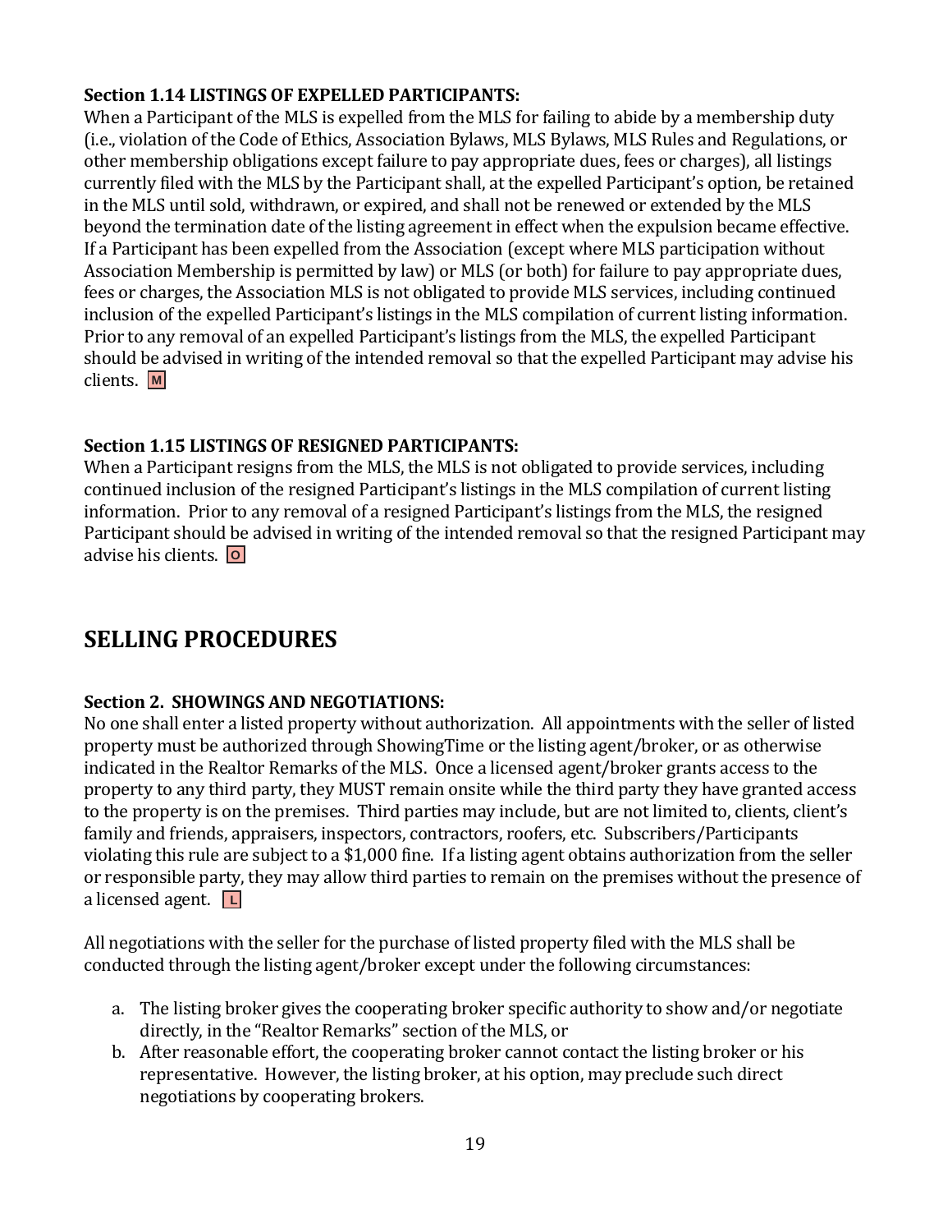**Section 1.14 LISTINGS OF EXPELLED PARTICIPANTS:**
When a Participant of the MLS is expelled from the MLS for failing to abide by a membership duty (i.e., violation of the Code of Ethics, Association Bylaws, MLS Bylaws, MLS Rules and Regulations, or other membership obligations except failure to pay appropriate dues, fees or charges), all listings currently filed with the MLS by the Participant shall, at the expelled Participant's option, be retained in the MLS until sold, withdrawn, or expired, and shall not be renewed or extended by the MLS beyond the termination date of the listing agreement in effect when the expulsion became effective. If a Participant has been expelled from the Association (except where MLS participation without Association Membership is permitted by law) or MLS (or both) for failure to pay appropriate dues, fees or charges, the Association MLS is not obligated to provide MLS services, including continued inclusion of the expelled Participant's listings in the MLS compilation of current listing information. Prior to any removal of an expelled Participant's listings from the MLS, the expelled Participant should be advised in writing of the intended removal so that the expelled Participant may advise his clients. M

**Section 1.15 LISTINGS OF RESIGNED PARTICIPANTS:**
When a Participant resigns from the MLS, the MLS is not obligated to provide services, including continued inclusion of the resigned Participant's listings in the MLS compilation of current listing information. Prior to any removal of a resigned Participant's listings from the MLS, the resigned Participant should be advised in writing of the intended removal so that the resigned Participant may advise his clients. O

# SELLING PROCEDURES

**Section 2. SHOWINGS AND NEGOTIATIONS:**
No one shall enter a listed property without authorization. All appointments with the seller of listed property must be authorized through ShowingTime or the listing agent/broker, or as otherwise indicated in the Realtor Remarks of the MLS. Once a licensed agent/broker grants access to the property to any third party, they MUST remain onsite while the third party they have granted access to the property is on the premises. Third parties may include, but are not limited to, clients, client's family and friends, appraisers, inspectors, contractors, roofers, etc. Subscribers/Participants violating this rule are subject to a $1,000 fine. If a listing agent obtains authorization from the seller or responsible party, they may allow third parties to remain on the premises without the presence of a licensed agent. L

All negotiations with the seller for the purchase of listed property filed with the MLS shall be conducted through the listing agent/broker except under the following circumstances:

a. The listing broker gives the cooperating broker specific authority to show and/or negotiate directly, in the "Realtor Remarks" section of the MLS, or
b. After reasonable effort, the cooperating broker cannot contact the listing broker or his representative. However, the listing broker, at his option, may preclude such direct negotiations by cooperating brokers.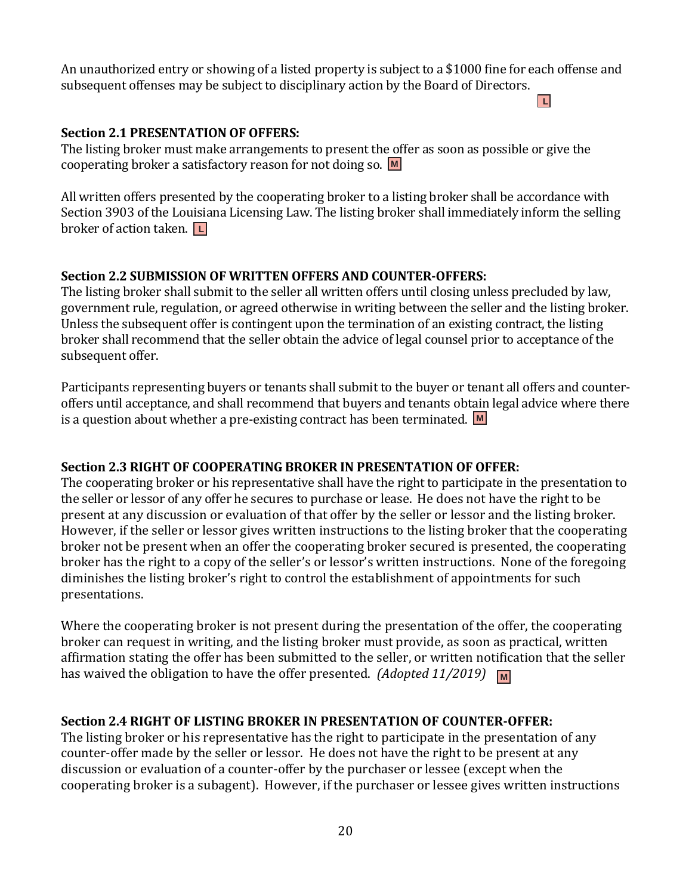An unauthorized entry or showing of a listed property is subject to a $1000 fine for each offense and subsequent offenses may be subject to disciplinary action by the Board of Directors.

L

**Section 2.1 PRESENTATION OF OFFERS:**
The listing broker must make arrangements to present the offer as soon as possible or give the cooperating broker a satisfactory reason for not doing so. M

All written offers presented by the cooperating broker to a listing broker shall be accordance with Section 3903 of the Louisiana Licensing Law. The listing broker shall immediately inform the selling broker of action taken. L

**Section 2.2 SUBMISSION OF WRITTEN OFFERS AND COUNTER-OFFERS:**
The listing broker shall submit to the seller all written offers until closing unless precluded by law, government rule, regulation, or agreed otherwise in writing between the seller and the listing broker. Unless the subsequent offer is contingent upon the termination of an existing contract, the listing broker shall recommend that the seller obtain the advice of legal counsel prior to acceptance of the subsequent offer.

Participants representing buyers or tenants shall submit to the buyer or tenant all offers and counter-offers until acceptance, and shall recommend that buyers and tenants obtain legal advice where there is a question about whether a pre-existing contract has been terminated. M

**Section 2.3 RIGHT OF COOPERATING BROKER IN PRESENTATION OF OFFER:**
The cooperating broker or his representative shall have the right to participate in the presentation to the seller or lessor of any offer he secures to purchase or lease. He does not have the right to be present at any discussion or evaluation of that offer by the seller or lessor and the listing broker. However, if the seller or lessor gives written instructions to the listing broker that the cooperating broker not be present when an offer the cooperating broker secured is presented, the cooperating broker has the right to a copy of the seller's or lessor's written instructions. None of the foregoing diminishes the listing broker's right to control the establishment of appointments for such presentations.

Where the cooperating broker is not present during the presentation of the offer, the cooperating broker can request in writing, and the listing broker must provide, as soon as practical, written affirmation stating the offer has been submitted to the seller, or written notification that the seller has waived the obligation to have the offer presented. *(Adopted 11/2019)* M

**Section 2.4 RIGHT OF LISTING BROKER IN PRESENTATION OF COUNTER-OFFER:**
The listing broker or his representative has the right to participate in the presentation of any counter-offer made by the seller or lessor. He does not have the right to be present at any discussion or evaluation of a counter-offer by the purchaser or lessee (except when the cooperating broker is a subagent). However, if the purchaser or lessee gives written instructions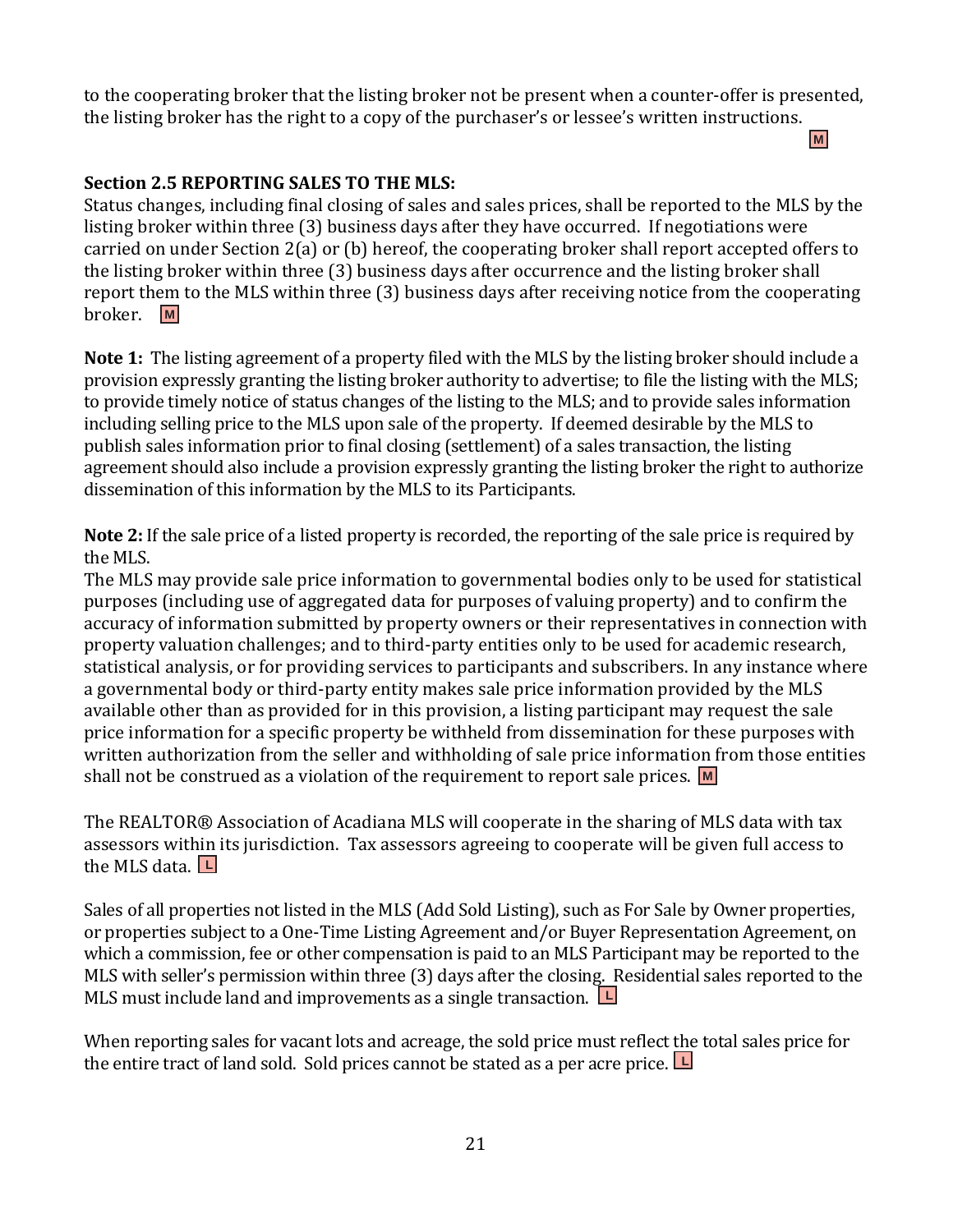to the cooperating broker that the listing broker not be present when a counter-offer is presented, the listing broker has the right to a copy of the purchaser's or lessee's written instructions. M

**Section 2.5 REPORTING SALES TO THE MLS:**

Status changes, including final closing of sales and sales prices, shall be reported to the MLS by the listing broker within three (3) business days after they have occurred. If negotiations were carried on under Section 2(a) or (b) hereof, the cooperating broker shall report accepted offers to the listing broker within three (3) business days after occurrence and the listing broker shall report them to the MLS within three (3) business days after receiving notice from the cooperating broker. M

**Note 1:** The listing agreement of a property filed with the MLS by the listing broker should include a provision expressly granting the listing broker authority to advertise; to file the listing with the MLS; to provide timely notice of status changes of the listing to the MLS; and to provide sales information including selling price to the MLS upon sale of the property. If deemed desirable by the MLS to publish sales information prior to final closing (settlement) of a sales transaction, the listing agreement should also include a provision expressly granting the listing broker the right to authorize dissemination of this information by the MLS to its Participants.

**Note 2:** If the sale price of a listed property is recorded, the reporting of the sale price is required by the MLS.
The MLS may provide sale price information to governmental bodies only to be used for statistical purposes (including use of aggregated data for purposes of valuing property) and to confirm the accuracy of information submitted by property owners or their representatives in connection with property valuation challenges; and to third-party entities only to be used for academic research, statistical analysis, or for providing services to participants and subscribers. In any instance where a governmental body or third-party entity makes sale price information provided by the MLS available other than as provided for in this provision, a listing participant may request the sale price information for a specific property be withheld from dissemination for these purposes with written authorization from the seller and withholding of sale price information from those entities shall not be construed as a violation of the requirement to report sale prices. M

The REALTOR® Association of Acadiana MLS will cooperate in the sharing of MLS data with tax assessors within its jurisdiction. Tax assessors agreeing to cooperate will be given full access to the MLS data. L

Sales of all properties not listed in the MLS (Add Sold Listing), such as For Sale by Owner properties, or properties subject to a One-Time Listing Agreement and/or Buyer Representation Agreement, on which a commission, fee or other compensation is paid to an MLS Participant may be reported to the MLS with seller's permission within three (3) days after the closing. Residential sales reported to the MLS must include land and improvements as a single transaction. L

When reporting sales for vacant lots and acreage, the sold price must reflect the total sales price for the entire tract of land sold. Sold prices cannot be stated as a per acre price. L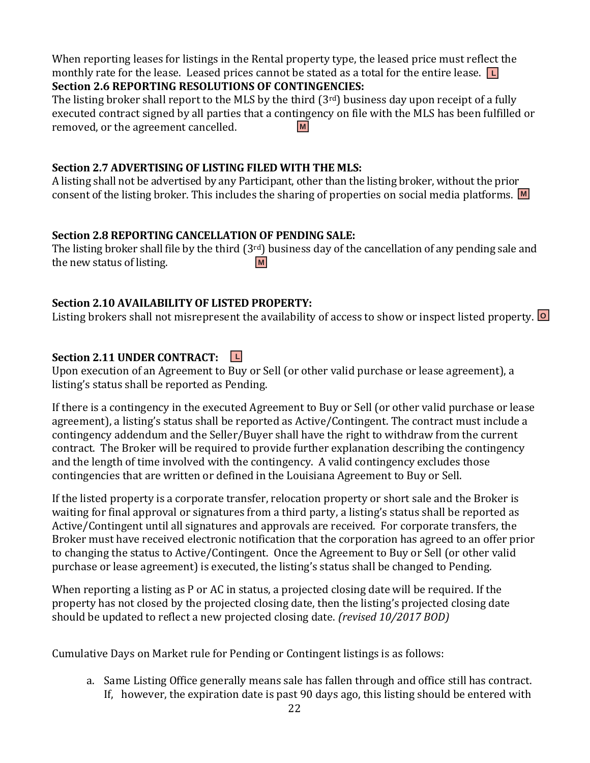When reporting leases for listings in the Rental property type, the leased price must reflect the monthly rate for the lease. Leased prices cannot be stated as a total for the entire lease. L

**Section 2.6 REPORTING RESOLUTIONS OF CONTINGENCIES:**

The listing broker shall report to the MLS by the third (3rd) business day upon receipt of a fully executed contract signed by all parties that a contingency on file with the MLS has been fulfilled or removed, or the agreement cancelled. M

**Section 2.7 ADVERTISING OF LISTING FILED WITH THE MLS:**

A listing shall not be advertised by any Participant, other than the listing broker, without the prior consent of the listing broker. This includes the sharing of properties on social media platforms. M

**Section 2.8 REPORTING CANCELLATION OF PENDING SALE:**

The listing broker shall file by the third (3rd) business day of the cancellation of any pending sale and the new status of listing. M

**Section 2.10 AVAILABILITY OF LISTED PROPERTY:**

Listing brokers shall not misrepresent the availability of access to show or inspect listed property. O

**Section 2.11 UNDER CONTRACT:** L

Upon execution of an Agreement to Buy or Sell (or other valid purchase or lease agreement), a listing's status shall be reported as Pending.

If there is a contingency in the executed Agreement to Buy or Sell (or other valid purchase or lease agreement), a listing's status shall be reported as Active/Contingent. The contract must include a contingency addendum and the Seller/Buyer shall have the right to withdraw from the current contract. The Broker will be required to provide further explanation describing the contingency and the length of time involved with the contingency. A valid contingency excludes those contingencies that are written or defined in the Louisiana Agreement to Buy or Sell.

If the listed property is a corporate transfer, relocation property or short sale and the Broker is waiting for final approval or signatures from a third party, a listing's status shall be reported as Active/Contingent until all signatures and approvals are received. For corporate transfers, the Broker must have received electronic notification that the corporation has agreed to an offer prior to changing the status to Active/Contingent. Once the Agreement to Buy or Sell (or other valid purchase or lease agreement) is executed, the listing's status shall be changed to Pending.

When reporting a listing as P or AC in status, a projected closing date will be required. If the property has not closed by the projected closing date, then the listing's projected closing date should be updated to reflect a new projected closing date. *(revised 10/2017 BOD)*

Cumulative Days on Market rule for Pending or Contingent listings is as follows:

a. Same Listing Office generally means sale has fallen through and office still has contract. If, however, the expiration date is past 90 days ago, this listing should be entered with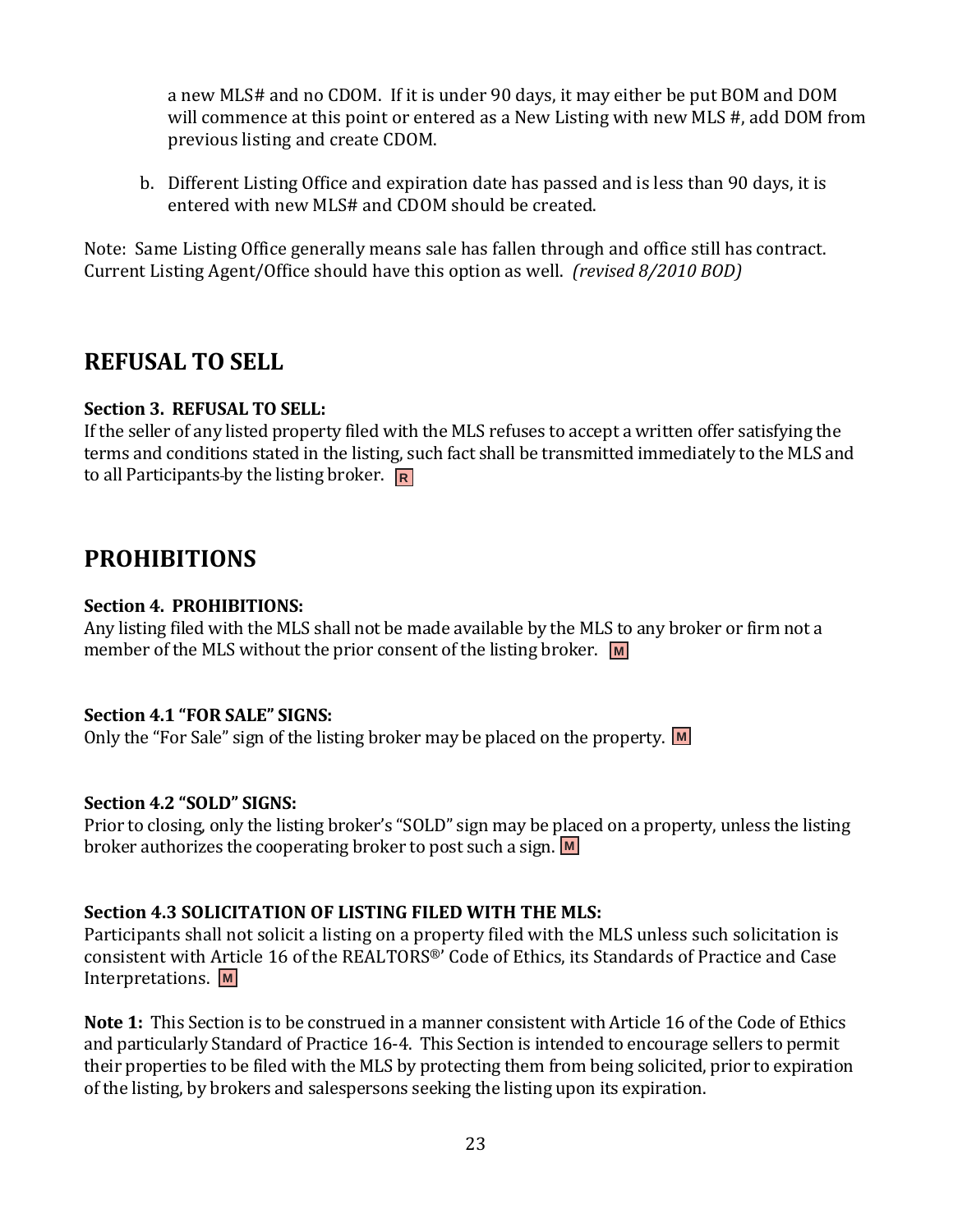a new MLS# and no CDOM. If it is under 90 days, it may either be put BOM and DOM will commence at this point or entered as a New Listing with new MLS #, add DOM from previous listing and create CDOM.

b. Different Listing Office and expiration date has passed and is less than 90 days, it is entered with new MLS# and CDOM should be created.

Note: Same Listing Office generally means sale has fallen through and office still has contract. Current Listing Agent/Office should have this option as well. *(revised 8/2010 BOD)*

## REFUSAL TO SELL

**Section 3. REFUSAL TO SELL:**
If the seller of any listed property filed with the MLS refuses to accept a written offer satisfying the terms and conditions stated in the listing, such fact shall be transmitted immediately to the MLS and to all Participants by the listing broker. R

## PROHIBITIONS

**Section 4. PROHIBITIONS:**
Any listing filed with the MLS shall not be made available by the MLS to any broker or firm not a member of the MLS without the prior consent of the listing broker. M

**Section 4.1 "FOR SALE" SIGNS:**
Only the "For Sale" sign of the listing broker may be placed on the property. M

**Section 4.2 "SOLD" SIGNS:**
Prior to closing, only the listing broker's "SOLD" sign may be placed on a property, unless the listing broker authorizes the cooperating broker to post such a sign. M

**Section 4.3 SOLICITATION OF LISTING FILED WITH THE MLS:**
Participants shall not solicit a listing on a property filed with the MLS unless such solicitation is consistent with Article 16 of the REALTORS®' Code of Ethics, its Standards of Practice and Case Interpretations. M

**Note 1:** This Section is to be construed in a manner consistent with Article 16 of the Code of Ethics and particularly Standard of Practice 16-4. This Section is intended to encourage sellers to permit their properties to be filed with the MLS by protecting them from being solicited, prior to expiration of the listing, by brokers and salespersons seeking the listing upon its expiration.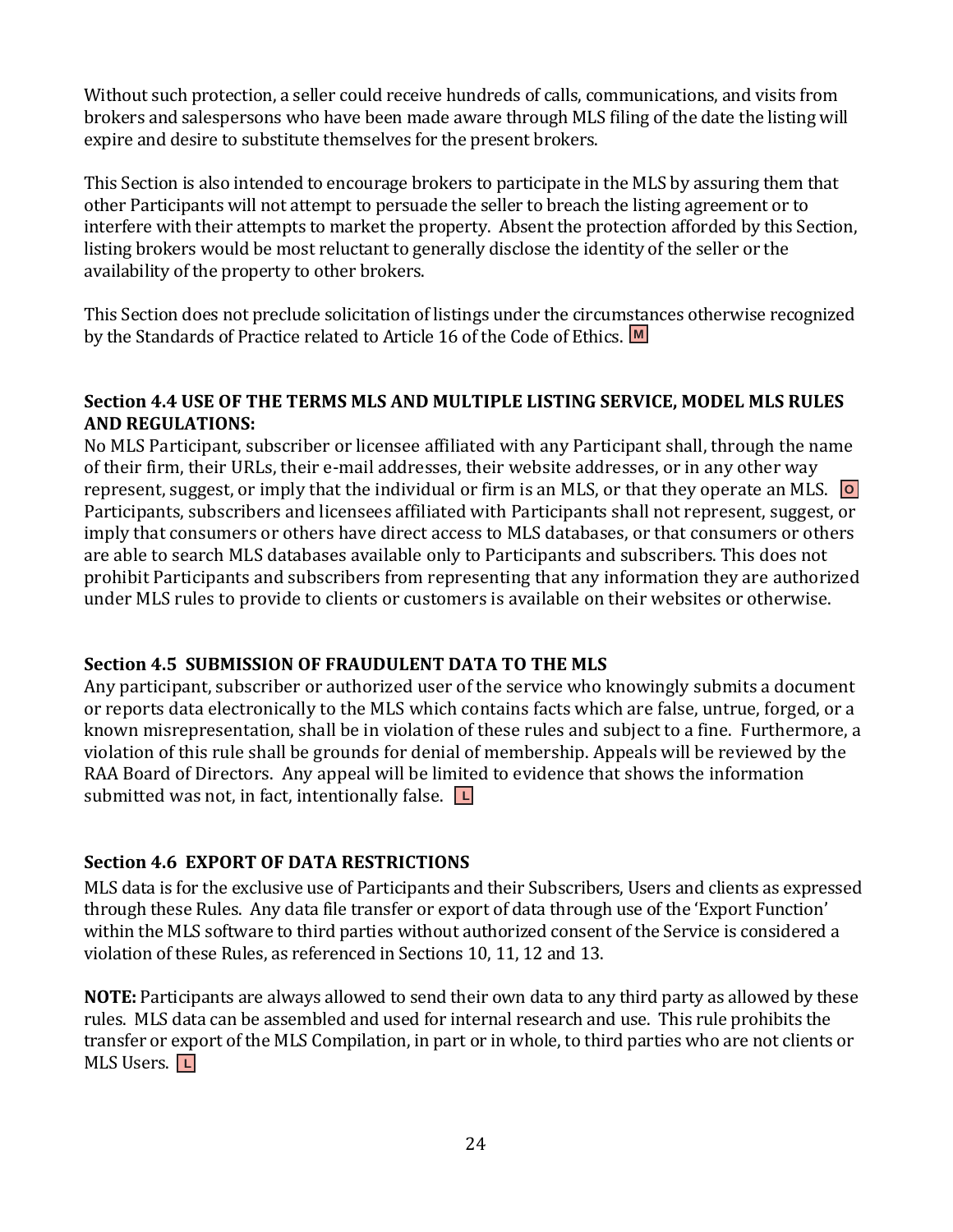Without such protection, a seller could receive hundreds of calls, communications, and visits from brokers and salespersons who have been made aware through MLS filing of the date the listing will expire and desire to substitute themselves for the present brokers.

This Section is also intended to encourage brokers to participate in the MLS by assuring them that other Participants will not attempt to persuade the seller to breach the listing agreement or to interfere with their attempts to market the property. Absent the protection afforded by this Section, listing brokers would be most reluctant to generally disclose the identity of the seller or the availability of the property to other brokers.

This Section does not preclude solicitation of listings under the circumstances otherwise recognized by the Standards of Practice related to Article 16 of the Code of Ethics. M

### Section 4.4 USE OF THE TERMS MLS AND MULTIPLE LISTING SERVICE, MODEL MLS RULES AND REGULATIONS:

No MLS Participant, subscriber or licensee affiliated with any Participant shall, through the name of their firm, their URLs, their e-mail addresses, their website addresses, or in any other way represent, suggest, or imply that the individual or firm is an MLS, or that they operate an MLS. O Participants, subscribers and licensees affiliated with Participants shall not represent, suggest, or imply that consumers or others have direct access to MLS databases, or that consumers or others are able to search MLS databases available only to Participants and subscribers. This does not prohibit Participants and subscribers from representing that any information they are authorized under MLS rules to provide to clients or customers is available on their websites or otherwise.

### Section 4.5 SUBMISSION OF FRAUDULENT DATA TO THE MLS

Any participant, subscriber or authorized user of the service who knowingly submits a document or reports data electronically to the MLS which contains facts which are false, untrue, forged, or a known misrepresentation, shall be in violation of these rules and subject to a fine. Furthermore, a violation of this rule shall be grounds for denial of membership. Appeals will be reviewed by the RAA Board of Directors. Any appeal will be limited to evidence that shows the information submitted was not, in fact, intentionally false. L

### Section 4.6 EXPORT OF DATA RESTRICTIONS

MLS data is for the exclusive use of Participants and their Subscribers, Users and clients as expressed through these Rules. Any data file transfer or export of data through use of the 'Export Function' within the MLS software to third parties without authorized consent of the Service is considered a violation of these Rules, as referenced in Sections 10, 11, 12 and 13.

**NOTE:** Participants are always allowed to send their own data to any third party as allowed by these rules. MLS data can be assembled and used for internal research and use. This rule prohibits the transfer or export of the MLS Compilation, in part or in whole, to third parties who are not clients or MLS Users. L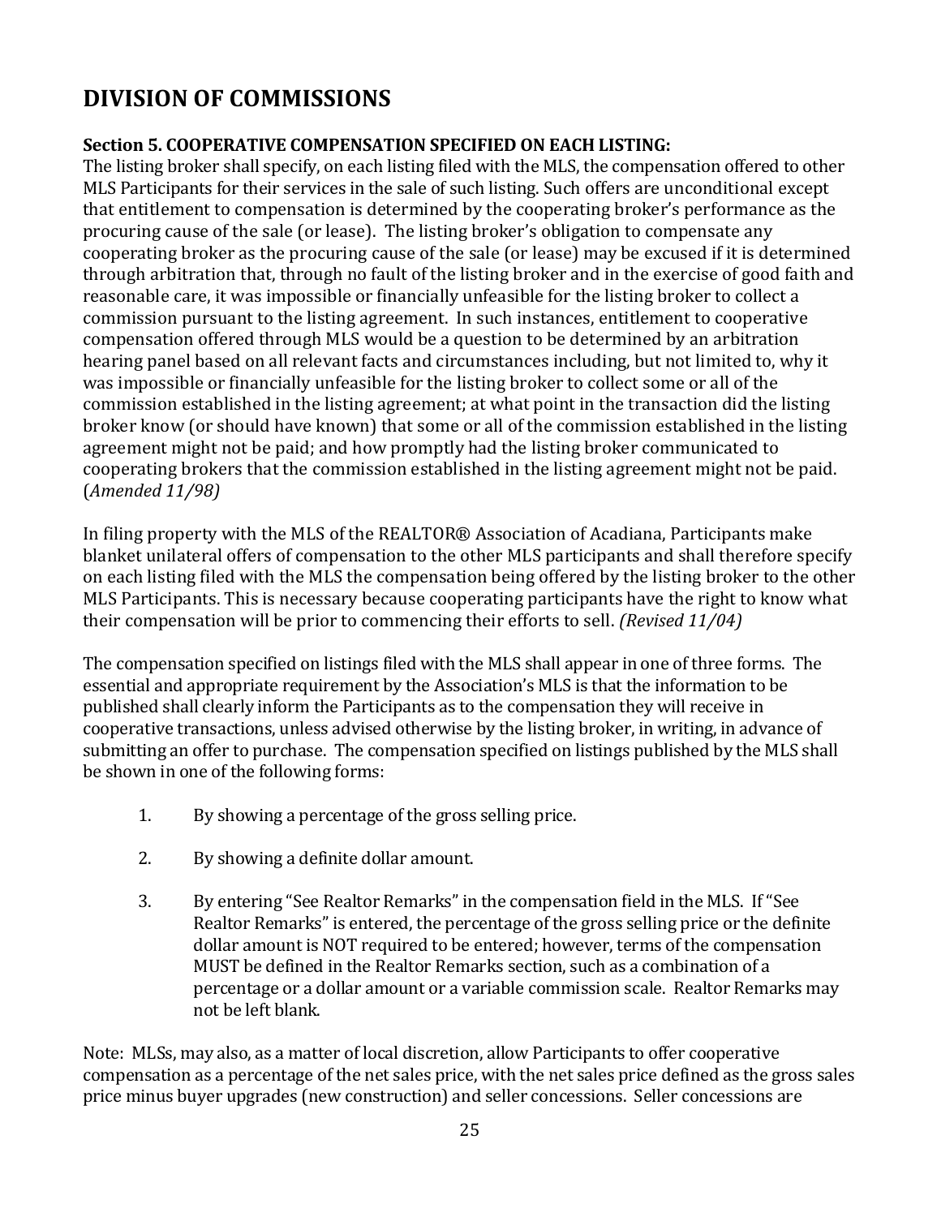# DIVISION OF COMMISSIONS

**Section 5. COOPERATIVE COMPENSATION SPECIFIED ON EACH LISTING:**

The listing broker shall specify, on each listing filed with the MLS, the compensation offered to other MLS Participants for their services in the sale of such listing. Such offers are unconditional except that entitlement to compensation is determined by the cooperating broker's performance as the procuring cause of the sale (or lease). The listing broker's obligation to compensate any cooperating broker as the procuring cause of the sale (or lease) may be excused if it is determined through arbitration that, through no fault of the listing broker and in the exercise of good faith and reasonable care, it was impossible or financially unfeasible for the listing broker to collect a commission pursuant to the listing agreement. In such instances, entitlement to cooperative compensation offered through MLS would be a question to be determined by an arbitration hearing panel based on all relevant facts and circumstances including, but not limited to, why it was impossible or financially unfeasible for the listing broker to collect some or all of the commission established in the listing agreement; at what point in the transaction did the listing broker know (or should have known) that some or all of the commission established in the listing agreement might not be paid; and how promptly had the listing broker communicated to cooperating brokers that the commission established in the listing agreement might not be paid. (*Amended 11/98)*

In filing property with the MLS of the REALTOR® Association of Acadiana, Participants make blanket unilateral offers of compensation to the other MLS participants and shall therefore specify on each listing filed with the MLS the compensation being offered by the listing broker to the other MLS Participants. This is necessary because cooperating participants have the right to know what their compensation will be prior to commencing their efforts to sell. *(Revised 11/04)*

The compensation specified on listings filed with the MLS shall appear in one of three forms. The essential and appropriate requirement by the Association's MLS is that the information to be published shall clearly inform the Participants as to the compensation they will receive in cooperative transactions, unless advised otherwise by the listing broker, in writing, in advance of submitting an offer to purchase. The compensation specified on listings published by the MLS shall be shown in one of the following forms:

1. By showing a percentage of the gross selling price.
2. By showing a definite dollar amount.
3. By entering "See Realtor Remarks" in the compensation field in the MLS. If "See Realtor Remarks" is entered, the percentage of the gross selling price or the definite dollar amount is NOT required to be entered; however, terms of the compensation MUST be defined in the Realtor Remarks section, such as a combination of a percentage or a dollar amount or a variable commission scale. Realtor Remarks may not be left blank.

Note: MLSs, may also, as a matter of local discretion, allow Participants to offer cooperative compensation as a percentage of the net sales price, with the net sales price defined as the gross sales price minus buyer upgrades (new construction) and seller concessions. Seller concessions are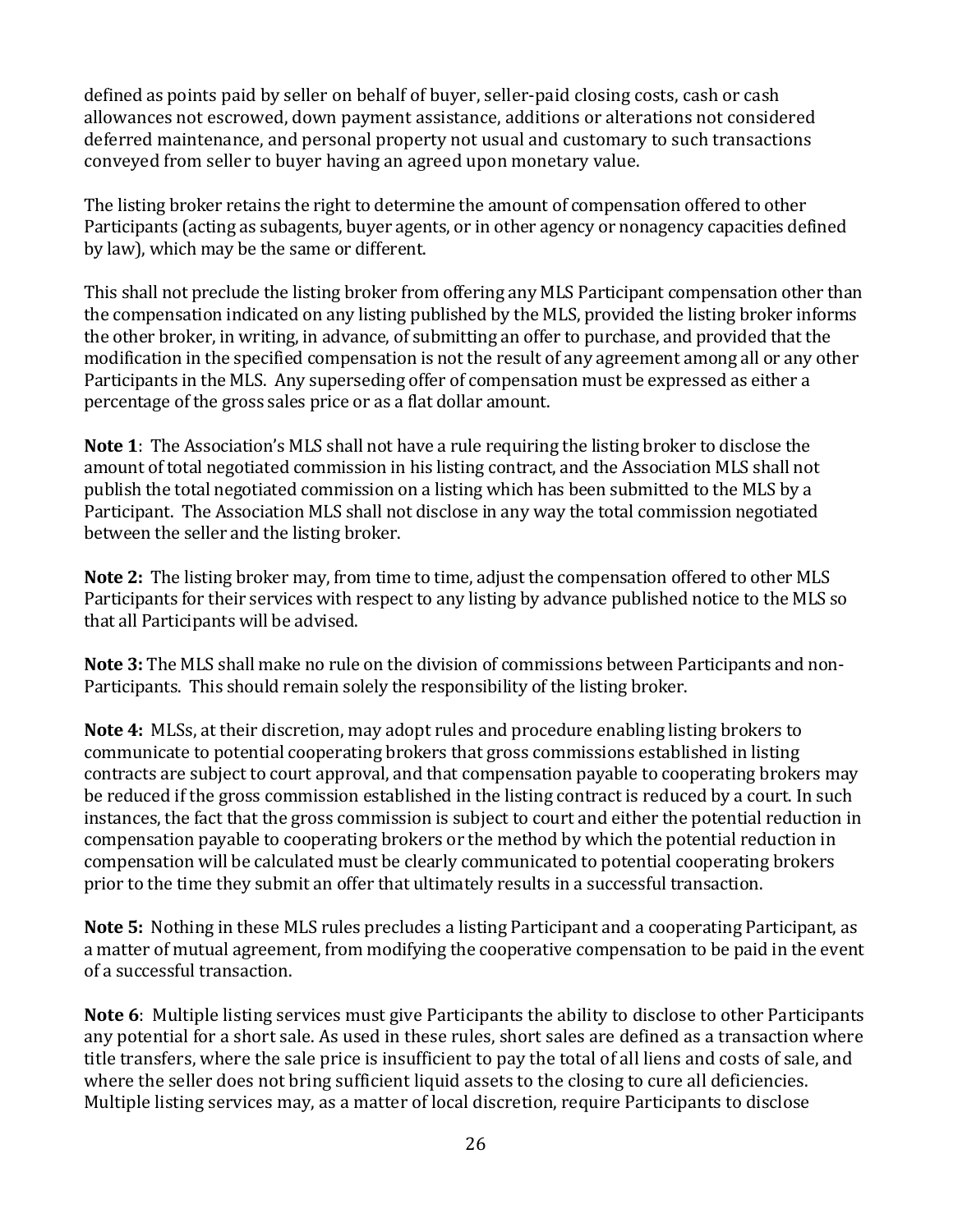defined as points paid by seller on behalf of buyer, seller-paid closing costs, cash or cash allowances not escrowed, down payment assistance, additions or alterations not considered deferred maintenance, and personal property not usual and customary to such transactions conveyed from seller to buyer having an agreed upon monetary value.

The listing broker retains the right to determine the amount of compensation offered to other Participants (acting as subagents, buyer agents, or in other agency or nonagency capacities defined by law), which may be the same or different.

This shall not preclude the listing broker from offering any MLS Participant compensation other than the compensation indicated on any listing published by the MLS, provided the listing broker informs the other broker, in writing, in advance, of submitting an offer to purchase, and provided that the modification in the specified compensation is not the result of any agreement among all or any other Participants in the MLS. Any superseding offer of compensation must be expressed as either a percentage of the gross sales price or as a flat dollar amount.

**Note 1**: The Association's MLS shall not have a rule requiring the listing broker to disclose the amount of total negotiated commission in his listing contract, and the Association MLS shall not publish the total negotiated commission on a listing which has been submitted to the MLS by a Participant. The Association MLS shall not disclose in any way the total commission negotiated between the seller and the listing broker.

**Note 2:** The listing broker may, from time to time, adjust the compensation offered to other MLS Participants for their services with respect to any listing by advance published notice to the MLS so that all Participants will be advised.

**Note 3:** The MLS shall make no rule on the division of commissions between Participants and non-Participants. This should remain solely the responsibility of the listing broker.

**Note 4:** MLSs, at their discretion, may adopt rules and procedure enabling listing brokers to communicate to potential cooperating brokers that gross commissions established in listing contracts are subject to court approval, and that compensation payable to cooperating brokers may be reduced if the gross commission established in the listing contract is reduced by a court. In such instances, the fact that the gross commission is subject to court and either the potential reduction in compensation payable to cooperating brokers or the method by which the potential reduction in compensation will be calculated must be clearly communicated to potential cooperating brokers prior to the time they submit an offer that ultimately results in a successful transaction.

**Note 5:** Nothing in these MLS rules precludes a listing Participant and a cooperating Participant, as a matter of mutual agreement, from modifying the cooperative compensation to be paid in the event of a successful transaction.

**Note 6**: Multiple listing services must give Participants the ability to disclose to other Participants any potential for a short sale. As used in these rules, short sales are defined as a transaction where title transfers, where the sale price is insufficient to pay the total of all liens and costs of sale, and where the seller does not bring sufficient liquid assets to the closing to cure all deficiencies. Multiple listing services may, as a matter of local discretion, require Participants to disclose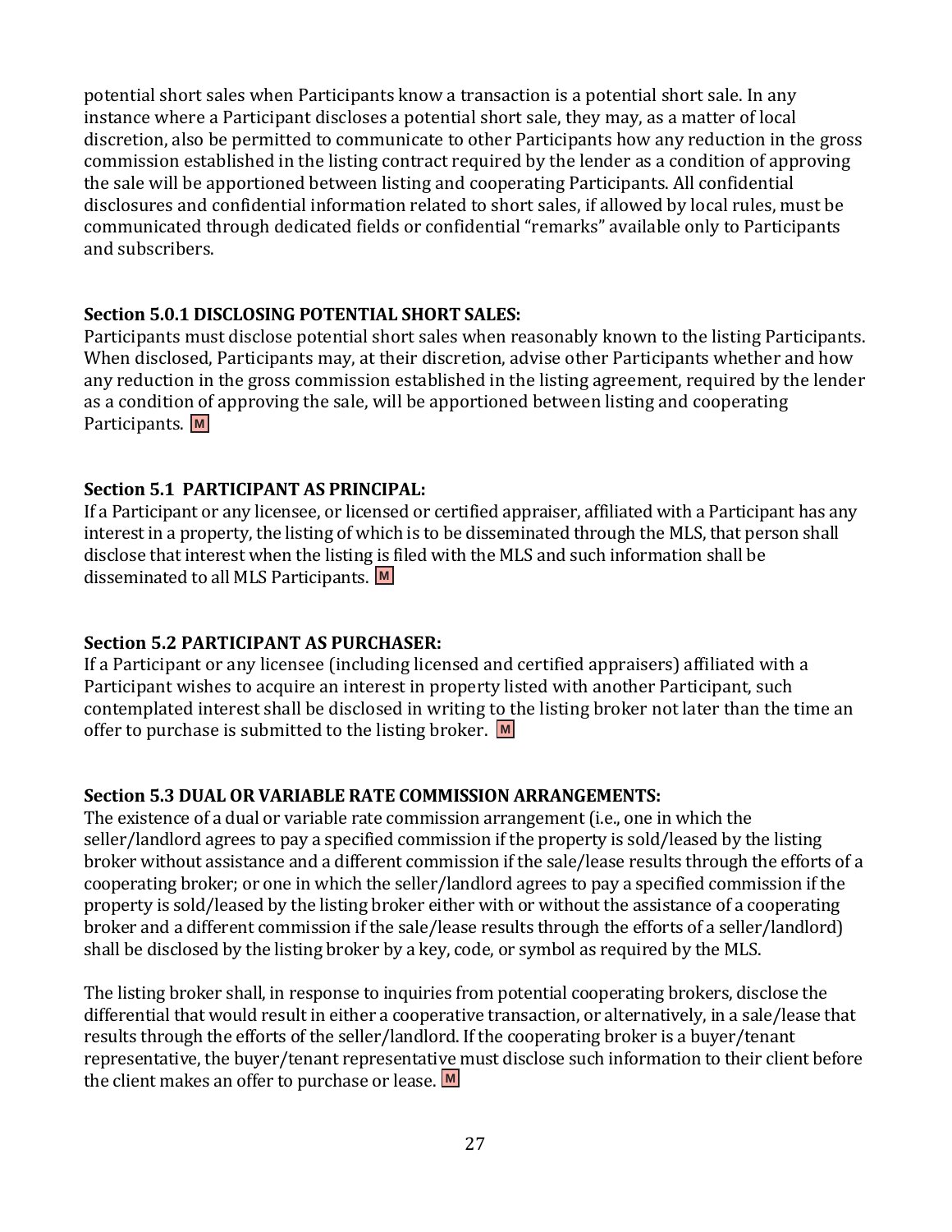potential short sales when Participants know a transaction is a potential short sale. In any instance where a Participant discloses a potential short sale, they may, as a matter of local discretion, also be permitted to communicate to other Participants how any reduction in the gross commission established in the listing contract required by the lender as a condition of approving the sale will be apportioned between listing and cooperating Participants. All confidential disclosures and confidential information related to short sales, if allowed by local rules, must be communicated through dedicated fields or confidential "remarks" available only to Participants and subscribers.

**Section 5.0.1 DISCLOSING POTENTIAL SHORT SALES:**
Participants must disclose potential short sales when reasonably known to the listing Participants. When disclosed, Participants may, at their discretion, advise other Participants whether and how any reduction in the gross commission established in the listing agreement, required by the lender as a condition of approving the sale, will be apportioned between listing and cooperating Participants. M

**Section 5.1 PARTICIPANT AS PRINCIPAL:**
If a Participant or any licensee, or licensed or certified appraiser, affiliated with a Participant has any interest in a property, the listing of which is to be disseminated through the MLS, that person shall disclose that interest when the listing is filed with the MLS and such information shall be disseminated to all MLS Participants. M

**Section 5.2 PARTICIPANT AS PURCHASER:**
If a Participant or any licensee (including licensed and certified appraisers) affiliated with a Participant wishes to acquire an interest in property listed with another Participant, such contemplated interest shall be disclosed in writing to the listing broker not later than the time an offer to purchase is submitted to the listing broker. M

**Section 5.3 DUAL OR VARIABLE RATE COMMISSION ARRANGEMENTS:**
The existence of a dual or variable rate commission arrangement (i.e., one in which the seller/landlord agrees to pay a specified commission if the property is sold/leased by the listing broker without assistance and a different commission if the sale/lease results through the efforts of a cooperating broker; or one in which the seller/landlord agrees to pay a specified commission if the property is sold/leased by the listing broker either with or without the assistance of a cooperating broker and a different commission if the sale/lease results through the efforts of a seller/landlord) shall be disclosed by the listing broker by a key, code, or symbol as required by the MLS.

The listing broker shall, in response to inquiries from potential cooperating brokers, disclose the differential that would result in either a cooperative transaction, or alternatively, in a sale/lease that results through the efforts of the seller/landlord. If the cooperating broker is a buyer/tenant representative, the buyer/tenant representative must disclose such information to their client before the client makes an offer to purchase or lease. M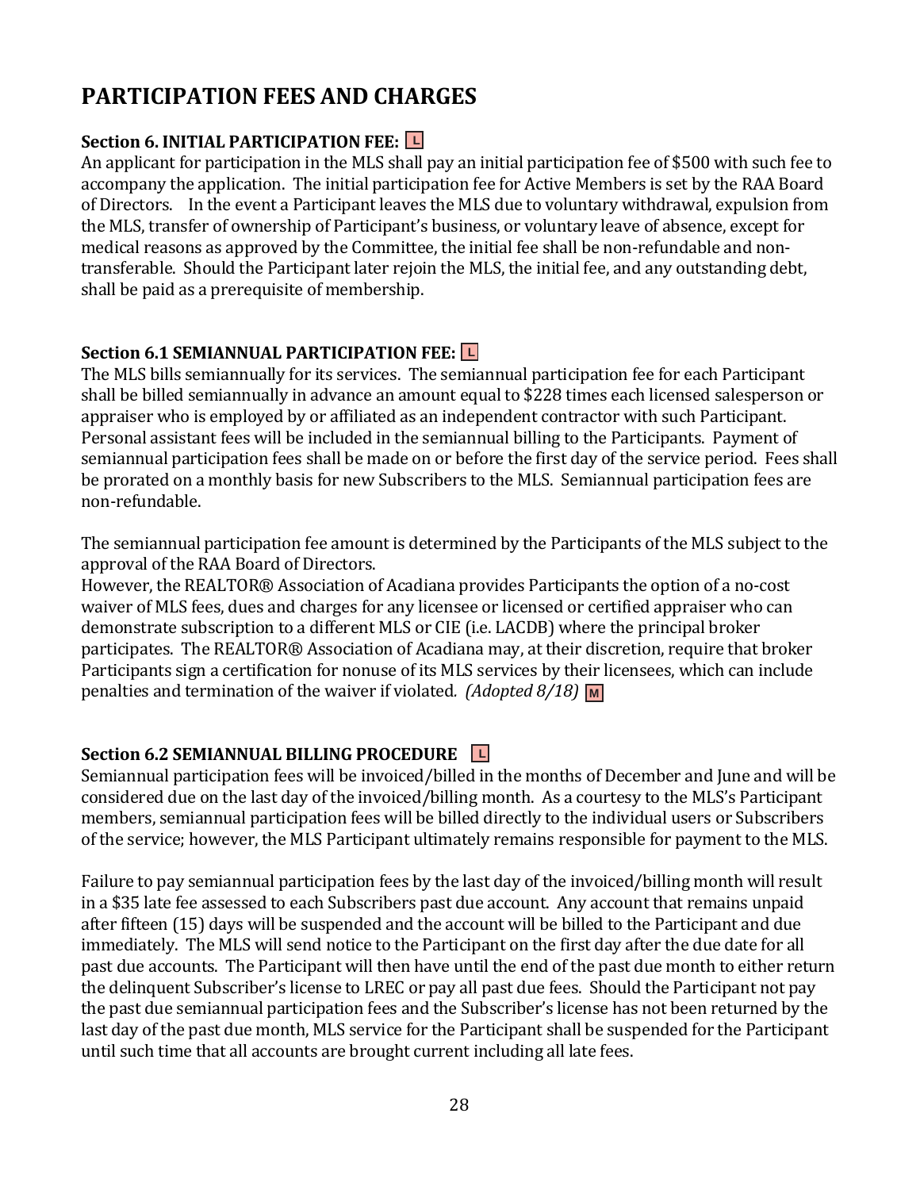## PARTICIPATION FEES AND CHARGES

### Section 6. INITIAL PARTICIPATION FEE: L

An applicant for participation in the MLS shall pay an initial participation fee of $500 with such fee to accompany the application. The initial participation fee for Active Members is set by the RAA Board of Directors. In the event a Participant leaves the MLS due to voluntary withdrawal, expulsion from the MLS, transfer of ownership of Participant's business, or voluntary leave of absence, except for medical reasons as approved by the Committee, the initial fee shall be non-refundable and non-transferable. Should the Participant later rejoin the MLS, the initial fee, and any outstanding debt, shall be paid as a prerequisite of membership.

### Section 6.1 SEMIANNUAL PARTICIPATION FEE: L

The MLS bills semiannually for its services. The semiannual participation fee for each Participant shall be billed semiannually in advance an amount equal to $228 times each licensed salesperson or appraiser who is employed by or affiliated as an independent contractor with such Participant. Personal assistant fees will be included in the semiannual billing to the Participants. Payment of semiannual participation fees shall be made on or before the first day of the service period. Fees shall be prorated on a monthly basis for new Subscribers to the MLS. Semiannual participation fees are non-refundable.

The semiannual participation fee amount is determined by the Participants of the MLS subject to the approval of the RAA Board of Directors.
However, the REALTOR® Association of Acadiana provides Participants the option of a no-cost waiver of MLS fees, dues and charges for any licensee or licensed or certified appraiser who can demonstrate subscription to a different MLS or CIE (i.e. LACDB) where the principal broker participates. The REALTOR® Association of Acadiana may, at their discretion, require that broker Participants sign a certification for nonuse of its MLS services by their licensees, which can include penalties and termination of the waiver if violated. *(Adopted 8/18)* M

### Section 6.2 SEMIANNUAL BILLING PROCEDURE L

Semiannual participation fees will be invoiced/billed in the months of December and June and will be considered due on the last day of the invoiced/billing month. As a courtesy to the MLS's Participant members, semiannual participation fees will be billed directly to the individual users or Subscribers of the service; however, the MLS Participant ultimately remains responsible for payment to the MLS.

Failure to pay semiannual participation fees by the last day of the invoiced/billing month will result in a $35 late fee assessed to each Subscribers past due account. Any account that remains unpaid after fifteen (15) days will be suspended and the account will be billed to the Participant and due immediately. The MLS will send notice to the Participant on the first day after the due date for all past due accounts. The Participant will then have until the end of the past due month to either return the delinquent Subscriber's license to LREC or pay all past due fees. Should the Participant not pay the past due semiannual participation fees and the Subscriber's license has not been returned by the last day of the past due month, MLS service for the Participant shall be suspended for the Participant until such time that all accounts are brought current including all late fees.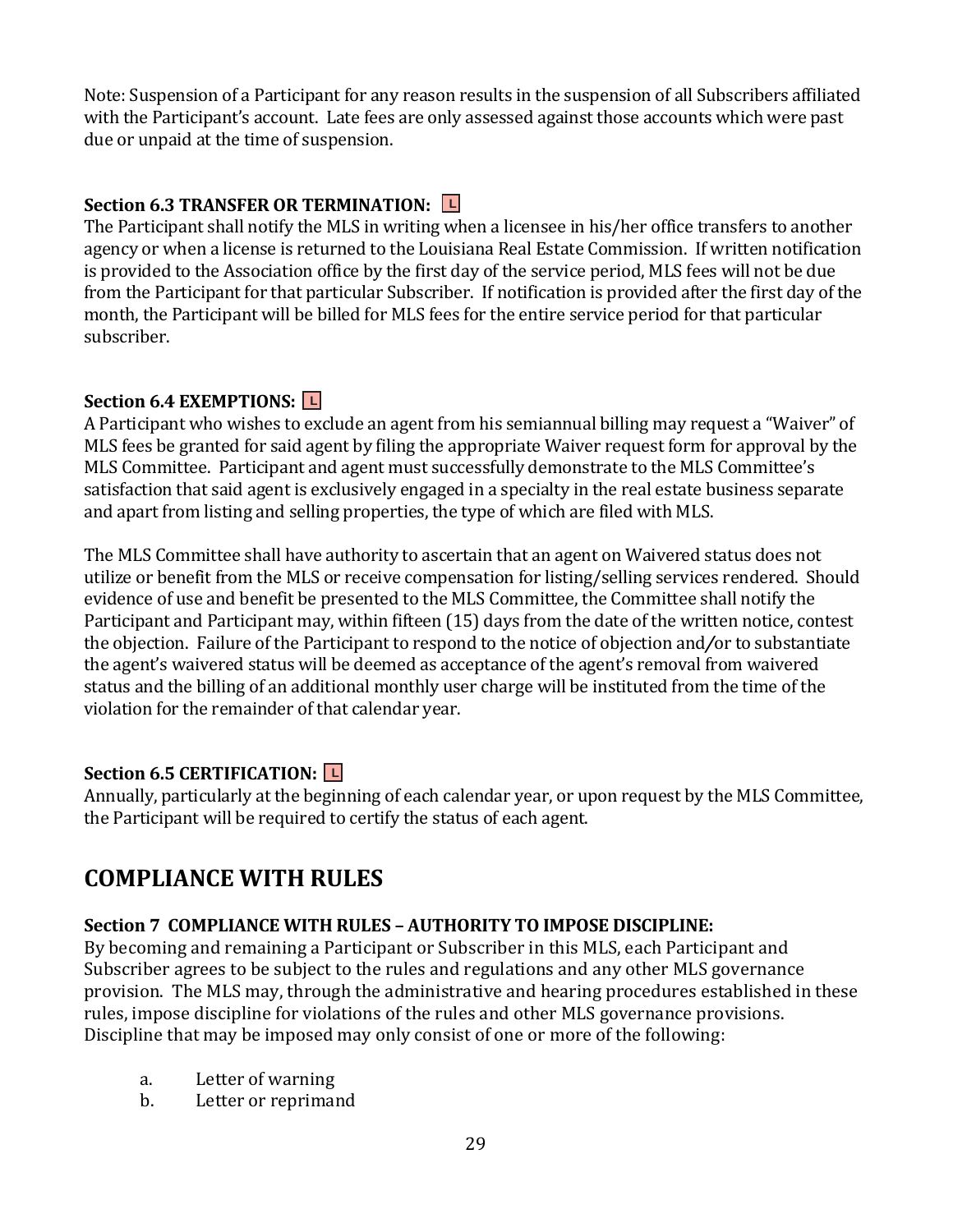Note: Suspension of a Participant for any reason results in the suspension of all Subscribers affiliated with the Participant's account. Late fees are only assessed against those accounts which were past due or unpaid at the time of suspension.

**Section 6.3 TRANSFER OR TERMINATION:** L

The Participant shall notify the MLS in writing when a licensee in his/her office transfers to another agency or when a license is returned to the Louisiana Real Estate Commission. If written notification is provided to the Association office by the first day of the service period, MLS fees will not be due from the Participant for that particular Subscriber. If notification is provided after the first day of the month, the Participant will be billed for MLS fees for the entire service period for that particular subscriber.

**Section 6.4 EXEMPTIONS:** L

A Participant who wishes to exclude an agent from his semiannual billing may request a "Waiver" of MLS fees be granted for said agent by filing the appropriate Waiver request form for approval by the MLS Committee. Participant and agent must successfully demonstrate to the MLS Committee's satisfaction that said agent is exclusively engaged in a specialty in the real estate business separate and apart from listing and selling properties, the type of which are filed with MLS.

The MLS Committee shall have authority to ascertain that an agent on Waivered status does not utilize or benefit from the MLS or receive compensation for listing/selling services rendered. Should evidence of use and benefit be presented to the MLS Committee, the Committee shall notify the Participant and Participant may, within fifteen (15) days from the date of the written notice, contest the objection. Failure of the Participant to respond to the notice of objection and/or to substantiate the agent's waivered status will be deemed as acceptance of the agent's removal from waivered status and the billing of an additional monthly user charge will be instituted from the time of the violation for the remainder of that calendar year.

**Section 6.5 CERTIFICATION:** L

Annually, particularly at the beginning of each calendar year, or upon request by the MLS Committee, the Participant will be required to certify the status of each agent.

## COMPLIANCE WITH RULES

**Section 7 COMPLIANCE WITH RULES – AUTHORITY TO IMPOSE DISCIPLINE:**

By becoming and remaining a Participant or Subscriber in this MLS, each Participant and Subscriber agrees to be subject to the rules and regulations and any other MLS governance provision. The MLS may, through the administrative and hearing procedures established in these rules, impose discipline for violations of the rules and other MLS governance provisions. Discipline that may be imposed may only consist of one or more of the following:

a. Letter of warning
b. Letter or reprimand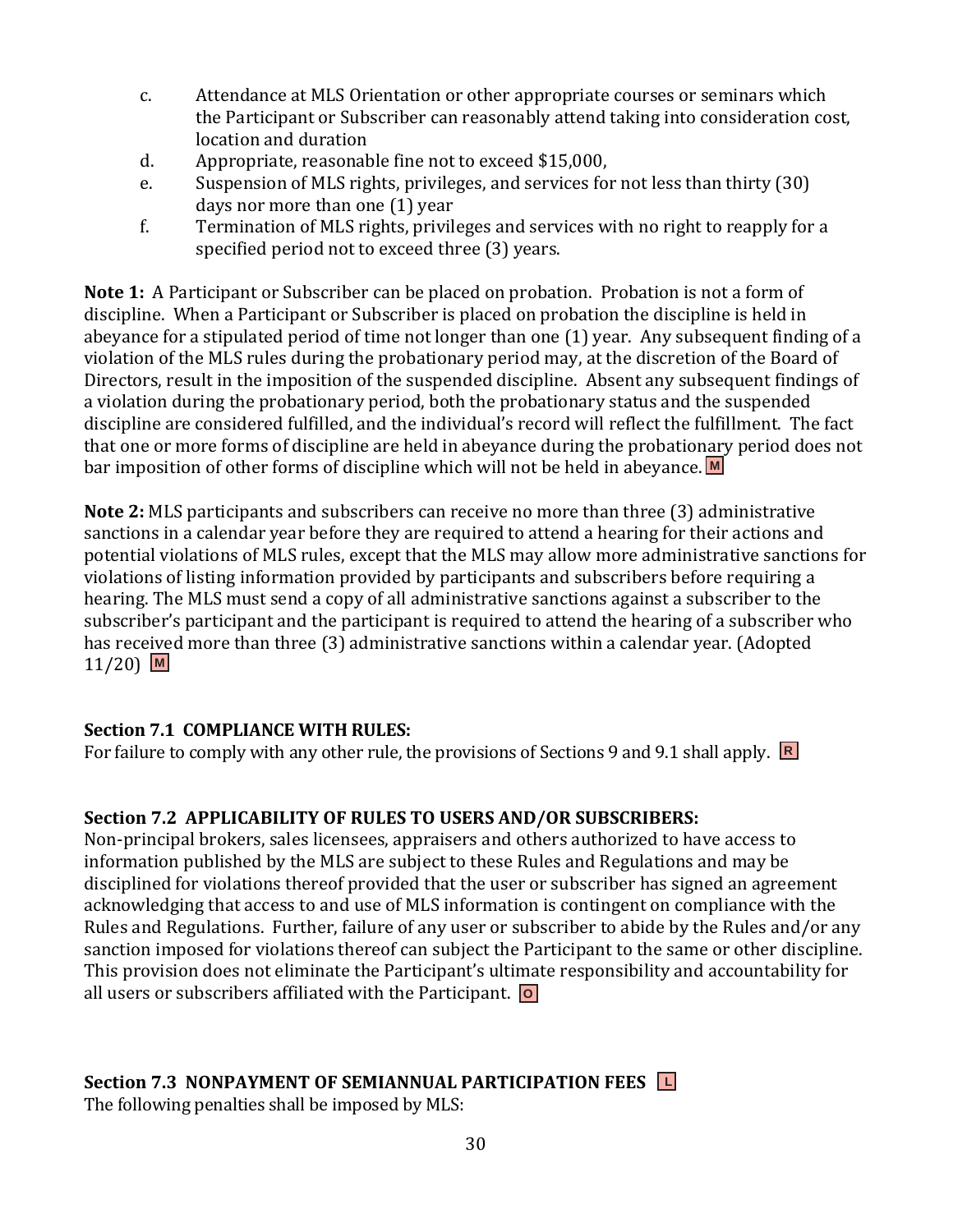c. Attendance at MLS Orientation or other appropriate courses or seminars which the Participant or Subscriber can reasonably attend taking into consideration cost, location and duration
d. Appropriate, reasonable fine not to exceed $15,000,
e. Suspension of MLS rights, privileges, and services for not less than thirty (30) days nor more than one (1) year
f. Termination of MLS rights, privileges and services with no right to reapply for a specified period not to exceed three (3) years.

**Note 1:** A Participant or Subscriber can be placed on probation. Probation is not a form of discipline. When a Participant or Subscriber is placed on probation the discipline is held in abeyance for a stipulated period of time not longer than one (1) year. Any subsequent finding of a violation of the MLS rules during the probationary period may, at the discretion of the Board of Directors, result in the imposition of the suspended discipline. Absent any subsequent findings of a violation during the probationary period, both the probationary status and the suspended discipline are considered fulfilled, and the individual's record will reflect the fulfillment. The fact that one or more forms of discipline are held in abeyance during the probationary period does not bar imposition of other forms of discipline which will not be held in abeyance. M

**Note 2:** MLS participants and subscribers can receive no more than three (3) administrative sanctions in a calendar year before they are required to attend a hearing for their actions and potential violations of MLS rules, except that the MLS may allow more administrative sanctions for violations of listing information provided by participants and subscribers before requiring a hearing. The MLS must send a copy of all administrative sanctions against a subscriber to the subscriber's participant and the participant is required to attend the hearing of a subscriber who has received more than three (3) administrative sanctions within a calendar year. (Adopted 11/20) M

**Section 7.1 COMPLIANCE WITH RULES:**
For failure to comply with any other rule, the provisions of Sections 9 and 9.1 shall apply. R

**Section 7.2 APPLICABILITY OF RULES TO USERS AND/OR SUBSCRIBERS:**
Non-principal brokers, sales licensees, appraisers and others authorized to have access to information published by the MLS are subject to these Rules and Regulations and may be disciplined for violations thereof provided that the user or subscriber has signed an agreement acknowledging that access to and use of MLS information is contingent on compliance with the Rules and Regulations. Further, failure of any user or subscriber to abide by the Rules and/or any sanction imposed for violations thereof can subject the Participant to the same or other discipline. This provision does not eliminate the Participant's ultimate responsibility and accountability for all users or subscribers affiliated with the Participant. O

**Section 7.3 NONPAYMENT OF SEMIANNUAL PARTICIPATION FEES** L
The following penalties shall be imposed by MLS: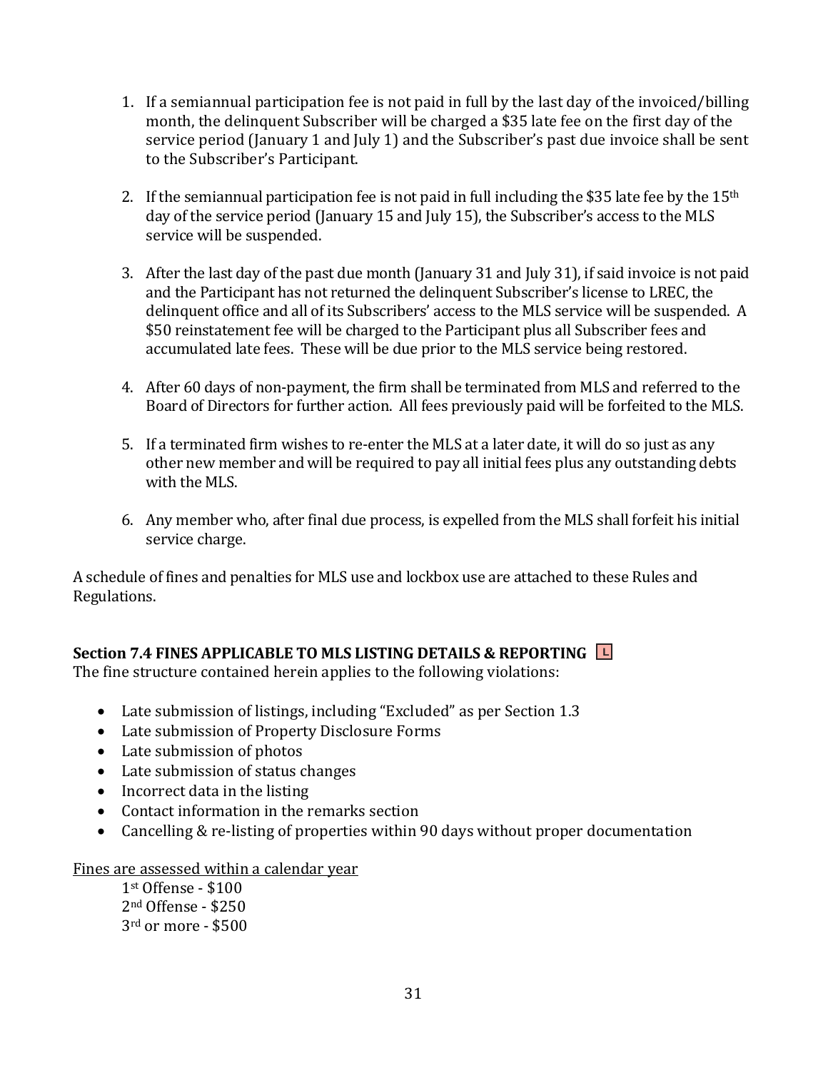1. If a semiannual participation fee is not paid in full by the last day of the invoiced/billing month, the delinquent Subscriber will be charged a $35 late fee on the first day of the service period (January 1 and July 1) and the Subscriber's past due invoice shall be sent to the Subscriber's Participant.

2. If the semiannual participation fee is not paid in full including the $35 late fee by the 15th day of the service period (January 15 and July 15), the Subscriber's access to the MLS service will be suspended.

3. After the last day of the past due month (January 31 and July 31), if said invoice is not paid and the Participant has not returned the delinquent Subscriber's license to LREC, the delinquent office and all of its Subscribers' access to the MLS service will be suspended. A $50 reinstatement fee will be charged to the Participant plus all Subscriber fees and accumulated late fees. These will be due prior to the MLS service being restored.

4. After 60 days of non-payment, the firm shall be terminated from MLS and referred to the Board of Directors for further action. All fees previously paid will be forfeited to the MLS.

5. If a terminated firm wishes to re-enter the MLS at a later date, it will do so just as any other new member and will be required to pay all initial fees plus any outstanding debts with the MLS.

6. Any member who, after final due process, is expelled from the MLS shall forfeit his initial service charge.

A schedule of fines and penalties for MLS use and lockbox use are attached to these Rules and Regulations.

**Section 7.4 FINES APPLICABLE TO MLS LISTING DETAILS & REPORTING** L

The fine structure contained herein applies to the following violations:

- Late submission of listings, including "Excluded" as per Section 1.3
- Late submission of Property Disclosure Forms
- Late submission of photos
- Late submission of status changes
- Incorrect data in the listing
- Contact information in the remarks section
- Cancelling & re-listing of properties within 90 days without proper documentation

Fines are assessed within a calendar year

1st Offense - $100
2nd Offense - $250
3rd or more - $500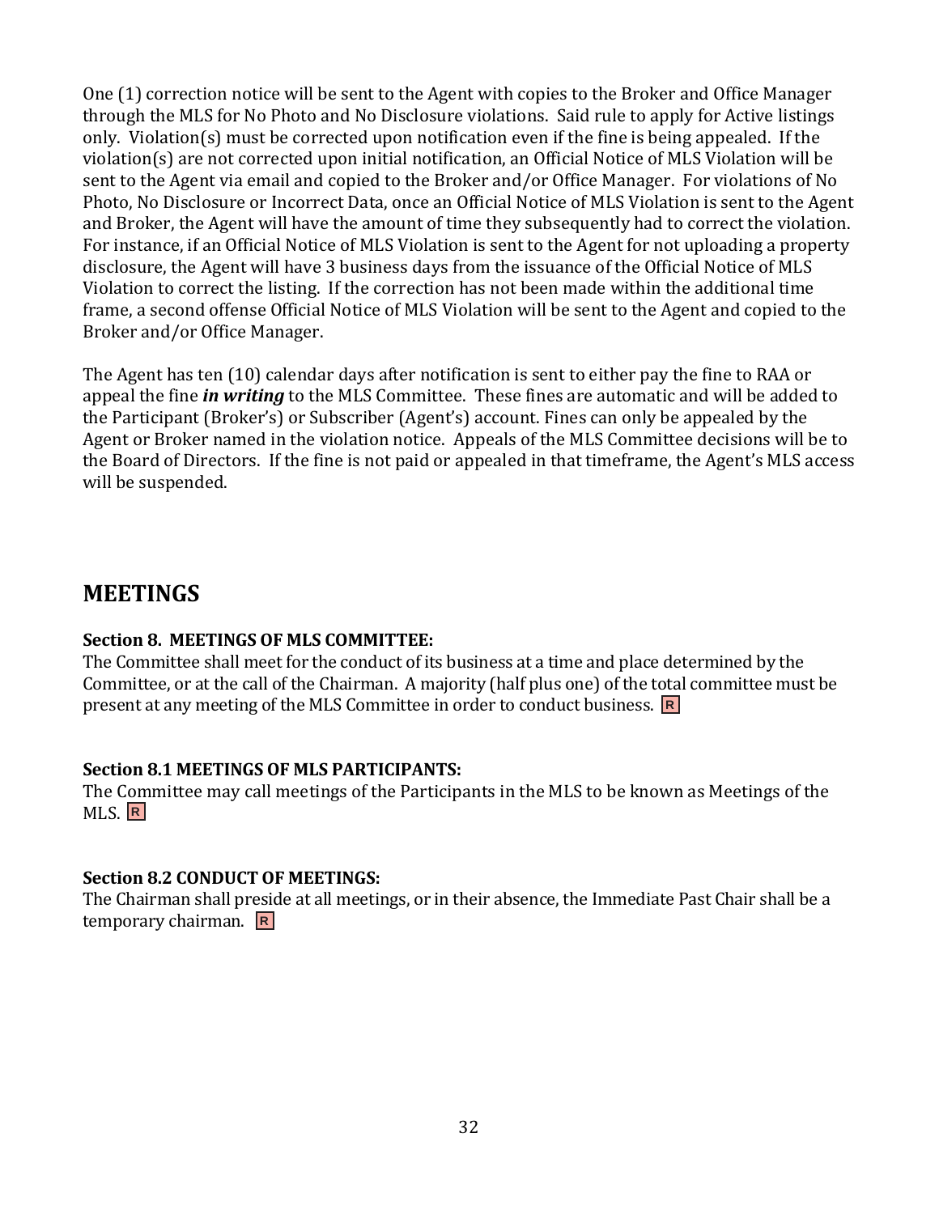One (1) correction notice will be sent to the Agent with copies to the Broker and Office Manager through the MLS for No Photo and No Disclosure violations. Said rule to apply for Active listings only. Violation(s) must be corrected upon notification even if the fine is being appealed. If the violation(s) are not corrected upon initial notification, an Official Notice of MLS Violation will be sent to the Agent via email and copied to the Broker and/or Office Manager. For violations of No Photo, No Disclosure or Incorrect Data, once an Official Notice of MLS Violation is sent to the Agent and Broker, the Agent will have the amount of time they subsequently had to correct the violation. For instance, if an Official Notice of MLS Violation is sent to the Agent for not uploading a property disclosure, the Agent will have 3 business days from the issuance of the Official Notice of MLS Violation to correct the listing. If the correction has not been made within the additional time frame, a second offense Official Notice of MLS Violation will be sent to the Agent and copied to the Broker and/or Office Manager.

The Agent has ten (10) calendar days after notification is sent to either pay the fine to RAA or appeal the fine ***in writing*** to the MLS Committee. These fines are automatic and will be added to the Participant (Broker's) or Subscriber (Agent's) account. Fines can only be appealed by the Agent or Broker named in the violation notice. Appeals of the MLS Committee decisions will be to the Board of Directors. If the fine is not paid or appealed in that timeframe, the Agent's MLS access will be suspended.

# MEETINGS

**Section 8. MEETINGS OF MLS COMMITTEE:**
The Committee shall meet for the conduct of its business at a time and place determined by the Committee, or at the call of the Chairman. A majority (half plus one) of the total committee must be present at any meeting of the MLS Committee in order to conduct business. R

**Section 8.1 MEETINGS OF MLS PARTICIPANTS:**
The Committee may call meetings of the Participants in the MLS to be known as Meetings of the MLS. R

**Section 8.2 CONDUCT OF MEETINGS:**
The Chairman shall preside at all meetings, or in their absence, the Immediate Past Chair shall be a temporary chairman. R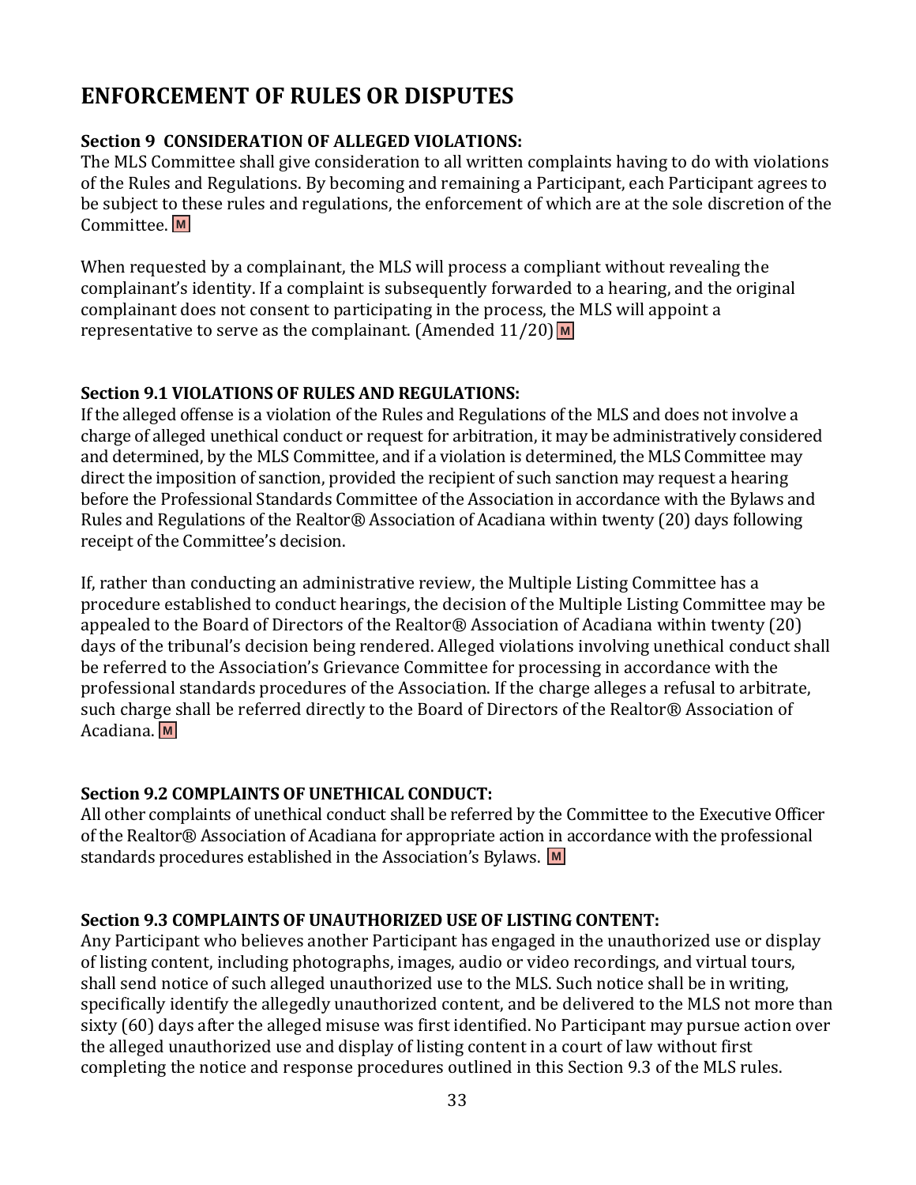# ENFORCEMENT OF RULES OR DISPUTES

**Section 9 CONSIDERATION OF ALLEGED VIOLATIONS:**
The MLS Committee shall give consideration to all written complaints having to do with violations of the Rules and Regulations. By becoming and remaining a Participant, each Participant agrees to be subject to these rules and regulations, the enforcement of which are at the sole discretion of the Committee. M

When requested by a complainant, the MLS will process a compliant without revealing the complainant's identity. If a complaint is subsequently forwarded to a hearing, and the original complainant does not consent to participating in the process, the MLS will appoint a representative to serve as the complainant. (Amended 11/20) M

**Section 9.1 VIOLATIONS OF RULES AND REGULATIONS:**
If the alleged offense is a violation of the Rules and Regulations of the MLS and does not involve a charge of alleged unethical conduct or request for arbitration, it may be administratively considered and determined, by the MLS Committee, and if a violation is determined, the MLS Committee may direct the imposition of sanction, provided the recipient of such sanction may request a hearing before the Professional Standards Committee of the Association in accordance with the Bylaws and Rules and Regulations of the Realtor® Association of Acadiana within twenty (20) days following receipt of the Committee's decision.

If, rather than conducting an administrative review, the Multiple Listing Committee has a procedure established to conduct hearings, the decision of the Multiple Listing Committee may be appealed to the Board of Directors of the Realtor® Association of Acadiana within twenty (20) days of the tribunal's decision being rendered. Alleged violations involving unethical conduct shall be referred to the Association's Grievance Committee for processing in accordance with the professional standards procedures of the Association. If the charge alleges a refusal to arbitrate, such charge shall be referred directly to the Board of Directors of the Realtor® Association of Acadiana. M

**Section 9.2 COMPLAINTS OF UNETHICAL CONDUCT:**
All other complaints of unethical conduct shall be referred by the Committee to the Executive Officer of the Realtor® Association of Acadiana for appropriate action in accordance with the professional standards procedures established in the Association's Bylaws. M

**Section 9.3 COMPLAINTS OF UNAUTHORIZED USE OF LISTING CONTENT:**
Any Participant who believes another Participant has engaged in the unauthorized use or display of listing content, including photographs, images, audio or video recordings, and virtual tours, shall send notice of such alleged unauthorized use to the MLS. Such notice shall be in writing, specifically identify the allegedly unauthorized content, and be delivered to the MLS not more than sixty (60) days after the alleged misuse was first identified. No Participant may pursue action over the alleged unauthorized use and display of listing content in a court of law without first completing the notice and response procedures outlined in this Section 9.3 of the MLS rules.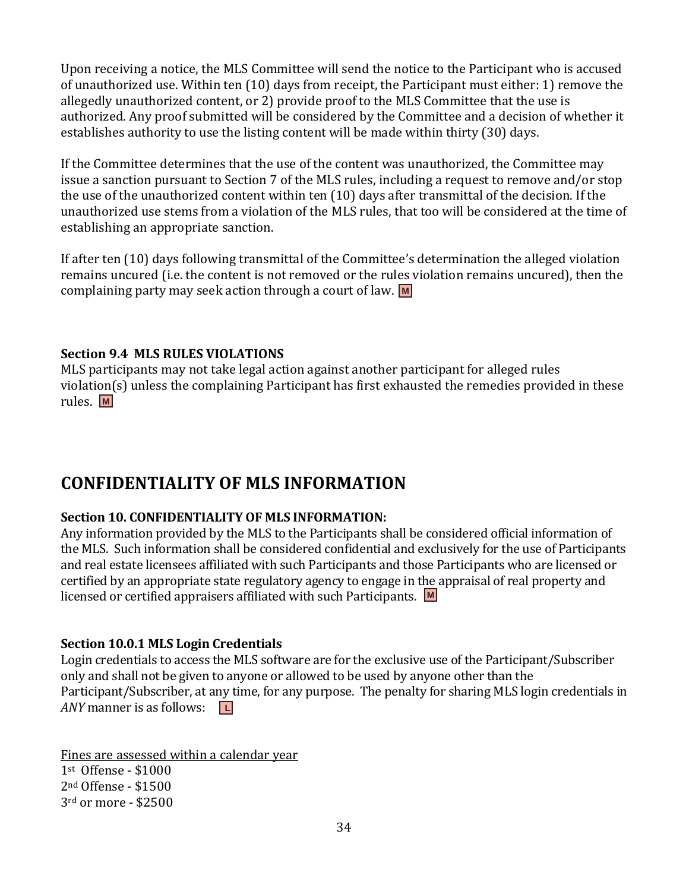Upon receiving a notice, the MLS Committee will send the notice to the Participant who is accused of unauthorized use. Within ten (10) days from receipt, the Participant must either: 1) remove the allegedly unauthorized content, or 2) provide proof to the MLS Committee that the use is authorized. Any proof submitted will be considered by the Committee and a decision of whether it establishes authority to use the listing content will be made within thirty (30) days.

If the Committee determines that the use of the content was unauthorized, the Committee may issue a sanction pursuant to Section 7 of the MLS rules, including a request to remove and/or stop the use of the unauthorized content within ten (10) days after transmittal of the decision. If the unauthorized use stems from a violation of the MLS rules, that too will be considered at the time of establishing an appropriate sanction.

If after ten (10) days following transmittal of the Committee's determination the alleged violation remains uncured (i.e. the content is not removed or the rules violation remains uncured), then the complaining party may seek action through a court of law. M

**Section 9.4 MLS RULES VIOLATIONS**
MLS participants may not take legal action against another participant for alleged rules violation(s) unless the complaining Participant has first exhausted the remedies provided in these rules. M

## CONFIDENTIALITY OF MLS INFORMATION

**Section 10. CONFIDENTIALITY OF MLS INFORMATION:**
Any information provided by the MLS to the Participants shall be considered official information of the MLS. Such information shall be considered confidential and exclusively for the use of Participants and real estate licensees affiliated with such Participants and those Participants who are licensed or certified by an appropriate state regulatory agency to engage in the appraisal of real property and licensed or certified appraisers affiliated with such Participants. M

**Section 10.0.1 MLS Login Credentials**
Login credentials to access the MLS software are for the exclusive use of the Participant/Subscriber only and shall not be given to anyone or allowed to be used by anyone other than the Participant/Subscriber, at any time, for any purpose. The penalty for sharing MLS login credentials in *ANY* manner is as follows: L

<u>Fines are assessed within a calendar year</u>
1st Offense - $1000
2nd Offense - $1500
3rd or more - $2500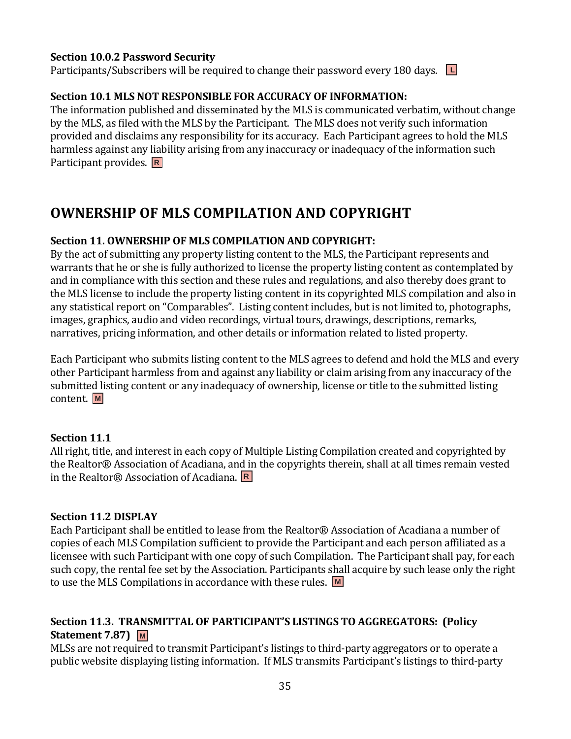**Section 10.0.2 Password Security**
Participants/Subscribers will be required to change their password every 180 days. L

**Section 10.1 MLS NOT RESPONSIBLE FOR ACCURACY OF INFORMATION:**
The information published and disseminated by the MLS is communicated verbatim, without change by the MLS, as filed with the MLS by the Participant. The MLS does not verify such information provided and disclaims any responsibility for its accuracy. Each Participant agrees to hold the MLS harmless against any liability arising from any inaccuracy or inadequacy of the information such Participant provides. R

## OWNERSHIP OF MLS COMPILATION AND COPYRIGHT

**Section 11. OWNERSHIP OF MLS COMPILATION AND COPYRIGHT:**
By the act of submitting any property listing content to the MLS, the Participant represents and warrants that he or she is fully authorized to license the property listing content as contemplated by and in compliance with this section and these rules and regulations, and also thereby does grant to the MLS license to include the property listing content in its copyrighted MLS compilation and also in any statistical report on "Comparables". Listing content includes, but is not limited to, photographs, images, graphics, audio and video recordings, virtual tours, drawings, descriptions, remarks, narratives, pricing information, and other details or information related to listed property.

Each Participant who submits listing content to the MLS agrees to defend and hold the MLS and every other Participant harmless from and against any liability or claim arising from any inaccuracy of the submitted listing content or any inadequacy of ownership, license or title to the submitted listing content. M

**Section 11.1**
All right, title, and interest in each copy of Multiple Listing Compilation created and copyrighted by the Realtor® Association of Acadiana, and in the copyrights therein, shall at all times remain vested in the Realtor® Association of Acadiana. R

**Section 11.2 DISPLAY**
Each Participant shall be entitled to lease from the Realtor® Association of Acadiana a number of copies of each MLS Compilation sufficient to provide the Participant and each person affiliated as a licensee with such Participant with one copy of such Compilation. The Participant shall pay, for each such copy, the rental fee set by the Association. Participants shall acquire by such lease only the right to use the MLS Compilations in accordance with these rules. M

**Section 11.3. TRANSMITTAL OF PARTICIPANT'S LISTINGS TO AGGREGATORS: (Policy Statement 7.87)** M
MLSs are not required to transmit Participant's listings to third-party aggregators or to operate a public website displaying listing information. If MLS transmits Participant's listings to third-party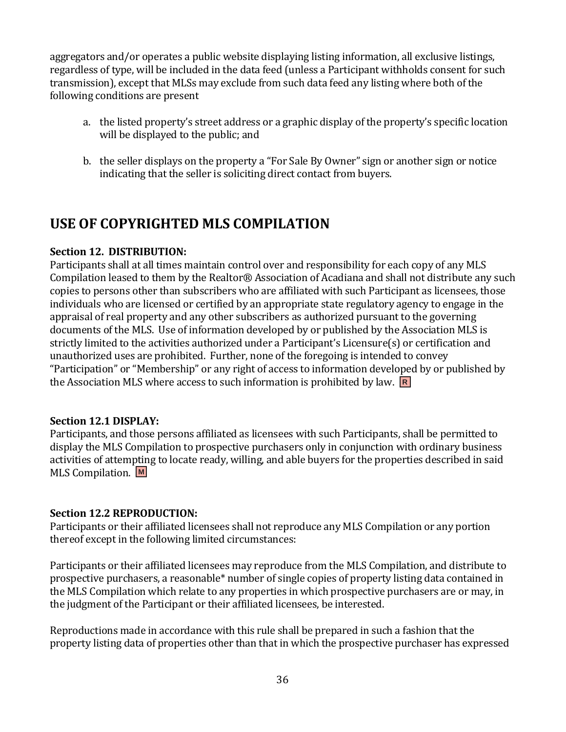aggregators and/or operates a public website displaying listing information, all exclusive listings, regardless of type, will be included in the data feed (unless a Participant withholds consent for such transmission), except that MLSs may exclude from such data feed any listing where both of the following conditions are present

a. the listed property's street address or a graphic display of the property's specific location will be displayed to the public; and

b. the seller displays on the property a "For Sale By Owner" sign or another sign or notice indicating that the seller is soliciting direct contact from buyers.

## USE OF COPYRIGHTED MLS COMPILATION

**Section 12. DISTRIBUTION:**
Participants shall at all times maintain control over and responsibility for each copy of any MLS Compilation leased to them by the Realtor® Association of Acadiana and shall not distribute any such copies to persons other than subscribers who are affiliated with such Participant as licensees, those individuals who are licensed or certified by an appropriate state regulatory agency to engage in the appraisal of real property and any other subscribers as authorized pursuant to the governing documents of the MLS. Use of information developed by or published by the Association MLS is strictly limited to the activities authorized under a Participant's Licensure(s) or certification and unauthorized uses are prohibited. Further, none of the foregoing is intended to convey "Participation" or "Membership" or any right of access to information developed by or published by the Association MLS where access to such information is prohibited by law. R

**Section 12.1 DISPLAY:**
Participants, and those persons affiliated as licensees with such Participants, shall be permitted to display the MLS Compilation to prospective purchasers only in conjunction with ordinary business activities of attempting to locate ready, willing, and able buyers for the properties described in said MLS Compilation. M

**Section 12.2 REPRODUCTION:**
Participants or their affiliated licensees shall not reproduce any MLS Compilation or any portion thereof except in the following limited circumstances:

Participants or their affiliated licensees may reproduce from the MLS Compilation, and distribute to prospective purchasers, a reasonable* number of single copies of property listing data contained in the MLS Compilation which relate to any properties in which prospective purchasers are or may, in the judgment of the Participant or their affiliated licensees, be interested.

Reproductions made in accordance with this rule shall be prepared in such a fashion that the property listing data of properties other than that in which the prospective purchaser has expressed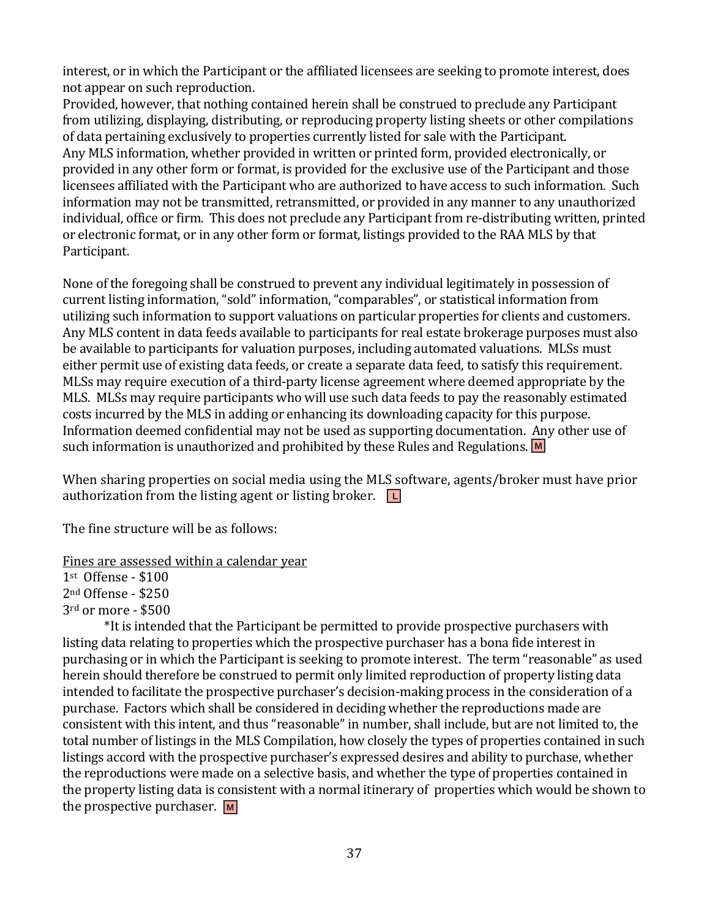interest, or in which the Participant or the affiliated licensees are seeking to promote interest, does not appear on such reproduction.

Provided, however, that nothing contained herein shall be construed to preclude any Participant from utilizing, displaying, distributing, or reproducing property listing sheets or other compilations of data pertaining exclusively to properties currently listed for sale with the Participant.

Any MLS information, whether provided in written or printed form, provided electronically, or provided in any other form or format, is provided for the exclusive use of the Participant and those licensees affiliated with the Participant who are authorized to have access to such information. Such information may not be transmitted, retransmitted, or provided in any manner to any unauthorized individual, office or firm. This does not preclude any Participant from re-distributing written, printed or electronic format, or in any other form or format, listings provided to the RAA MLS by that Participant.

None of the foregoing shall be construed to prevent any individual legitimately in possession of current listing information, "sold" information, "comparables", or statistical information from utilizing such information to support valuations on particular properties for clients and customers. Any MLS content in data feeds available to participants for real estate brokerage purposes must also be available to participants for valuation purposes, including automated valuations. MLSs must either permit use of existing data feeds, or create a separate data feed, to satisfy this requirement. MLSs may require execution of a third-party license agreement where deemed appropriate by the MLS. MLSs may require participants who will use such data feeds to pay the reasonably estimated costs incurred by the MLS in adding or enhancing its downloading capacity for this purpose. Information deemed confidential may not be used as supporting documentation. Any other use of such information is unauthorized and prohibited by these Rules and Regulations. M

When sharing properties on social media using the MLS software, agents/broker must have prior authorization from the listing agent or listing broker. L

The fine structure will be as follows:

<u>Fines are assessed within a calendar year</u>

1st Offense - $100
2nd Offense - $250
3rd or more - $500

*It is intended that the Participant be permitted to provide prospective purchasers with listing data relating to properties which the prospective purchaser has a bona fide interest in purchasing or in which the Participant is seeking to promote interest. The term "reasonable" as used herein should therefore be construed to permit only limited reproduction of property listing data intended to facilitate the prospective purchaser's decision-making process in the consideration of a purchase. Factors which shall be considered in deciding whether the reproductions made are consistent with this intent, and thus "reasonable" in number, shall include, but are not limited to, the total number of listings in the MLS Compilation, how closely the types of properties contained in such listings accord with the prospective purchaser's expressed desires and ability to purchase, whether the reproductions were made on a selective basis, and whether the type of properties contained in the property listing data is consistent with a normal itinerary of properties which would be shown to the prospective purchaser. M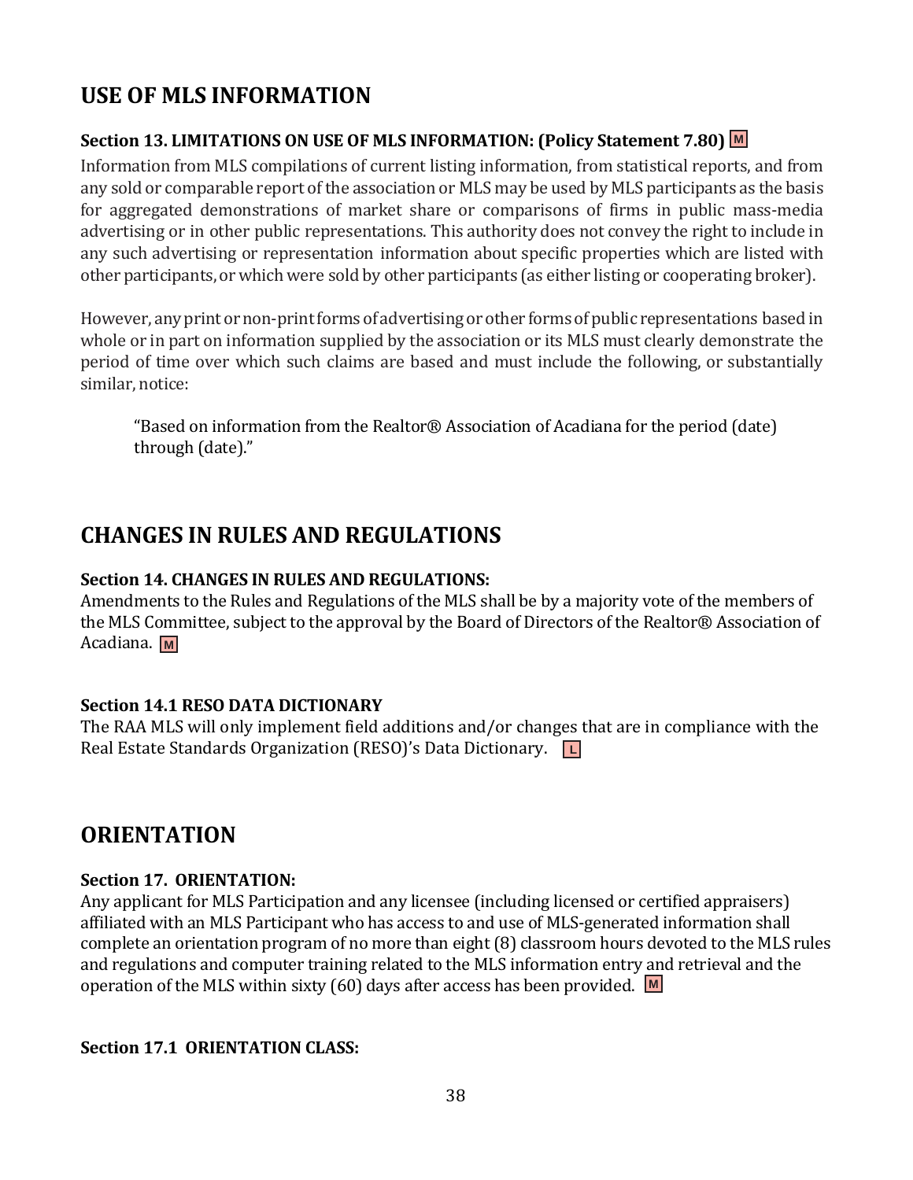## USE OF MLS INFORMATION

**Section 13. LIMITATIONS ON USE OF MLS INFORMATION: (Policy Statement 7.80)** M

Information from MLS compilations of current listing information, from statistical reports, and from any sold or comparable report of the association or MLS may be used by MLS participants as the basis for aggregated demonstrations of market share or comparisons of firms in public mass-media advertising or in other public representations. This authority does not convey the right to include in any such advertising or representation information about specific properties which are listed with other participants, or which were sold by other participants (as either listing or cooperating broker).

However, any print or non-print forms of advertising or other forms of public representations based in whole or in part on information supplied by the association or its MLS must clearly demonstrate the period of time over which such claims are based and must include the following, or substantially similar, notice:

> "Based on information from the Realtor® Association of Acadiana for the period (date) through (date)."

## CHANGES IN RULES AND REGULATIONS

**Section 14. CHANGES IN RULES AND REGULATIONS:**
Amendments to the Rules and Regulations of the MLS shall be by a majority vote of the members of the MLS Committee, subject to the approval by the Board of Directors of the Realtor® Association of Acadiana. M

**Section 14.1 RESO DATA DICTIONARY**
The RAA MLS will only implement field additions and/or changes that are in compliance with the Real Estate Standards Organization (RESO)'s Data Dictionary. L

## ORIENTATION

**Section 17. ORIENTATION:**
Any applicant for MLS Participation and any licensee (including licensed or certified appraisers) affiliated with an MLS Participant who has access to and use of MLS-generated information shall complete an orientation program of no more than eight (8) classroom hours devoted to the MLS rules and regulations and computer training related to the MLS information entry and retrieval and the operation of the MLS within sixty (60) days after access has been provided. M

**Section 17.1 ORIENTATION CLASS:**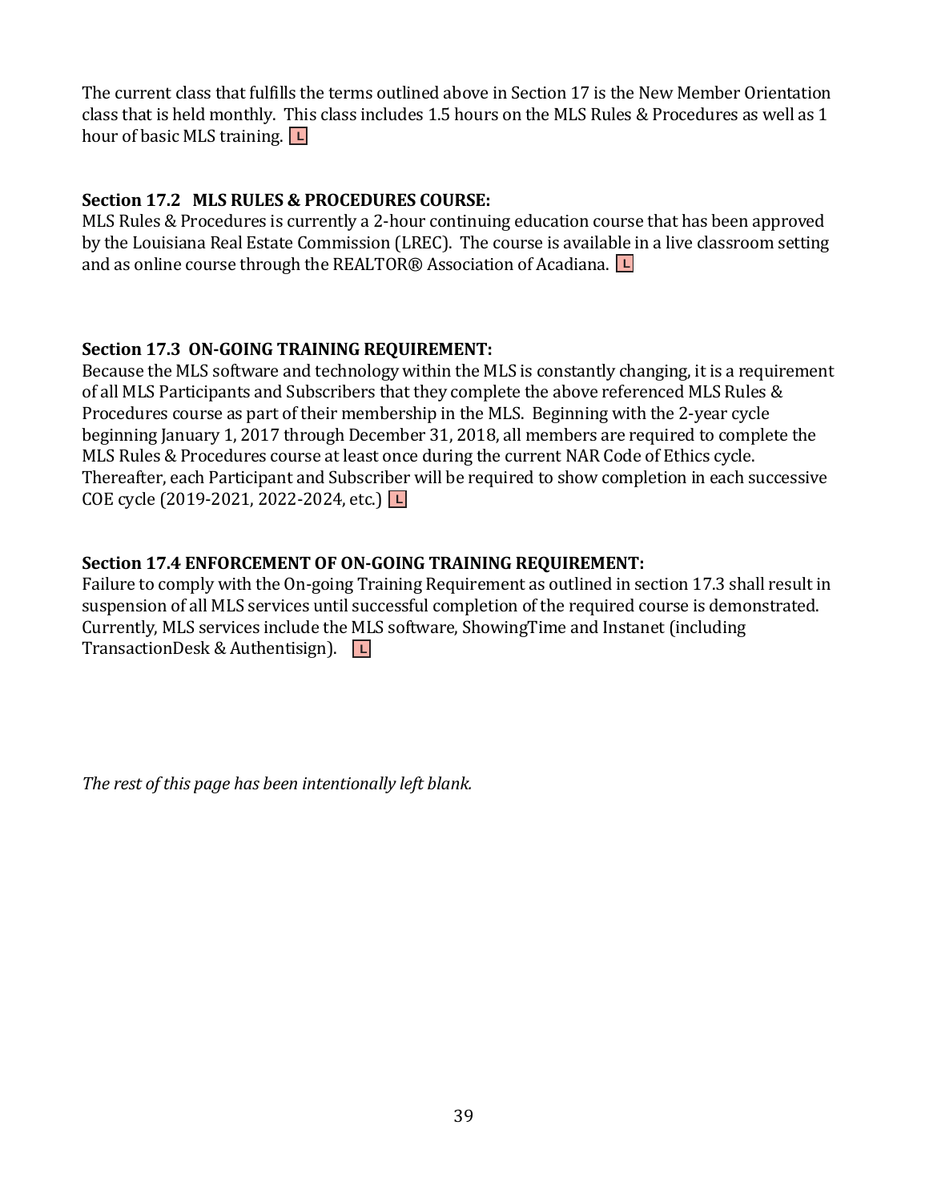The current class that fulfills the terms outlined above in Section 17 is the New Member Orientation class that is held monthly. This class includes 1.5 hours on the MLS Rules & Procedures as well as 1 hour of basic MLS training. L

**Section 17.2 MLS RULES & PROCEDURES COURSE:**
MLS Rules & Procedures is currently a 2-hour continuing education course that has been approved by the Louisiana Real Estate Commission (LREC). The course is available in a live classroom setting and as online course through the REALTOR® Association of Acadiana. L

**Section 17.3 ON-GOING TRAINING REQUIREMENT:**
Because the MLS software and technology within the MLS is constantly changing, it is a requirement of all MLS Participants and Subscribers that they complete the above referenced MLS Rules & Procedures course as part of their membership in the MLS. Beginning with the 2-year cycle beginning January 1, 2017 through December 31, 2018, all members are required to complete the MLS Rules & Procedures course at least once during the current NAR Code of Ethics cycle. Thereafter, each Participant and Subscriber will be required to show completion in each successive COE cycle (2019-2021, 2022-2024, etc.) L

**Section 17.4 ENFORCEMENT OF ON-GOING TRAINING REQUIREMENT:**
Failure to comply with the On-going Training Requirement as outlined in section 17.3 shall result in suspension of all MLS services until successful completion of the required course is demonstrated. Currently, MLS services include the MLS software, ShowingTime and Instanet (including TransactionDesk & Authentisign). L

*The rest of this page has been intentionally left blank.*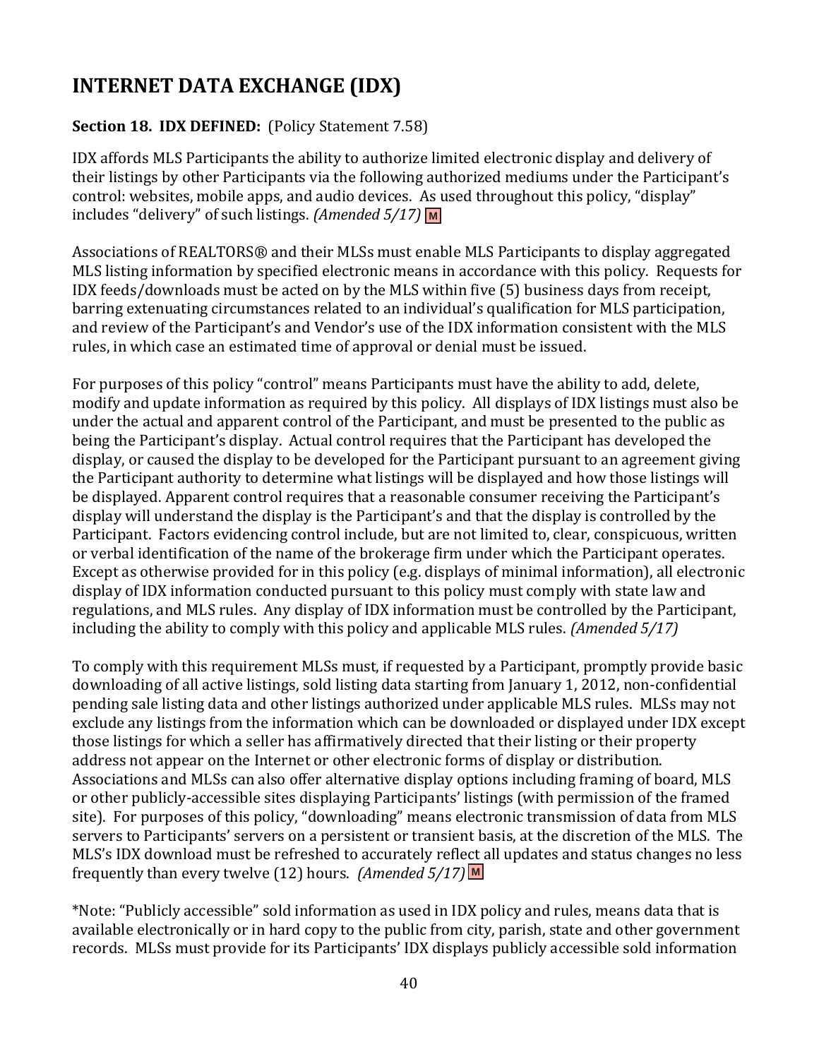# INTERNET DATA EXCHANGE (IDX)

**Section 18. IDX DEFINED:** (Policy Statement 7.58)

IDX affords MLS Participants the ability to authorize limited electronic display and delivery of their listings by other Participants via the following authorized mediums under the Participant's control: websites, mobile apps, and audio devices. As used throughout this policy, "display" includes "delivery" of such listings. *(Amended 5/17)* M

Associations of REALTORS® and their MLSs must enable MLS Participants to display aggregated MLS listing information by specified electronic means in accordance with this policy. Requests for IDX feeds/downloads must be acted on by the MLS within five (5) business days from receipt, barring extenuating circumstances related to an individual's qualification for MLS participation, and review of the Participant's and Vendor's use of the IDX information consistent with the MLS rules, in which case an estimated time of approval or denial must be issued.

For purposes of this policy "control" means Participants must have the ability to add, delete, modify and update information as required by this policy. All displays of IDX listings must also be under the actual and apparent control of the Participant, and must be presented to the public as being the Participant's display. Actual control requires that the Participant has developed the display, or caused the display to be developed for the Participant pursuant to an agreement giving the Participant authority to determine what listings will be displayed and how those listings will be displayed. Apparent control requires that a reasonable consumer receiving the Participant's display will understand the display is the Participant's and that the display is controlled by the Participant. Factors evidencing control include, but are not limited to, clear, conspicuous, written or verbal identification of the name of the brokerage firm under which the Participant operates. Except as otherwise provided for in this policy (e.g. displays of minimal information), all electronic display of IDX information conducted pursuant to this policy must comply with state law and regulations, and MLS rules. Any display of IDX information must be controlled by the Participant, including the ability to comply with this policy and applicable MLS rules. *(Amended 5/17)*

To comply with this requirement MLSs must, if requested by a Participant, promptly provide basic downloading of all active listings, sold listing data starting from January 1, 2012, non-confidential pending sale listing data and other listings authorized under applicable MLS rules. MLSs may not exclude any listings from the information which can be downloaded or displayed under IDX except those listings for which a seller has affirmatively directed that their listing or their property address not appear on the Internet or other electronic forms of display or distribution. Associations and MLSs can also offer alternative display options including framing of board, MLS or other publicly-accessible sites displaying Participants' listings (with permission of the framed site). For purposes of this policy, "downloading" means electronic transmission of data from MLS servers to Participants' servers on a persistent or transient basis, at the discretion of the MLS. The MLS's IDX download must be refreshed to accurately reflect all updates and status changes no less frequently than every twelve (12) hours. *(Amended 5/17)* M

*Note: "Publicly accessible" sold information as used in IDX policy and rules, means data that is available electronically or in hard copy to the public from city, parish, state and other government records. MLSs must provide for its Participants' IDX displays publicly accessible sold information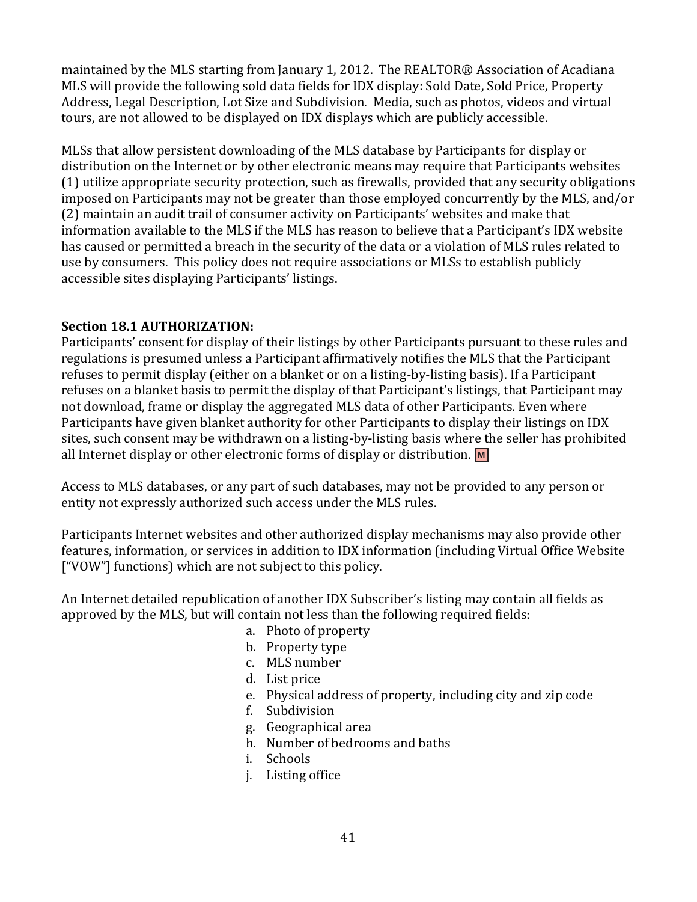maintained by the MLS starting from January 1, 2012. The REALTOR® Association of Acadiana MLS will provide the following sold data fields for IDX display: Sold Date, Sold Price, Property Address, Legal Description, Lot Size and Subdivision. Media, such as photos, videos and virtual tours, are not allowed to be displayed on IDX displays which are publicly accessible.

MLSs that allow persistent downloading of the MLS database by Participants for display or distribution on the Internet or by other electronic means may require that Participants websites (1) utilize appropriate security protection, such as firewalls, provided that any security obligations imposed on Participants may not be greater than those employed concurrently by the MLS, and/or (2) maintain an audit trail of consumer activity on Participants' websites and make that information available to the MLS if the MLS has reason to believe that a Participant's IDX website has caused or permitted a breach in the security of the data or a violation of MLS rules related to use by consumers. This policy does not require associations or MLSs to establish publicly accessible sites displaying Participants' listings.

**Section 18.1 AUTHORIZATION:**

Participants' consent for display of their listings by other Participants pursuant to these rules and regulations is presumed unless a Participant affirmatively notifies the MLS that the Participant refuses to permit display (either on a blanket or on a listing-by-listing basis). If a Participant refuses on a blanket basis to permit the display of that Participant's listings, that Participant may not download, frame or display the aggregated MLS data of other Participants. Even where Participants have given blanket authority for other Participants to display their listings on IDX sites, such consent may be withdrawn on a listing-by-listing basis where the seller has prohibited all Internet display or other electronic forms of display or distribution. M

Access to MLS databases, or any part of such databases, may not be provided to any person or entity not expressly authorized such access under the MLS rules.

Participants Internet websites and other authorized display mechanisms may also provide other features, information, or services in addition to IDX information (including Virtual Office Website ["VOW"] functions) which are not subject to this policy.

An Internet detailed republication of another IDX Subscriber's listing may contain all fields as approved by the MLS, but will contain not less than the following required fields:

a. Photo of property
b. Property type
c. MLS number
d. List price
e. Physical address of property, including city and zip code
f. Subdivision
g. Geographical area
h. Number of bedrooms and baths
i. Schools
j. Listing office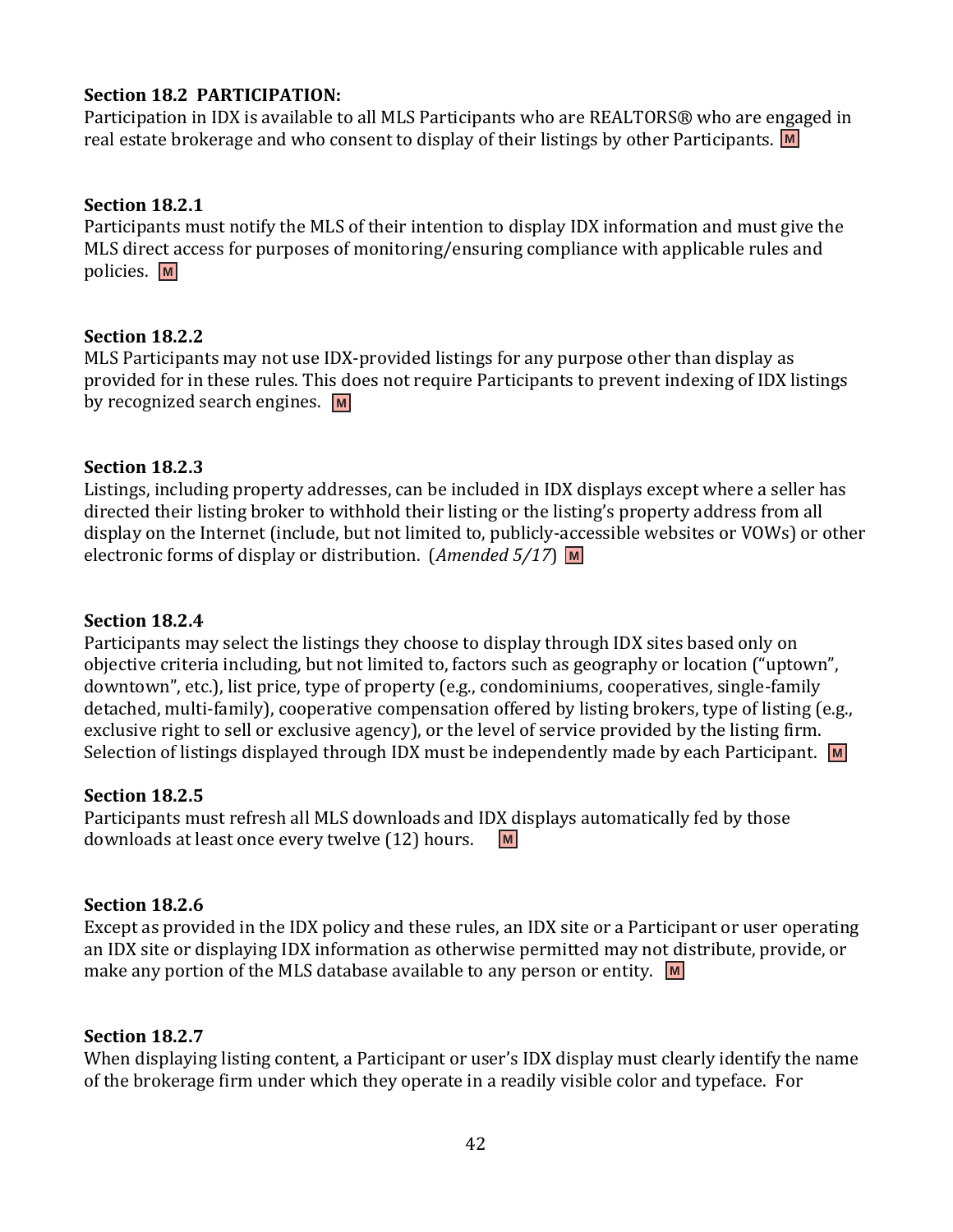**Section 18.2 PARTICIPATION:**
Participation in IDX is available to all MLS Participants who are REALTORS® who are engaged in real estate brokerage and who consent to display of their listings by other Participants. M

**Section 18.2.1**
Participants must notify the MLS of their intention to display IDX information and must give the MLS direct access for purposes of monitoring/ensuring compliance with applicable rules and policies. M

**Section 18.2.2**
MLS Participants may not use IDX-provided listings for any purpose other than display as provided for in these rules. This does not require Participants to prevent indexing of IDX listings by recognized search engines. M

**Section 18.2.3**
Listings, including property addresses, can be included in IDX displays except where a seller has directed their listing broker to withhold their listing or the listing's property address from all display on the Internet (include, but not limited to, publicly-accessible websites or VOWs) or other electronic forms of display or distribution. (*Amended 5/17*) M

**Section 18.2.4**
Participants may select the listings they choose to display through IDX sites based only on objective criteria including, but not limited to, factors such as geography or location ("uptown", downtown", etc.), list price, type of property (e.g., condominiums, cooperatives, single-family detached, multi-family), cooperative compensation offered by listing brokers, type of listing (e.g., exclusive right to sell or exclusive agency), or the level of service provided by the listing firm. Selection of listings displayed through IDX must be independently made by each Participant. M

**Section 18.2.5**
Participants must refresh all MLS downloads and IDX displays automatically fed by those downloads at least once every twelve (12) hours. M

**Section 18.2.6**
Except as provided in the IDX policy and these rules, an IDX site or a Participant or user operating an IDX site or displaying IDX information as otherwise permitted may not distribute, provide, or make any portion of the MLS database available to any person or entity. M

**Section 18.2.7**
When displaying listing content, a Participant or user's IDX display must clearly identify the name of the brokerage firm under which they operate in a readily visible color and typeface. For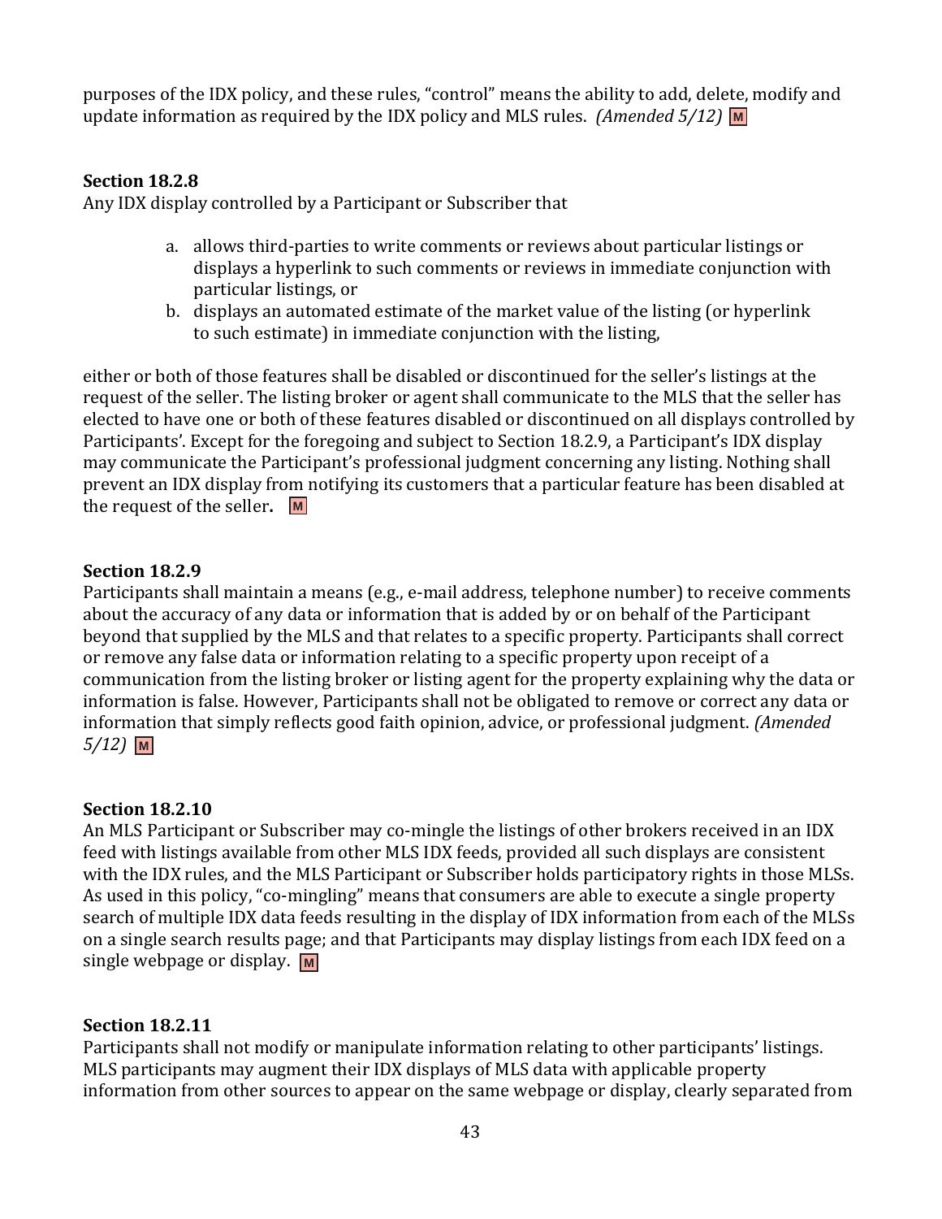purposes of the IDX policy, and these rules, "control" means the ability to add, delete, modify and update information as required by the IDX policy and MLS rules. *(Amended 5/12)* M

**Section 18.2.8**
Any IDX display controlled by a Participant or Subscriber that

a. allows third-parties to write comments or reviews about particular listings or displays a hyperlink to such comments or reviews in immediate conjunction with particular listings, or
b. displays an automated estimate of the market value of the listing (or hyperlink to such estimate) in immediate conjunction with the listing,

either or both of those features shall be disabled or discontinued for the seller's listings at the request of the seller. The listing broker or agent shall communicate to the MLS that the seller has elected to have one or both of these features disabled or discontinued on all displays controlled by Participants'. Except for the foregoing and subject to Section 18.2.9, a Participant's IDX display may communicate the Participant's professional judgment concerning any listing. Nothing shall prevent an IDX display from notifying its customers that a particular feature has been disabled at the request of the seller**.** M

**Section 18.2.9**
Participants shall maintain a means (e.g., e-mail address, telephone number) to receive comments about the accuracy of any data or information that is added by or on behalf of the Participant beyond that supplied by the MLS and that relates to a specific property. Participants shall correct or remove any false data or information relating to a specific property upon receipt of a communication from the listing broker or listing agent for the property explaining why the data or information is false. However, Participants shall not be obligated to remove or correct any data or information that simply reflects good faith opinion, advice, or professional judgment. *(Amended 5/12)* M

**Section 18.2.10**
An MLS Participant or Subscriber may co-mingle the listings of other brokers received in an IDX feed with listings available from other MLS IDX feeds, provided all such displays are consistent with the IDX rules, and the MLS Participant or Subscriber holds participatory rights in those MLSs. As used in this policy, "co-mingling" means that consumers are able to execute a single property search of multiple IDX data feeds resulting in the display of IDX information from each of the MLSs on a single search results page; and that Participants may display listings from each IDX feed on a single webpage or display. M

**Section 18.2.11**
Participants shall not modify or manipulate information relating to other participants' listings. MLS participants may augment their IDX displays of MLS data with applicable property information from other sources to appear on the same webpage or display, clearly separated from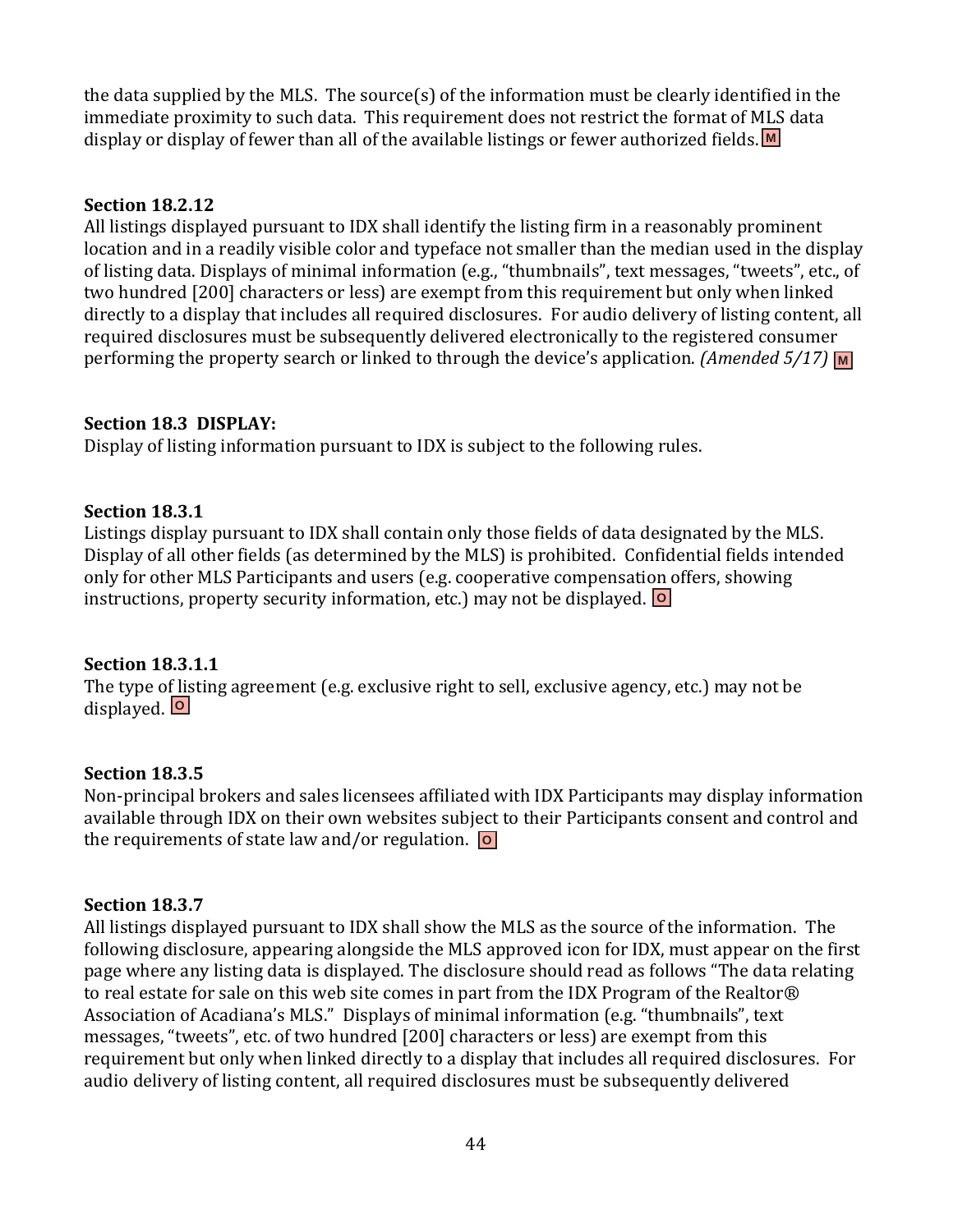the data supplied by the MLS. The source(s) of the information must be clearly identified in the immediate proximity to such data. This requirement does not restrict the format of MLS data display or display of fewer than all of the available listings or fewer authorized fields. M

**Section 18.2.12**

All listings displayed pursuant to IDX shall identify the listing firm in a reasonably prominent location and in a readily visible color and typeface not smaller than the median used in the display of listing data. Displays of minimal information (e.g., "thumbnails", text messages, "tweets", etc., of two hundred [200] characters or less) are exempt from this requirement but only when linked directly to a display that includes all required disclosures. For audio delivery of listing content, all required disclosures must be subsequently delivered electronically to the registered consumer performing the property search or linked to through the device's application. *(Amended 5/17)* M

**Section 18.3 DISPLAY:**

Display of listing information pursuant to IDX is subject to the following rules.

**Section 18.3.1**

Listings display pursuant to IDX shall contain only those fields of data designated by the MLS. Display of all other fields (as determined by the MLS) is prohibited. Confidential fields intended only for other MLS Participants and users (e.g. cooperative compensation offers, showing instructions, property security information, etc.) may not be displayed. O

**Section 18.3.1.1**

The type of listing agreement (e.g. exclusive right to sell, exclusive agency, etc.) may not be displayed. O

**Section 18.3.5**

Non-principal brokers and sales licensees affiliated with IDX Participants may display information available through IDX on their own websites subject to their Participants consent and control and the requirements of state law and/or regulation. O

**Section 18.3.7**

All listings displayed pursuant to IDX shall show the MLS as the source of the information. The following disclosure, appearing alongside the MLS approved icon for IDX, must appear on the first page where any listing data is displayed. The disclosure should read as follows "The data relating to real estate for sale on this web site comes in part from the IDX Program of the Realtor® Association of Acadiana's MLS." Displays of minimal information (e.g. "thumbnails", text messages, "tweets", etc. of two hundred [200] characters or less) are exempt from this requirement but only when linked directly to a display that includes all required disclosures. For audio delivery of listing content, all required disclosures must be subsequently delivered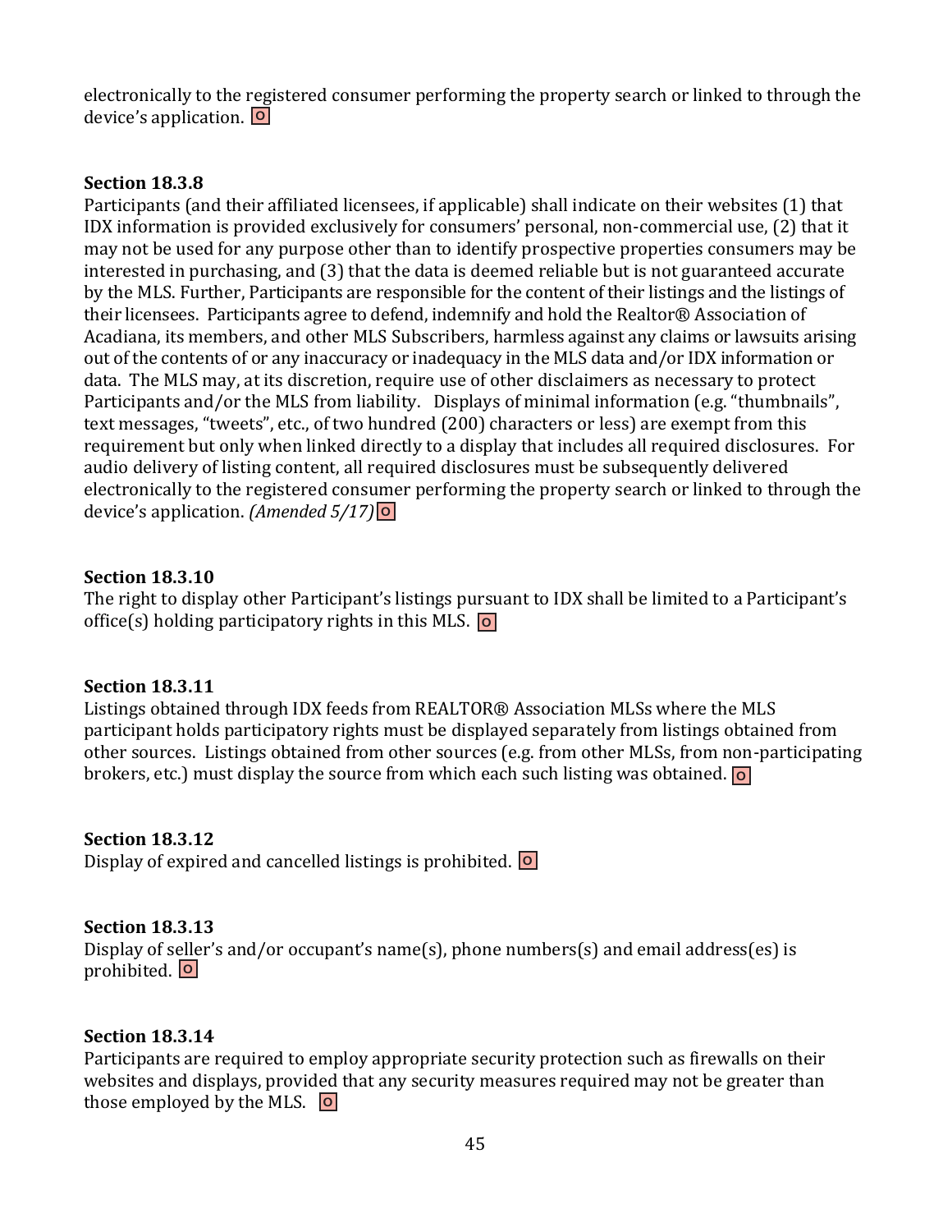electronically to the registered consumer performing the property search or linked to through the device's application. O

**Section 18.3.8**

Participants (and their affiliated licensees, if applicable) shall indicate on their websites (1) that IDX information is provided exclusively for consumers' personal, non-commercial use, (2) that it may not be used for any purpose other than to identify prospective properties consumers may be interested in purchasing, and (3) that the data is deemed reliable but is not guaranteed accurate by the MLS. Further, Participants are responsible for the content of their listings and the listings of their licensees. Participants agree to defend, indemnify and hold the Realtor® Association of Acadiana, its members, and other MLS Subscribers, harmless against any claims or lawsuits arising out of the contents of or any inaccuracy or inadequacy in the MLS data and/or IDX information or data. The MLS may, at its discretion, require use of other disclaimers as necessary to protect Participants and/or the MLS from liability. Displays of minimal information (e.g. "thumbnails", text messages, "tweets", etc., of two hundred (200) characters or less) are exempt from this requirement but only when linked directly to a display that includes all required disclosures. For audio delivery of listing content, all required disclosures must be subsequently delivered electronically to the registered consumer performing the property search or linked to through the device's application. *(Amended 5/17)* O

**Section 18.3.10**

The right to display other Participant's listings pursuant to IDX shall be limited to a Participant's office(s) holding participatory rights in this MLS. O

**Section 18.3.11**

Listings obtained through IDX feeds from REALTOR® Association MLSs where the MLS participant holds participatory rights must be displayed separately from listings obtained from other sources. Listings obtained from other sources (e.g. from other MLSs, from non-participating brokers, etc.) must display the source from which each such listing was obtained. O

**Section 18.3.12**

Display of expired and cancelled listings is prohibited. O

**Section 18.3.13**

Display of seller's and/or occupant's name(s), phone numbers(s) and email address(es) is prohibited. O

**Section 18.3.14**

Participants are required to employ appropriate security protection such as firewalls on their websites and displays, provided that any security measures required may not be greater than those employed by the MLS. O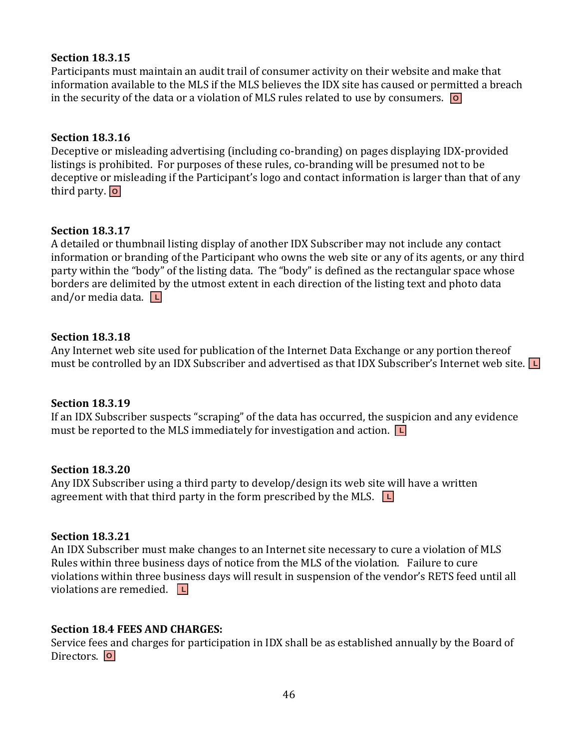**Section 18.3.15**
Participants must maintain an audit trail of consumer activity on their website and make that information available to the MLS if the MLS believes the IDX site has caused or permitted a breach in the security of the data or a violation of MLS rules related to use by consumers. O

**Section 18.3.16**
Deceptive or misleading advertising (including co-branding) on pages displaying IDX-provided listings is prohibited. For purposes of these rules, co-branding will be presumed not to be deceptive or misleading if the Participant's logo and contact information is larger than that of any third party. O

**Section 18.3.17**
A detailed or thumbnail listing display of another IDX Subscriber may not include any contact information or branding of the Participant who owns the web site or any of its agents, or any third party within the "body" of the listing data. The "body" is defined as the rectangular space whose borders are delimited by the utmost extent in each direction of the listing text and photo data and/or media data. L

**Section 18.3.18**
Any Internet web site used for publication of the Internet Data Exchange or any portion thereof must be controlled by an IDX Subscriber and advertised as that IDX Subscriber's Internet web site. L

**Section 18.3.19**
If an IDX Subscriber suspects "scraping" of the data has occurred, the suspicion and any evidence must be reported to the MLS immediately for investigation and action. L

**Section 18.3.20**
Any IDX Subscriber using a third party to develop/design its web site will have a written agreement with that third party in the form prescribed by the MLS. L

**Section 18.3.21**
An IDX Subscriber must make changes to an Internet site necessary to cure a violation of MLS Rules within three business days of notice from the MLS of the violation. Failure to cure violations within three business days will result in suspension of the vendor's RETS feed until all violations are remedied. L

**Section 18.4 FEES AND CHARGES:**
Service fees and charges for participation in IDX shall be as established annually by the Board of Directors. O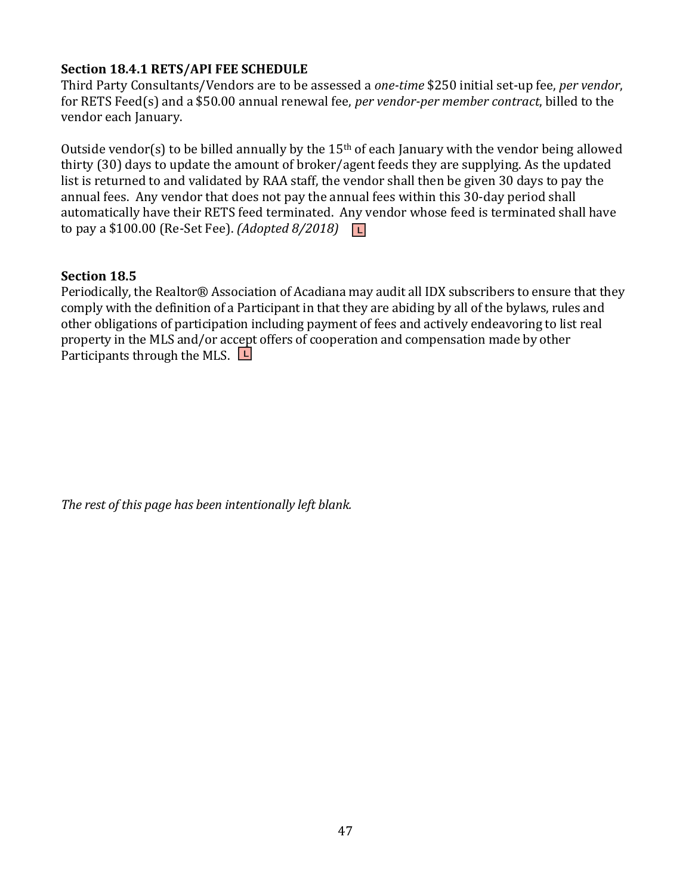### Section 18.4.1 RETS/API FEE SCHEDULE

Third Party Consultants/Vendors are to be assessed a *one-time* $250 initial set-up fee, *per vendor*, for RETS Feed(s) and a $50.00 annual renewal fee, *per vendor-per member contract*, billed to the vendor each January.

Outside vendor(s) to be billed annually by the 15th of each January with the vendor being allowed thirty (30) days to update the amount of broker/agent feeds they are supplying. As the updated list is returned to and validated by RAA staff, the vendor shall then be given 30 days to pay the annual fees. Any vendor that does not pay the annual fees within this 30-day period shall automatically have their RETS feed terminated. Any vendor whose feed is terminated shall have to pay a $100.00 (Re-Set Fee). *(Adopted 8/2018)* L

### Section 18.5

Periodically, the Realtor® Association of Acadiana may audit all IDX subscribers to ensure that they comply with the definition of a Participant in that they are abiding by all of the bylaws, rules and other obligations of participation including payment of fees and actively endeavoring to list real property in the MLS and/or accept offers of cooperation and compensation made by other Participants through the MLS. L

*The rest of this page has been intentionally left blank.*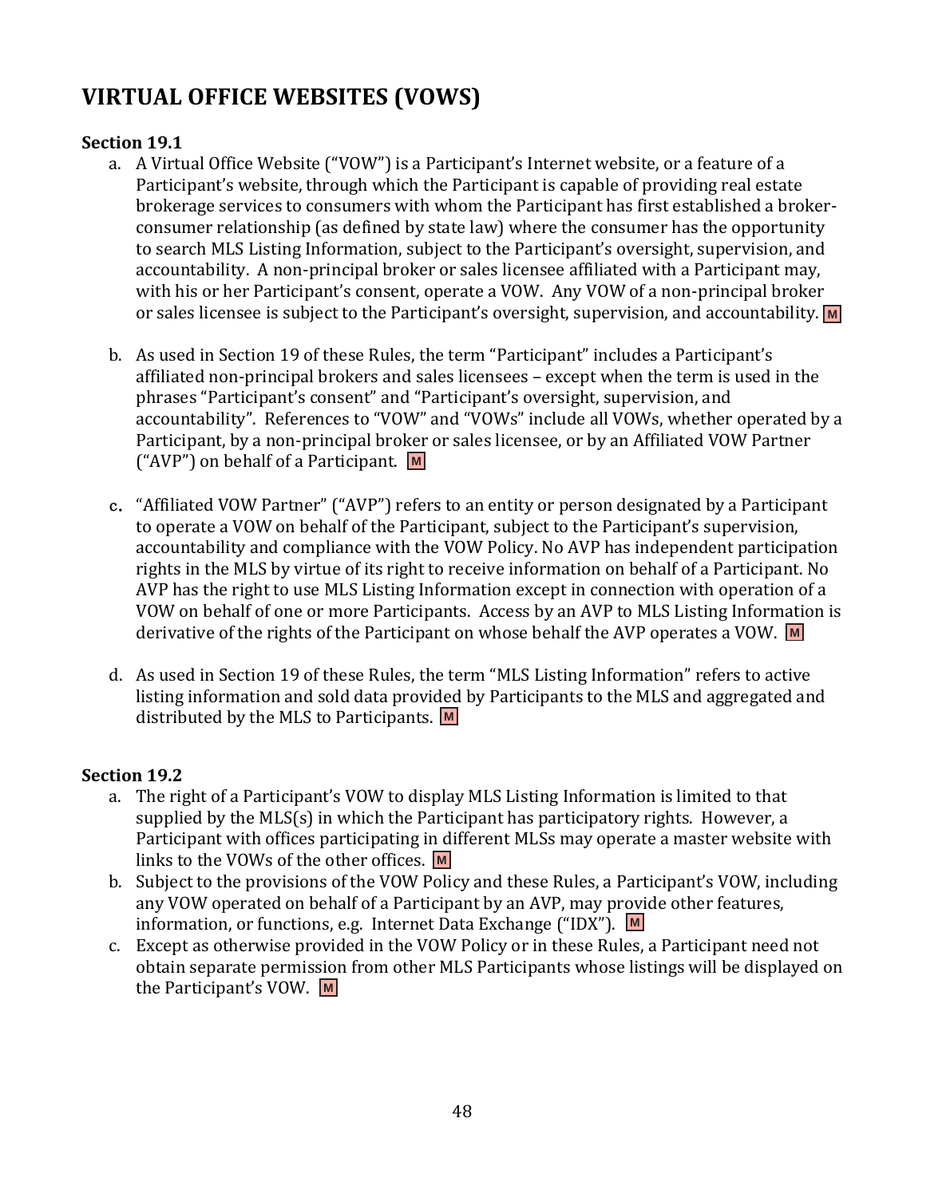# VIRTUAL OFFICE WEBSITES (VOWS)

**Section 19.1**

a. A Virtual Office Website ("VOW") is a Participant's Internet website, or a feature of a Participant's website, through which the Participant is capable of providing real estate brokerage services to consumers with whom the Participant has first established a broker-consumer relationship (as defined by state law) where the consumer has the opportunity to search MLS Listing Information, subject to the Participant's oversight, supervision, and accountability. A non-principal broker or sales licensee affiliated with a Participant may, with his or her Participant's consent, operate a VOW. Any VOW of a non-principal broker or sales licensee is subject to the Participant's oversight, supervision, and accountability. M

b. As used in Section 19 of these Rules, the term "Participant" includes a Participant's affiliated non-principal brokers and sales licensees – except when the term is used in the phrases "Participant's consent" and "Participant's oversight, supervision, and accountability". References to "VOW" and "VOWs" include all VOWs, whether operated by a Participant, by a non-principal broker or sales licensee, or by an Affiliated VOW Partner ("AVP") on behalf of a Participant. M

c. "Affiliated VOW Partner" ("AVP") refers to an entity or person designated by a Participant to operate a VOW on behalf of the Participant, subject to the Participant's supervision, accountability and compliance with the VOW Policy. No AVP has independent participation rights in the MLS by virtue of its right to receive information on behalf of a Participant. No AVP has the right to use MLS Listing Information except in connection with operation of a VOW on behalf of one or more Participants. Access by an AVP to MLS Listing Information is derivative of the rights of the Participant on whose behalf the AVP operates a VOW. M

d. As used in Section 19 of these Rules, the term "MLS Listing Information" refers to active listing information and sold data provided by Participants to the MLS and aggregated and distributed by the MLS to Participants. M

**Section 19.2**

a. The right of a Participant's VOW to display MLS Listing Information is limited to that supplied by the MLS(s) in which the Participant has participatory rights. However, a Participant with offices participating in different MLSs may operate a master website with links to the VOWs of the other offices. M
b. Subject to the provisions of the VOW Policy and these Rules, a Participant's VOW, including any VOW operated on behalf of a Participant by an AVP, may provide other features, information, or functions, e.g. Internet Data Exchange ("IDX"). M
c. Except as otherwise provided in the VOW Policy or in these Rules, a Participant need not obtain separate permission from other MLS Participants whose listings will be displayed on the Participant's VOW. M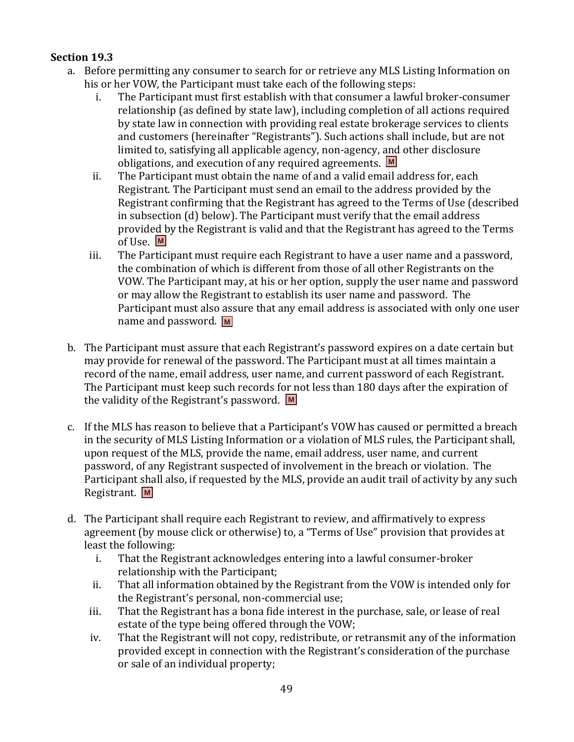### Section 19.3

a. Before permitting any consumer to search for or retrieve any MLS Listing Information on his or her VOW, the Participant must take each of the following steps:

   i. The Participant must first establish with that consumer a lawful broker-consumer relationship (as defined by state law), including completion of all actions required by state law in connection with providing real estate brokerage services to clients and customers (hereinafter "Registrants"). Such actions shall include, but are not limited to, satisfying all applicable agency, non-agency, and other disclosure obligations, and execution of any required agreements. M

   ii. The Participant must obtain the name of and a valid email address for, each Registrant. The Participant must send an email to the address provided by the Registrant confirming that the Registrant has agreed to the Terms of Use (described in subsection (d) below). The Participant must verify that the email address provided by the Registrant is valid and that the Registrant has agreed to the Terms of Use. M

   iii. The Participant must require each Registrant to have a user name and a password, the combination of which is different from those of all other Registrants on the VOW. The Participant may, at his or her option, supply the user name and password or may allow the Registrant to establish its user name and password. The Participant must also assure that any email address is associated with only one user name and password. M

b. The Participant must assure that each Registrant's password expires on a date certain but may provide for renewal of the password. The Participant must at all times maintain a record of the name, email address, user name, and current password of each Registrant. The Participant must keep such records for not less than 180 days after the expiration of the validity of the Registrant's password. M

c. If the MLS has reason to believe that a Participant's VOW has caused or permitted a breach in the security of MLS Listing Information or a violation of MLS rules, the Participant shall, upon request of the MLS, provide the name, email address, user name, and current password, of any Registrant suspected of involvement in the breach or violation. The Participant shall also, if requested by the MLS, provide an audit trail of activity by any such Registrant. M

d. The Participant shall require each Registrant to review, and affirmatively to express agreement (by mouse click or otherwise) to, a "Terms of Use" provision that provides at least the following:

   i. That the Registrant acknowledges entering into a lawful consumer-broker relationship with the Participant;

   ii. That all information obtained by the Registrant from the VOW is intended only for the Registrant's personal, non-commercial use;

   iii. That the Registrant has a bona fide interest in the purchase, sale, or lease of real estate of the type being offered through the VOW;

   iv. That the Registrant will not copy, redistribute, or retransmit any of the information provided except in connection with the Registrant's consideration of the purchase or sale of an individual property;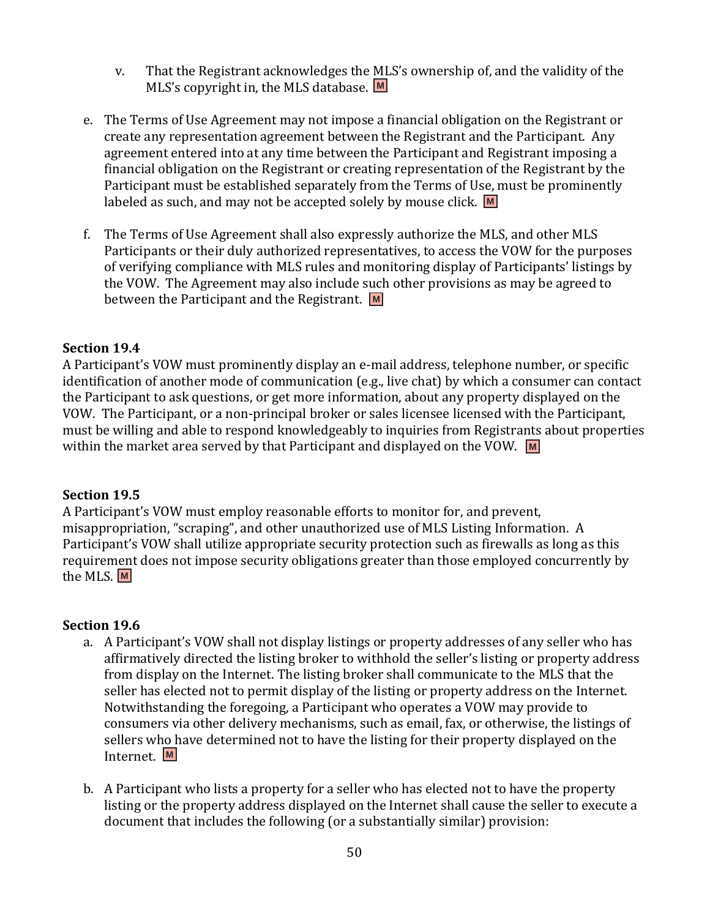v. That the Registrant acknowledges the MLS's ownership of, and the validity of the MLS's copyright in, the MLS database. M

e. The Terms of Use Agreement may not impose a financial obligation on the Registrant or create any representation agreement between the Registrant and the Participant. Any agreement entered into at any time between the Participant and Registrant imposing a financial obligation on the Registrant or creating representation of the Registrant by the Participant must be established separately from the Terms of Use, must be prominently labeled as such, and may not be accepted solely by mouse click. M

f. The Terms of Use Agreement shall also expressly authorize the MLS, and other MLS Participants or their duly authorized representatives, to access the VOW for the purposes of verifying compliance with MLS rules and monitoring display of Participants' listings by the VOW. The Agreement may also include such other provisions as may be agreed to between the Participant and the Registrant. M

**Section 19.4**
A Participant's VOW must prominently display an e-mail address, telephone number, or specific identification of another mode of communication (e.g., live chat) by which a consumer can contact the Participant to ask questions, or get more information, about any property displayed on the VOW. The Participant, or a non-principal broker or sales licensee licensed with the Participant, must be willing and able to respond knowledgeably to inquiries from Registrants about properties within the market area served by that Participant and displayed on the VOW. M

**Section 19.5**
A Participant's VOW must employ reasonable efforts to monitor for, and prevent, misappropriation, "scraping", and other unauthorized use of MLS Listing Information. A Participant's VOW shall utilize appropriate security protection such as firewalls as long as this requirement does not impose security obligations greater than those employed concurrently by the MLS. M

**Section 19.6**

a. A Participant's VOW shall not display listings or property addresses of any seller who has affirmatively directed the listing broker to withhold the seller's listing or property address from display on the Internet. The listing broker shall communicate to the MLS that the seller has elected not to permit display of the listing or property address on the Internet. Notwithstanding the foregoing, a Participant who operates a VOW may provide to consumers via other delivery mechanisms, such as email, fax, or otherwise, the listings of sellers who have determined not to have the listing for their property displayed on the Internet. M

b. A Participant who lists a property for a seller who has elected not to have the property listing or the property address displayed on the Internet shall cause the seller to execute a document that includes the following (or a substantially similar) provision: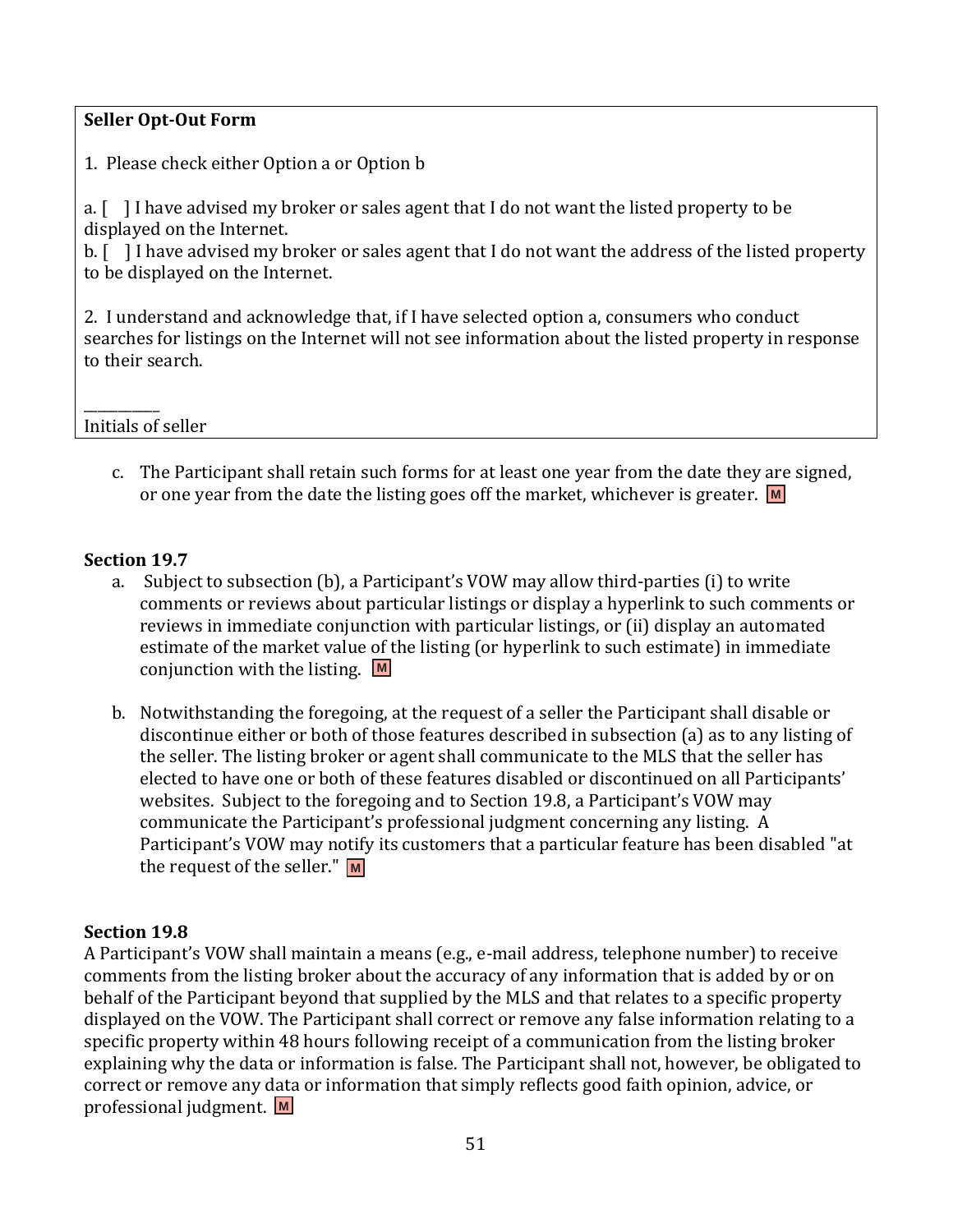**Seller Opt-Out Form**

1. Please check either Option a or Option b

a. [ ] I have advised my broker or sales agent that I do not want the listed property to be displayed on the Internet.
b. [ ] I have advised my broker or sales agent that I do not want the address of the listed property to be displayed on the Internet.

2. I understand and acknowledge that, if I have selected option a, consumers who conduct searches for listings on the Internet will not see information about the listed property in response to their search.

\_\_\_\_\_\_\_\_\_\_
Initials of seller

c. The Participant shall retain such forms for at least one year from the date they are signed, or one year from the date the listing goes off the market, whichever is greater. M

**Section 19.7**

a. Subject to subsection (b), a Participant's VOW may allow third-parties (i) to write comments or reviews about particular listings or display a hyperlink to such comments or reviews in immediate conjunction with particular listings, or (ii) display an automated estimate of the market value of the listing (or hyperlink to such estimate) in immediate conjunction with the listing. M

b. Notwithstanding the foregoing, at the request of a seller the Participant shall disable or discontinue either or both of those features described in subsection (a) as to any listing of the seller. The listing broker or agent shall communicate to the MLS that the seller has elected to have one or both of these features disabled or discontinued on all Participants' websites. Subject to the foregoing and to Section 19.8, a Participant's VOW may communicate the Participant's professional judgment concerning any listing. A Participant's VOW may notify its customers that a particular feature has been disabled "at the request of the seller." M

**Section 19.8**

A Participant's VOW shall maintain a means (e.g., e-mail address, telephone number) to receive comments from the listing broker about the accuracy of any information that is added by or on behalf of the Participant beyond that supplied by the MLS and that relates to a specific property displayed on the VOW. The Participant shall correct or remove any false information relating to a specific property within 48 hours following receipt of a communication from the listing broker explaining why the data or information is false. The Participant shall not, however, be obligated to correct or remove any data or information that simply reflects good faith opinion, advice, or professional judgment. M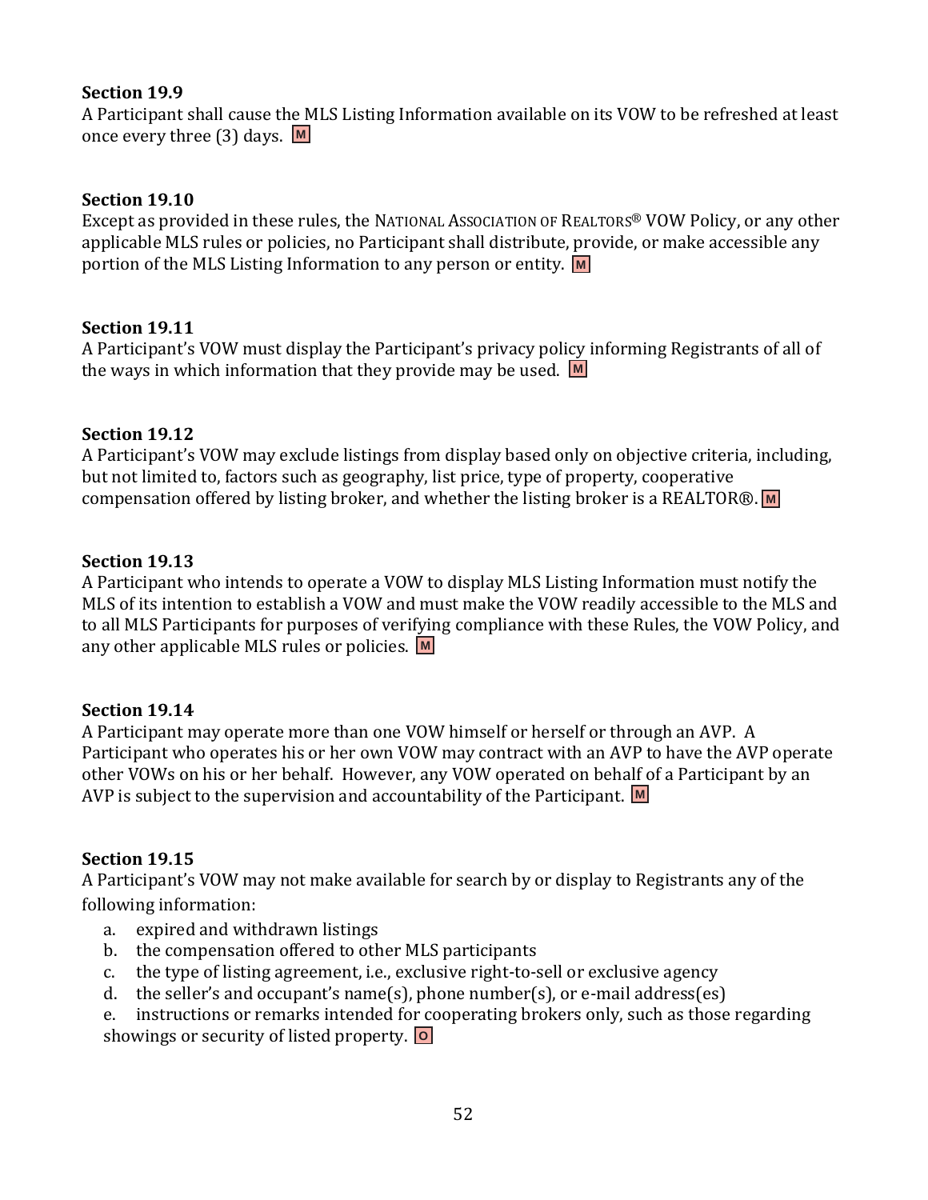**Section 19.9**
A Participant shall cause the MLS Listing Information available on its VOW to be refreshed at least once every three (3) days. M

**Section 19.10**
Except as provided in these rules, the NATIONAL ASSOCIATION OF REALTORS® VOW Policy, or any other applicable MLS rules or policies, no Participant shall distribute, provide, or make accessible any portion of the MLS Listing Information to any person or entity. M

**Section 19.11**
A Participant's VOW must display the Participant's privacy policy informing Registrants of all of the ways in which information that they provide may be used. M

**Section 19.12**
A Participant's VOW may exclude listings from display based only on objective criteria, including, but not limited to, factors such as geography, list price, type of property, cooperative compensation offered by listing broker, and whether the listing broker is a REALTOR®. M

**Section 19.13**
A Participant who intends to operate a VOW to display MLS Listing Information must notify the MLS of its intention to establish a VOW and must make the VOW readily accessible to the MLS and to all MLS Participants for purposes of verifying compliance with these Rules, the VOW Policy, and any other applicable MLS rules or policies. M

**Section 19.14**
A Participant may operate more than one VOW himself or herself or through an AVP. A Participant who operates his or her own VOW may contract with an AVP to have the AVP operate other VOWs on his or her behalf. However, any VOW operated on behalf of a Participant by an AVP is subject to the supervision and accountability of the Participant. M

**Section 19.15**
A Participant's VOW may not make available for search by or display to Registrants any of the following information:

a. expired and withdrawn listings
b. the compensation offered to other MLS participants
c. the type of listing agreement, i.e., exclusive right-to-sell or exclusive agency
d. the seller's and occupant's name(s), phone number(s), or e-mail address(es)
e. instructions or remarks intended for cooperating brokers only, such as those regarding showings or security of listed property. O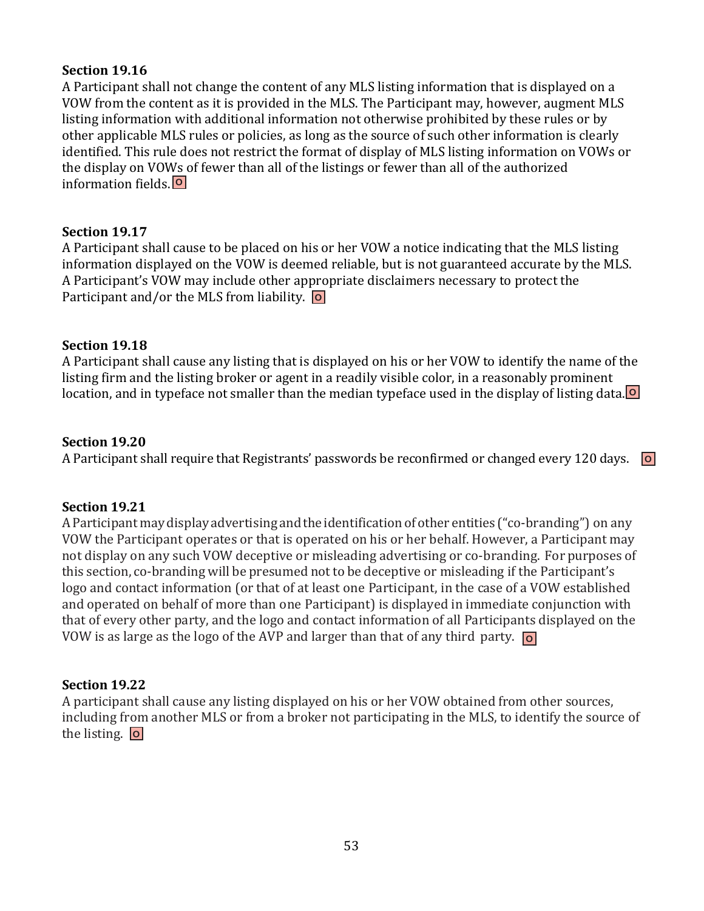**Section 19.16**

A Participant shall not change the content of any MLS listing information that is displayed on a VOW from the content as it is provided in the MLS. The Participant may, however, augment MLS listing information with additional information not otherwise prohibited by these rules or by other applicable MLS rules or policies, as long as the source of such other information is clearly identified. This rule does not restrict the format of display of MLS listing information on VOWs or the display on VOWs of fewer than all of the listings or fewer than all of the authorized information fields. O

**Section 19.17**

A Participant shall cause to be placed on his or her VOW a notice indicating that the MLS listing information displayed on the VOW is deemed reliable, but is not guaranteed accurate by the MLS. A Participant's VOW may include other appropriate disclaimers necessary to protect the Participant and/or the MLS from liability. O

**Section 19.18**

A Participant shall cause any listing that is displayed on his or her VOW to identify the name of the listing firm and the listing broker or agent in a readily visible color, in a reasonably prominent location, and in typeface not smaller than the median typeface used in the display of listing data. O

**Section 19.20**

A Participant shall require that Registrants' passwords be reconfirmed or changed every 120 days. O

**Section 19.21**

A Participant may display advertising and the identification of other entities ("co-branding") on any VOW the Participant operates or that is operated on his or her behalf. However, a Participant may not display on any such VOW deceptive or misleading advertising or co-branding. For purposes of this section, co-branding will be presumed not to be deceptive or misleading if the Participant's logo and contact information (or that of at least one Participant, in the case of a VOW established and operated on behalf of more than one Participant) is displayed in immediate conjunction with that of every other party, and the logo and contact information of all Participants displayed on the VOW is as large as the logo of the AVP and larger than that of any third party. O

**Section 19.22**

A participant shall cause any listing displayed on his or her VOW obtained from other sources, including from another MLS or from a broker not participating in the MLS, to identify the source of the listing. O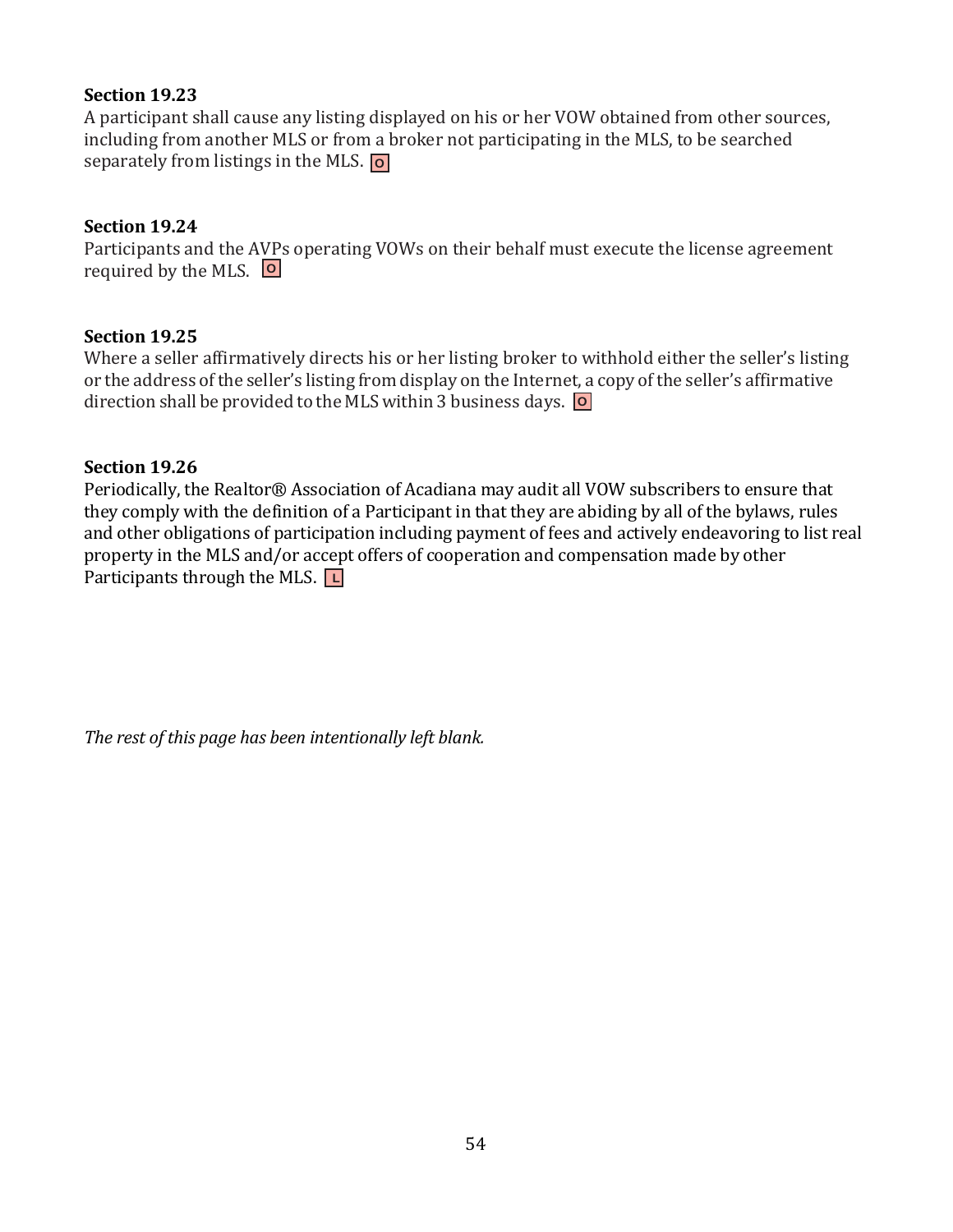**Section 19.23**

A participant shall cause any listing displayed on his or her VOW obtained from other sources, including from another MLS or from a broker not participating in the MLS, to be searched separately from listings in the MLS. O

**Section 19.24**

Participants and the AVPs operating VOWs on their behalf must execute the license agreement required by the MLS. O

**Section 19.25**

Where a seller affirmatively directs his or her listing broker to withhold either the seller's listing or the address of the seller's listing from display on the Internet, a copy of the seller's affirmative direction shall be provided to the MLS within 3 business days. O

**Section 19.26**

Periodically, the Realtor® Association of Acadiana may audit all VOW subscribers to ensure that they comply with the definition of a Participant in that they are abiding by all of the bylaws, rules and other obligations of participation including payment of fees and actively endeavoring to list real property in the MLS and/or accept offers of cooperation and compensation made by other Participants through the MLS. L

*The rest of this page has been intentionally left blank.*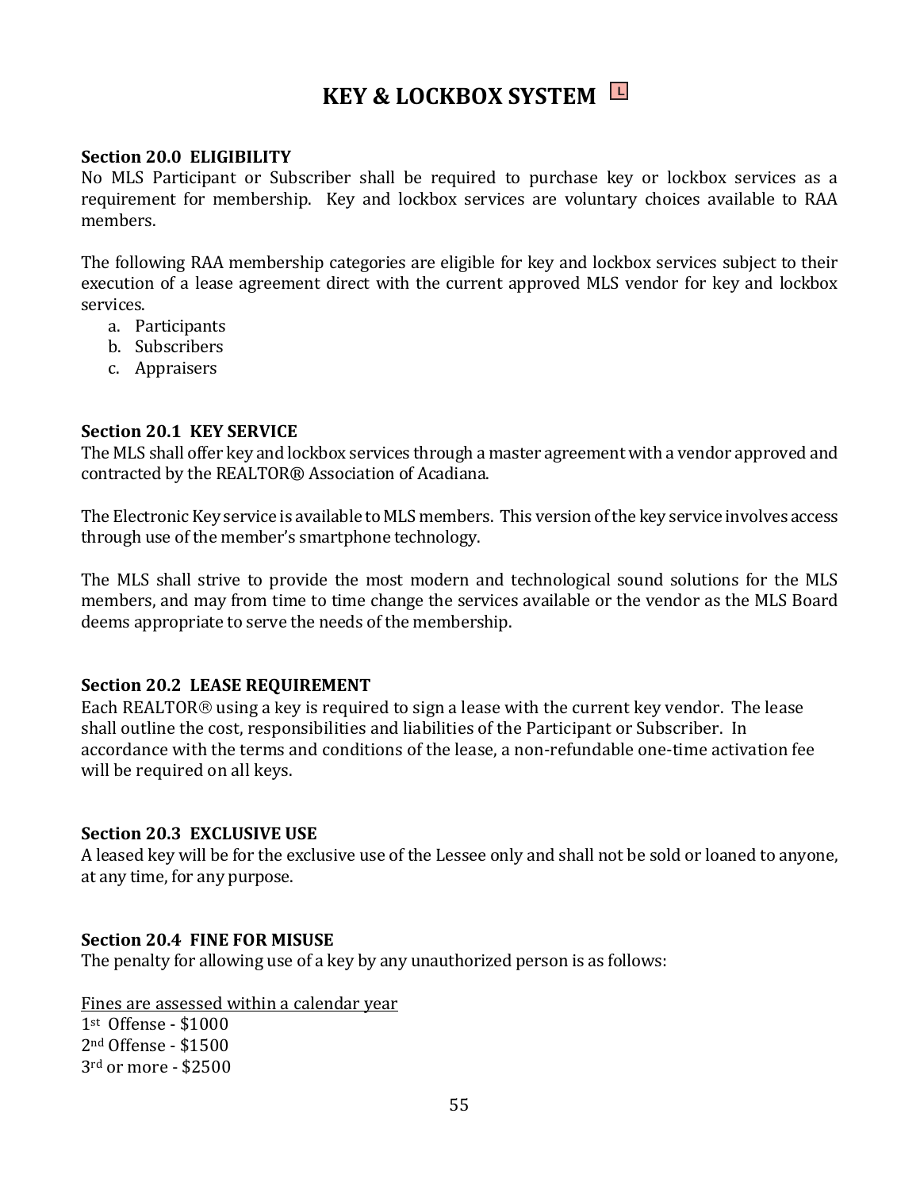# KEY & LOCKBOX SYSTEM L

**Section 20.0 ELIGIBILITY**
No MLS Participant or Subscriber shall be required to purchase key or lockbox services as a requirement for membership. Key and lockbox services are voluntary choices available to RAA members.

The following RAA membership categories are eligible for key and lockbox services subject to their execution of a lease agreement direct with the current approved MLS vendor for key and lockbox services.

a. Participants
b. Subscribers
c. Appraisers

**Section 20.1 KEY SERVICE**
The MLS shall offer key and lockbox services through a master agreement with a vendor approved and contracted by the REALTOR® Association of Acadiana.

The Electronic Key service is available to MLS members. This version of the key service involves access through use of the member's smartphone technology.

The MLS shall strive to provide the most modern and technological sound solutions for the MLS members, and may from time to time change the services available or the vendor as the MLS Board deems appropriate to serve the needs of the membership.

**Section 20.2 LEASE REQUIREMENT**
Each REALTOR® using a key is required to sign a lease with the current key vendor. The lease shall outline the cost, responsibilities and liabilities of the Participant or Subscriber. In accordance with the terms and conditions of the lease, a non-refundable one-time activation fee will be required on all keys.

**Section 20.3 EXCLUSIVE USE**
A leased key will be for the exclusive use of the Lessee only and shall not be sold or loaned to anyone, at any time, for any purpose.

**Section 20.4 FINE FOR MISUSE**
The penalty for allowing use of a key by any unauthorized person is as follows:

<u>Fines are assessed within a calendar year</u>
1st Offense - $1000
2nd Offense - $1500
3rd or more - $2500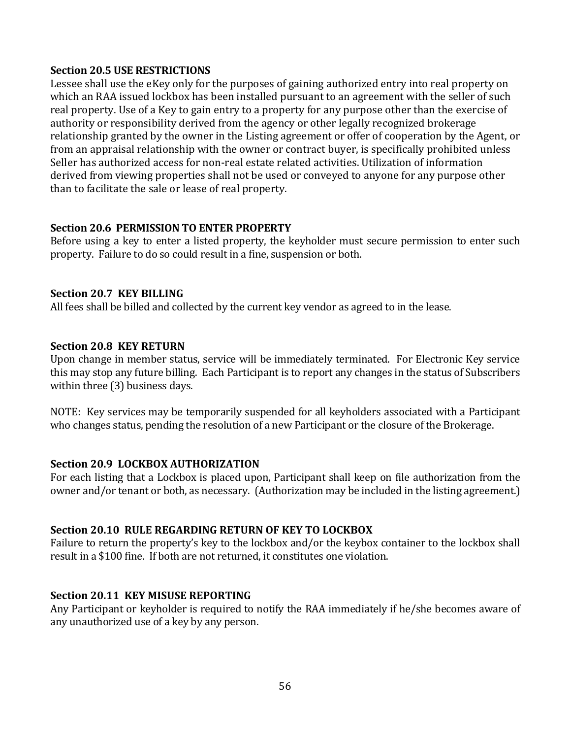**Section 20.5 USE RESTRICTIONS**

Lessee shall use the eKey only for the purposes of gaining authorized entry into real property on which an RAA issued lockbox has been installed pursuant to an agreement with the seller of such real property. Use of a Key to gain entry to a property for any purpose other than the exercise of authority or responsibility derived from the agency or other legally recognized brokerage relationship granted by the owner in the Listing agreement or offer of cooperation by the Agent, or from an appraisal relationship with the owner or contract buyer, is specifically prohibited unless Seller has authorized access for non-real estate related activities. Utilization of information derived from viewing properties shall not be used or conveyed to anyone for any purpose other than to facilitate the sale or lease of real property.

**Section 20.6 PERMISSION TO ENTER PROPERTY**

Before using a key to enter a listed property, the keyholder must secure permission to enter such property. Failure to do so could result in a fine, suspension or both.

**Section 20.7 KEY BILLING**

All fees shall be billed and collected by the current key vendor as agreed to in the lease.

**Section 20.8 KEY RETURN**

Upon change in member status, service will be immediately terminated. For Electronic Key service this may stop any future billing. Each Participant is to report any changes in the status of Subscribers within three (3) business days.

NOTE: Key services may be temporarily suspended for all keyholders associated with a Participant who changes status, pending the resolution of a new Participant or the closure of the Brokerage.

**Section 20.9 LOCKBOX AUTHORIZATION**

For each listing that a Lockbox is placed upon, Participant shall keep on file authorization from the owner and/or tenant or both, as necessary. (Authorization may be included in the listing agreement.)

**Section 20.10 RULE REGARDING RETURN OF KEY TO LOCKBOX**

Failure to return the property's key to the lockbox and/or the keybox container to the lockbox shall result in a $100 fine. If both are not returned, it constitutes one violation.

**Section 20.11 KEY MISUSE REPORTING**

Any Participant or keyholder is required to notify the RAA immediately if he/she becomes aware of any unauthorized use of a key by any person.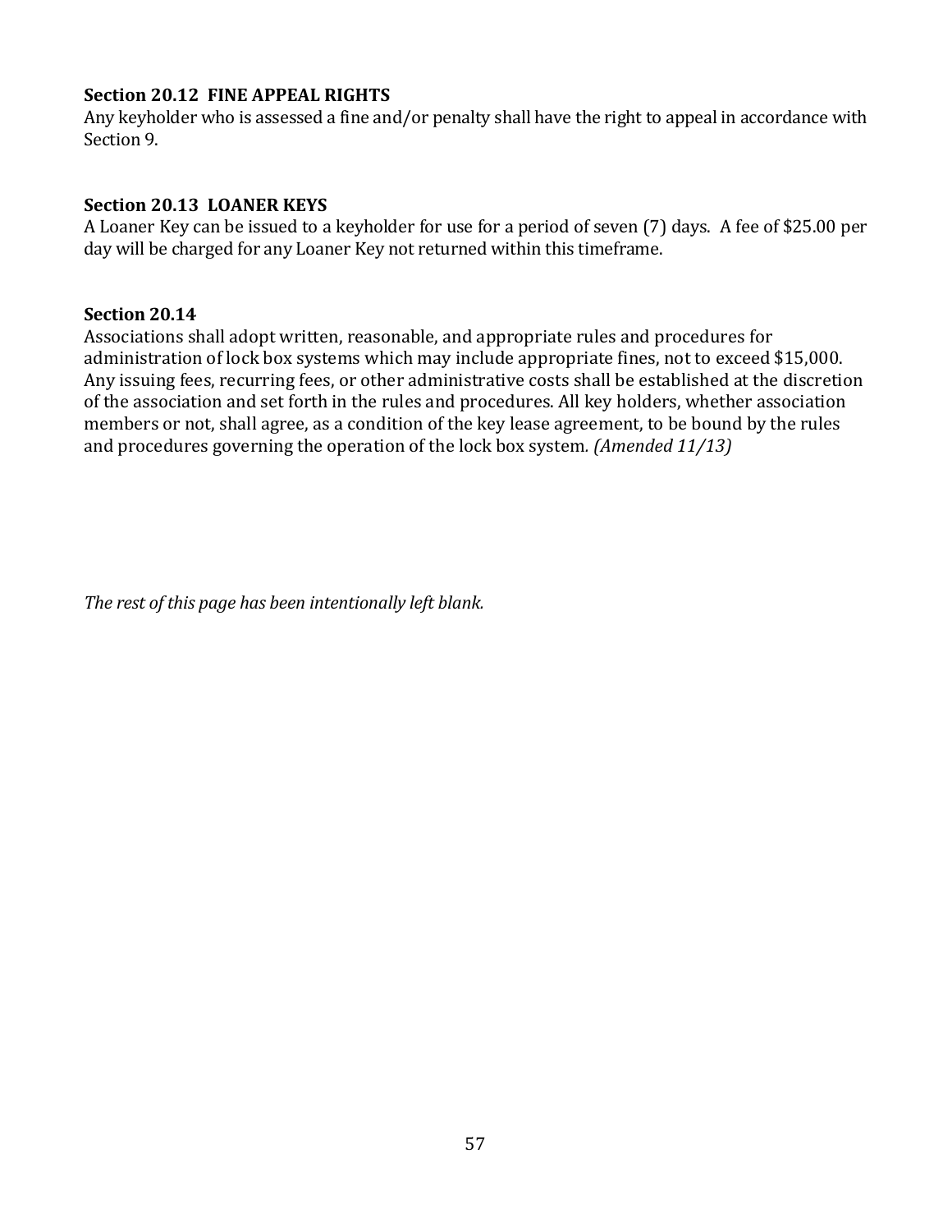### Section 20.12 FINE APPEAL RIGHTS

Any keyholder who is assessed a fine and/or penalty shall have the right to appeal in accordance with Section 9.

### Section 20.13 LOANER KEYS

A Loaner Key can be issued to a keyholder for use for a period of seven (7) days. A fee of $25.00 per day will be charged for any Loaner Key not returned within this timeframe.

### Section 20.14

Associations shall adopt written, reasonable, and appropriate rules and procedures for administration of lock box systems which may include appropriate fines, not to exceed $15,000. Any issuing fees, recurring fees, or other administrative costs shall be established at the discretion of the association and set forth in the rules and procedures. All key holders, whether association members or not, shall agree, as a condition of the key lease agreement, to be bound by the rules and procedures governing the operation of the lock box system. *(Amended 11/13)*

*The rest of this page has been intentionally left blank.*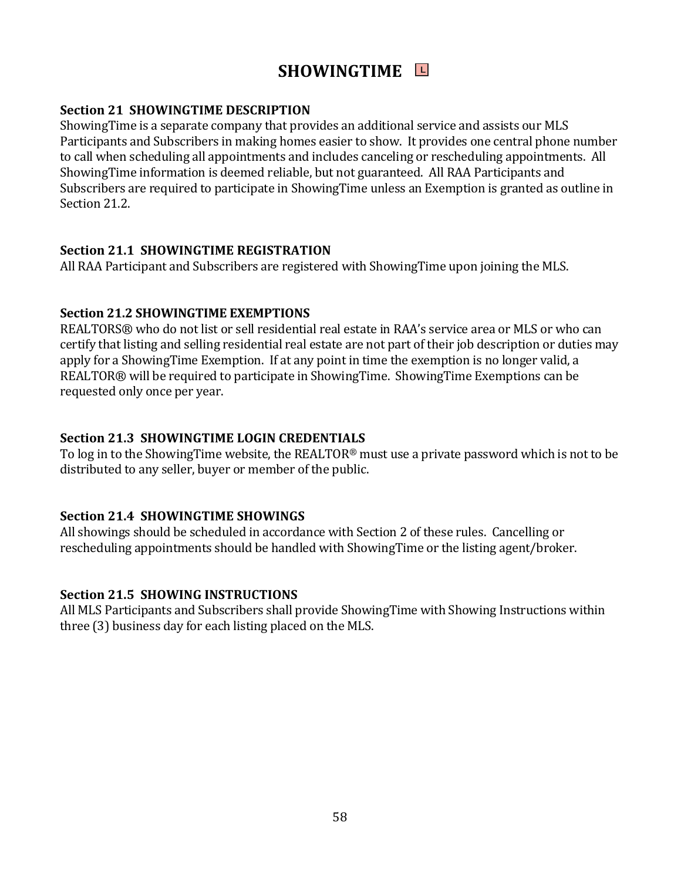# SHOWINGTIME L

### Section 21 SHOWINGTIME DESCRIPTION

ShowingTime is a separate company that provides an additional service and assists our MLS Participants and Subscribers in making homes easier to show. It provides one central phone number to call when scheduling all appointments and includes canceling or rescheduling appointments. All ShowingTime information is deemed reliable, but not guaranteed. All RAA Participants and Subscribers are required to participate in ShowingTime unless an Exemption is granted as outline in Section 21.2.

### Section 21.1 SHOWINGTIME REGISTRATION

All RAA Participant and Subscribers are registered with ShowingTime upon joining the MLS.

### Section 21.2 SHOWINGTIME EXEMPTIONS

REALTORS® who do not list or sell residential real estate in RAA's service area or MLS or who can certify that listing and selling residential real estate are not part of their job description or duties may apply for a ShowingTime Exemption. If at any point in time the exemption is no longer valid, a REALTOR® will be required to participate in ShowingTime. ShowingTime Exemptions can be requested only once per year.

### Section 21.3 SHOWINGTIME LOGIN CREDENTIALS

To log in to the ShowingTime website, the REALTOR® must use a private password which is not to be distributed to any seller, buyer or member of the public.

### Section 21.4 SHOWINGTIME SHOWINGS

All showings should be scheduled in accordance with Section 2 of these rules. Cancelling or rescheduling appointments should be handled with ShowingTime or the listing agent/broker.

### Section 21.5 SHOWING INSTRUCTIONS

All MLS Participants and Subscribers shall provide ShowingTime with Showing Instructions within three (3) business day for each listing placed on the MLS.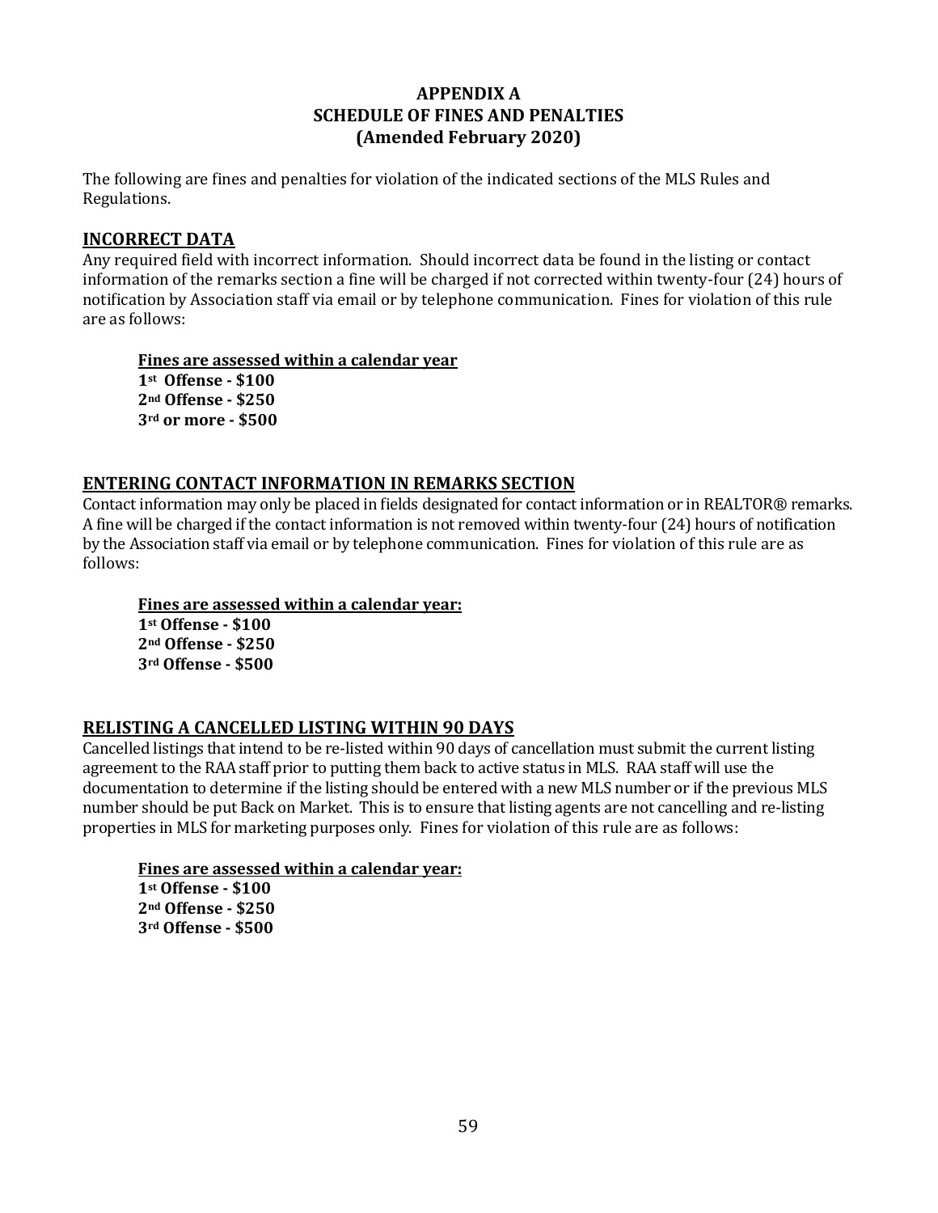# APPENDIX A
# SCHEDULE OF FINES AND PENALTIES
# (Amended February 2020)

The following are fines and penalties for violation of the indicated sections of the MLS Rules and Regulations.

## INCORRECT DATA

Any required field with incorrect information. Should incorrect data be found in the listing or contact information of the remarks section a fine will be charged if not corrected within twenty-four (24) hours of notification by Association staff via email or by telephone communication. Fines for violation of this rule are as follows:

**Fines are assessed within a calendar year**
**1st Offense - $100**
**2nd Offense - $250**
**3rd or more - $500**

## ENTERING CONTACT INFORMATION IN REMARKS SECTION

Contact information may only be placed in fields designated for contact information or in REALTOR® remarks. A fine will be charged if the contact information is not removed within twenty-four (24) hours of notification by the Association staff via email or by telephone communication. Fines for violation of this rule are as follows:

**Fines are assessed within a calendar year:**
**1st Offense - $100**
**2nd Offense - $250**
**3rd Offense - $500**

## RELISTING A CANCELLED LISTING WITHIN 90 DAYS

Cancelled listings that intend to be re-listed within 90 days of cancellation must submit the current listing agreement to the RAA staff prior to putting them back to active status in MLS. RAA staff will use the documentation to determine if the listing should be entered with a new MLS number or if the previous MLS number should be put Back on Market. This is to ensure that listing agents are not cancelling and re-listing properties in MLS for marketing purposes only. Fines for violation of this rule are as follows:

**Fines are assessed within a calendar year:**
**1st Offense - $100**
**2nd Offense - $250**
**3rd Offense - $500**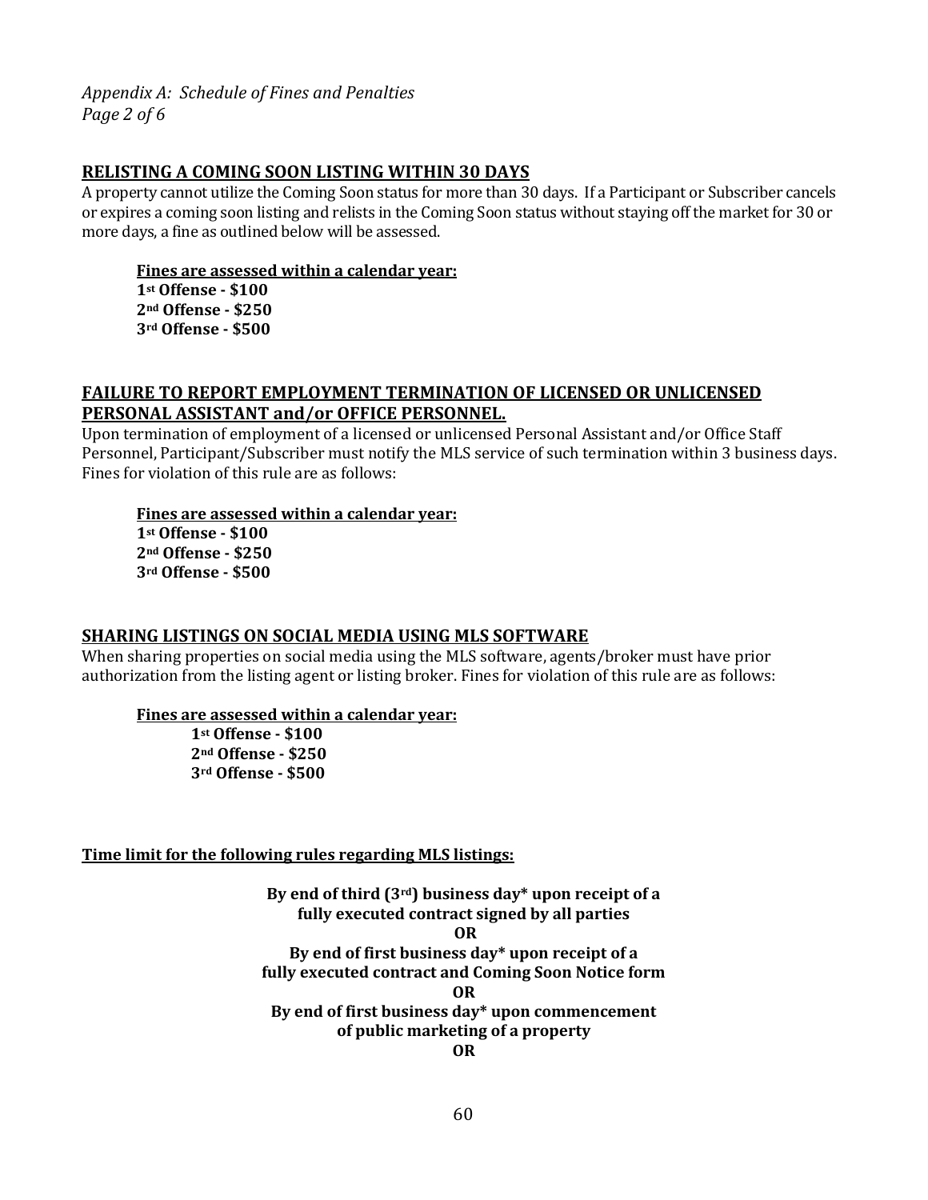*Appendix A: Schedule of Fines and Penalties*
*Page 2 of 6*

## RELISTING A COMING SOON LISTING WITHIN 30 DAYS

A property cannot utilize the Coming Soon status for more than 30 days. If a Participant or Subscriber cancels or expires a coming soon listing and relists in the Coming Soon status without staying off the market for 30 or more days, a fine as outlined below will be assessed.

**Fines are assessed within a calendar year:**
**1st Offense - $100**
**2nd Offense - $250**
**3rd Offense - $500**

## FAILURE TO REPORT EMPLOYMENT TERMINATION OF LICENSED OR UNLICENSED PERSONAL ASSISTANT and/or OFFICE PERSONNEL.

Upon termination of employment of a licensed or unlicensed Personal Assistant and/or Office Staff Personnel, Participant/Subscriber must notify the MLS service of such termination within 3 business days. Fines for violation of this rule are as follows:

**Fines are assessed within a calendar year:**
**1st Offense - $100**
**2nd Offense - $250**
**3rd Offense - $500**

## SHARING LISTINGS ON SOCIAL MEDIA USING MLS SOFTWARE

When sharing properties on social media using the MLS software, agents/broker must have prior authorization from the listing agent or listing broker. Fines for violation of this rule are as follows:

**Fines are assessed within a calendar year:**
**1st Offense - $100**
**2nd Offense - $250**
**3rd Offense - $500**

**Time limit for the following rules regarding MLS listings:**

**By end of third (3rd) business day\* upon receipt of a fully executed contract signed by all parties**
**OR**
**By end of first business day\* upon receipt of a fully executed contract and Coming Soon Notice form**
**OR**
**By end of first business day\* upon commencement of public marketing of a property**
**OR**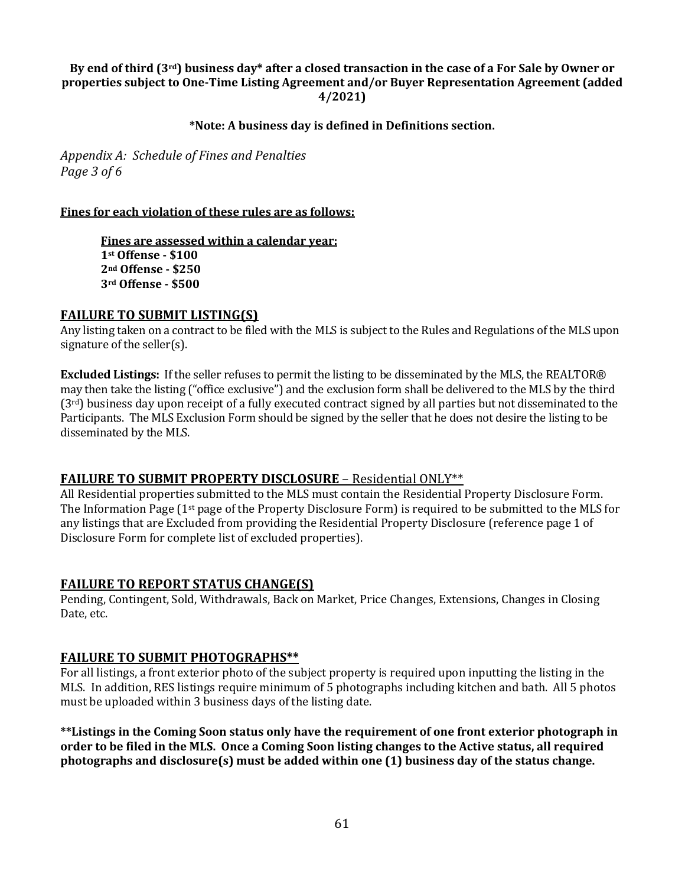**By end of third (3rd) business day* after a closed transaction in the case of a For Sale by Owner or properties subject to One-Time Listing Agreement and/or Buyer Representation Agreement (added 4/2021)**

***Note: A business day is defined in Definitions section.**

*Appendix A: Schedule of Fines and Penalties*
*Page 3 of 6*

**Fines for each violation of these rules are as follows:**

> **Fines are assessed within a calendar year:**
> **1st Offense - $100**
> **2nd Offense - $250**
> **3rd Offense - $500**

## FAILURE TO SUBMIT LISTING(S)

Any listing taken on a contract to be filed with the MLS is subject to the Rules and Regulations of the MLS upon signature of the seller(s).

**Excluded Listings:** If the seller refuses to permit the listing to be disseminated by the MLS, the REALTOR® may then take the listing ("office exclusive") and the exclusion form shall be delivered to the MLS by the third (3rd) business day upon receipt of a fully executed contract signed by all parties but not disseminated to the Participants. The MLS Exclusion Form should be signed by the seller that he does not desire the listing to be disseminated by the MLS.

## FAILURE TO SUBMIT PROPERTY DISCLOSURE – Residential ONLY**

All Residential properties submitted to the MLS must contain the Residential Property Disclosure Form. The Information Page (1st page of the Property Disclosure Form) is required to be submitted to the MLS for any listings that are Excluded from providing the Residential Property Disclosure (reference page 1 of Disclosure Form for complete list of excluded properties).

## FAILURE TO REPORT STATUS CHANGE(S)

Pending, Contingent, Sold, Withdrawals, Back on Market, Price Changes, Extensions, Changes in Closing Date, etc.

## FAILURE TO SUBMIT PHOTOGRAPHS**

For all listings, a front exterior photo of the subject property is required upon inputting the listing in the MLS. In addition, RES listings require minimum of 5 photographs including kitchen and bath. All 5 photos must be uploaded within 3 business days of the listing date.

****Listings in the Coming Soon status only have the requirement of one front exterior photograph in order to be filed in the MLS. Once a Coming Soon listing changes to the Active status, all required photographs and disclosure(s) must be added within one (1) business day of the status change.**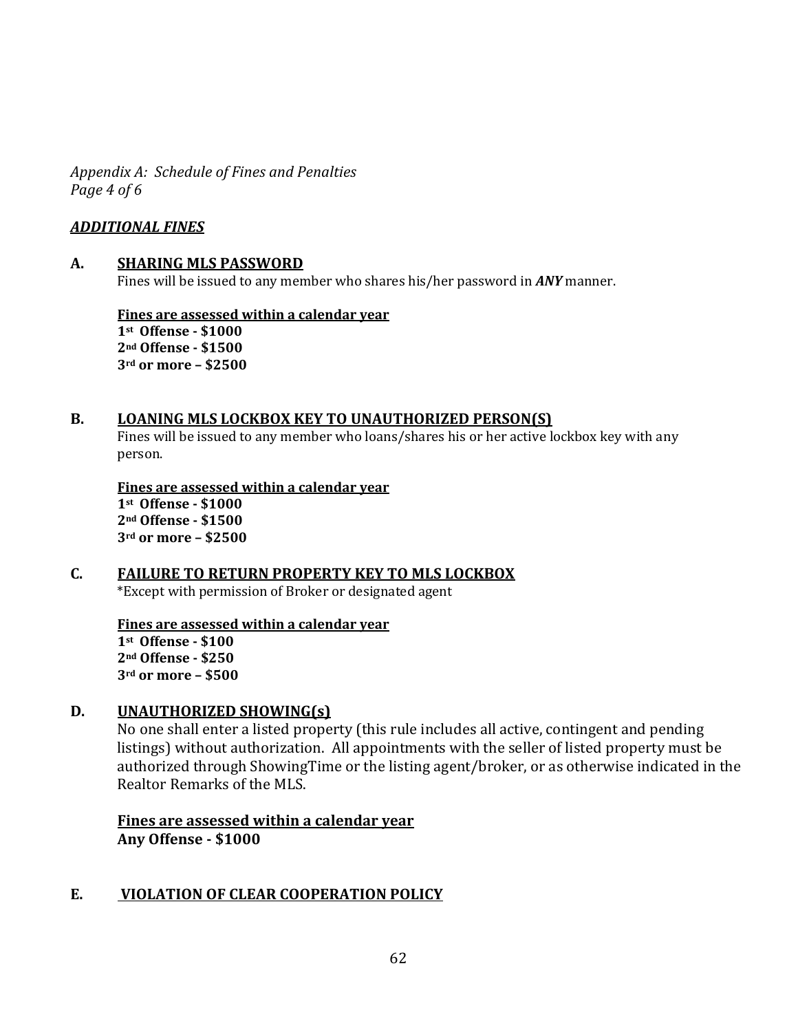*Appendix A: Schedule of Fines and Penalties*
*Page 4 of 6*

***ADDITIONAL FINES***

## A. SHARING MLS PASSWORD

Fines will be issued to any member who shares his/her password in ***ANY*** manner.

**Fines are assessed within a calendar year**
**1st Offense - $1000**
**2nd Offense - $1500**
**3rd or more – $2500**

## B. LOANING MLS LOCKBOX KEY TO UNAUTHORIZED PERSON(S)

Fines will be issued to any member who loans/shares his or her active lockbox key with any person.

**Fines are assessed within a calendar year**
**1st Offense - $1000**
**2nd Offense - $1500**
**3rd or more – $2500**

## C. FAILURE TO RETURN PROPERTY KEY TO MLS LOCKBOX

*Except with permission of Broker or designated agent

**Fines are assessed within a calendar year**
**1st Offense - $100**
**2nd Offense - $250**
**3rd or more – $500**

## D. UNAUTHORIZED SHOWING(s)

No one shall enter a listed property (this rule includes all active, contingent and pending listings) without authorization. All appointments with the seller of listed property must be authorized through ShowingTime or the listing agent/broker, or as otherwise indicated in the Realtor Remarks of the MLS.

**Fines are assessed within a calendar year**
**Any Offense - $1000**

## E. VIOLATION OF CLEAR COOPERATION POLICY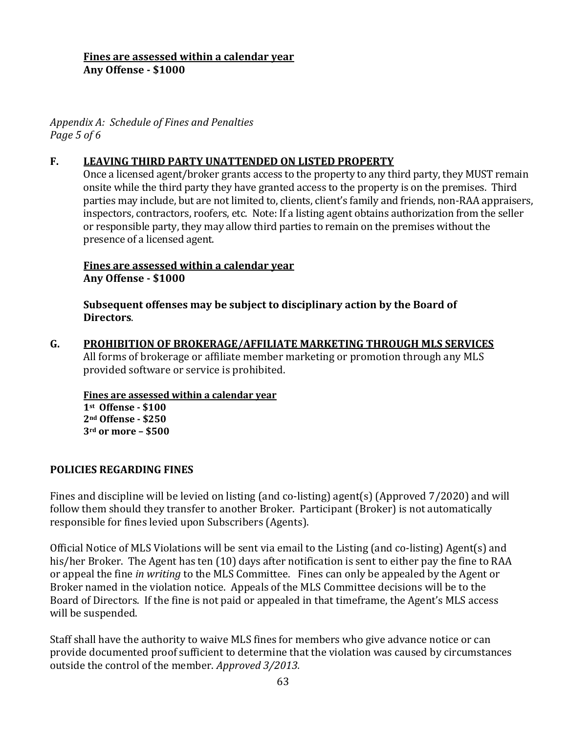**Fines are assessed within a calendar year**
**Any Offense - $1000**

*Appendix A: Schedule of Fines and Penalties*
*Page 5 of 6*

**F. LEAVING THIRD PARTY UNATTENDED ON LISTED PROPERTY**

Once a licensed agent/broker grants access to the property to any third party, they MUST remain onsite while the third party they have granted access to the property is on the premises. Third parties may include, but are not limited to, clients, client's family and friends, non-RAA appraisers, inspectors, contractors, roofers, etc. Note: If a listing agent obtains authorization from the seller or responsible party, they may allow third parties to remain on the premises without the presence of a licensed agent.

**Fines are assessed within a calendar year**
**Any Offense - $1000**

**Subsequent offenses may be subject to disciplinary action by the Board of Directors**.

**G. PROHIBITION OF BROKERAGE/AFFILIATE MARKETING THROUGH MLS SERVICES**

All forms of brokerage or affiliate member marketing or promotion through any MLS provided software or service is prohibited.

**Fines are assessed within a calendar year**
**1st Offense - $100**
**2nd Offense - $250**
**3rd or more – $500**

**POLICIES REGARDING FINES**

Fines and discipline will be levied on listing (and co-listing) agent(s) (Approved 7/2020) and will follow them should they transfer to another Broker. Participant (Broker) is not automatically responsible for fines levied upon Subscribers (Agents).

Official Notice of MLS Violations will be sent via email to the Listing (and co-listing) Agent(s) and his/her Broker. The Agent has ten (10) days after notification is sent to either pay the fine to RAA or appeal the fine *in writing* to the MLS Committee. Fines can only be appealed by the Agent or Broker named in the violation notice. Appeals of the MLS Committee decisions will be to the Board of Directors. If the fine is not paid or appealed in that timeframe, the Agent's MLS access will be suspended.

Staff shall have the authority to waive MLS fines for members who give advance notice or can provide documented proof sufficient to determine that the violation was caused by circumstances outside the control of the member. *Approved 3/2013.*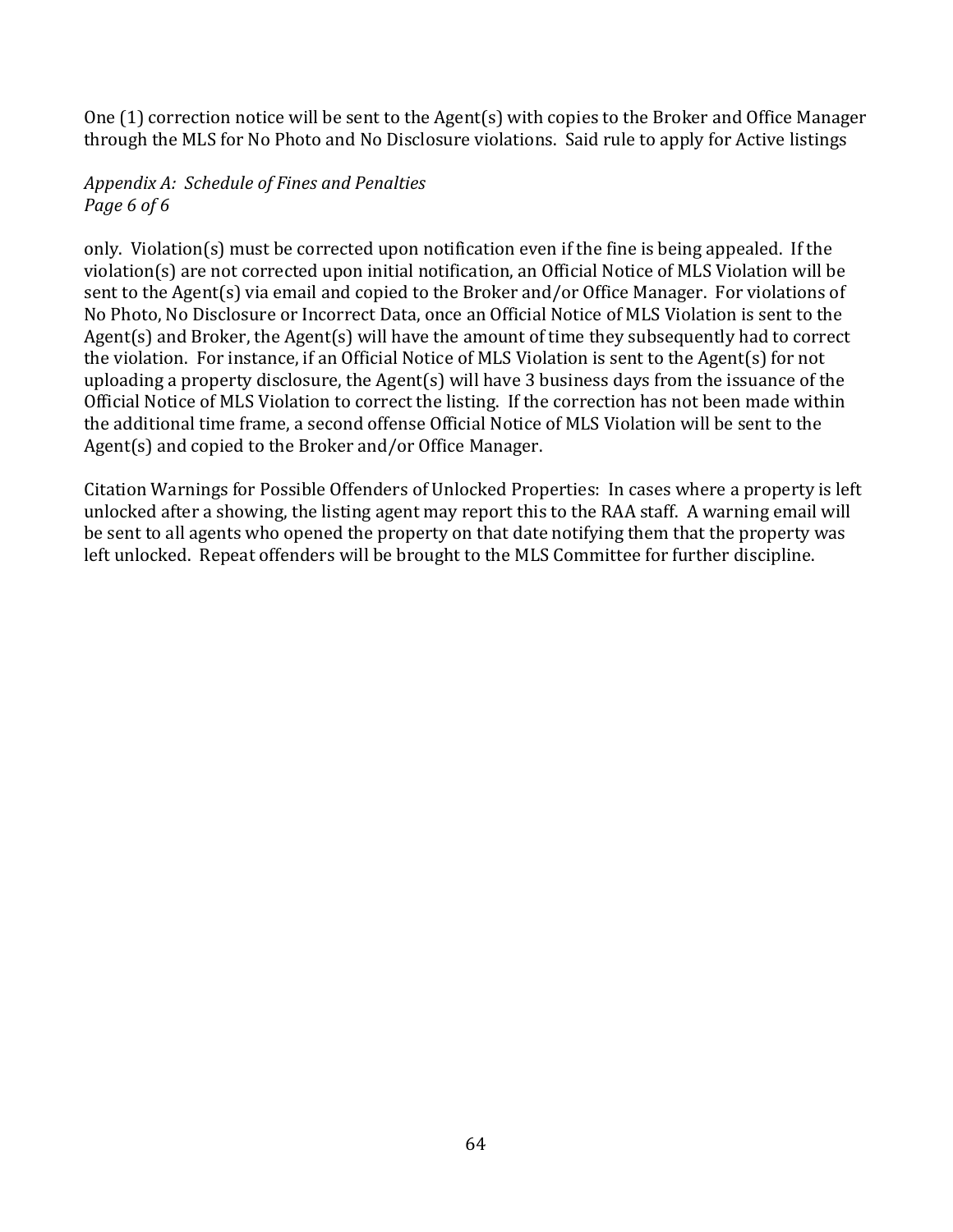One (1) correction notice will be sent to the Agent(s) with copies to the Broker and Office Manager through the MLS for No Photo and No Disclosure violations. Said rule to apply for Active listings only. Violation(s) must be corrected upon notification even if the fine is being appealed. If the violation(s) are not corrected upon initial notification, an Official Notice of MLS Violation will be sent to the Agent(s) via email and copied to the Broker and/or Office Manager. For violations of No Photo, No Disclosure or Incorrect Data, once an Official Notice of MLS Violation is sent to the Agent(s) and Broker, the Agent(s) will have the amount of time they subsequently had to correct the violation. For instance, if an Official Notice of MLS Violation is sent to the Agent(s) for not uploading a property disclosure, the Agent(s) will have 3 business days from the issuance of the Official Notice of MLS Violation to correct the listing. If the correction has not been made within the additional time frame, a second offense Official Notice of MLS Violation will be sent to the Agent(s) and copied to the Broker and/or Office Manager.

Citation Warnings for Possible Offenders of Unlocked Properties: In cases where a property is left unlocked after a showing, the listing agent may report this to the RAA staff. A warning email will be sent to all agents who opened the property on that date notifying them that the property was left unlocked. Repeat offenders will be brought to the MLS Committee for further discipline.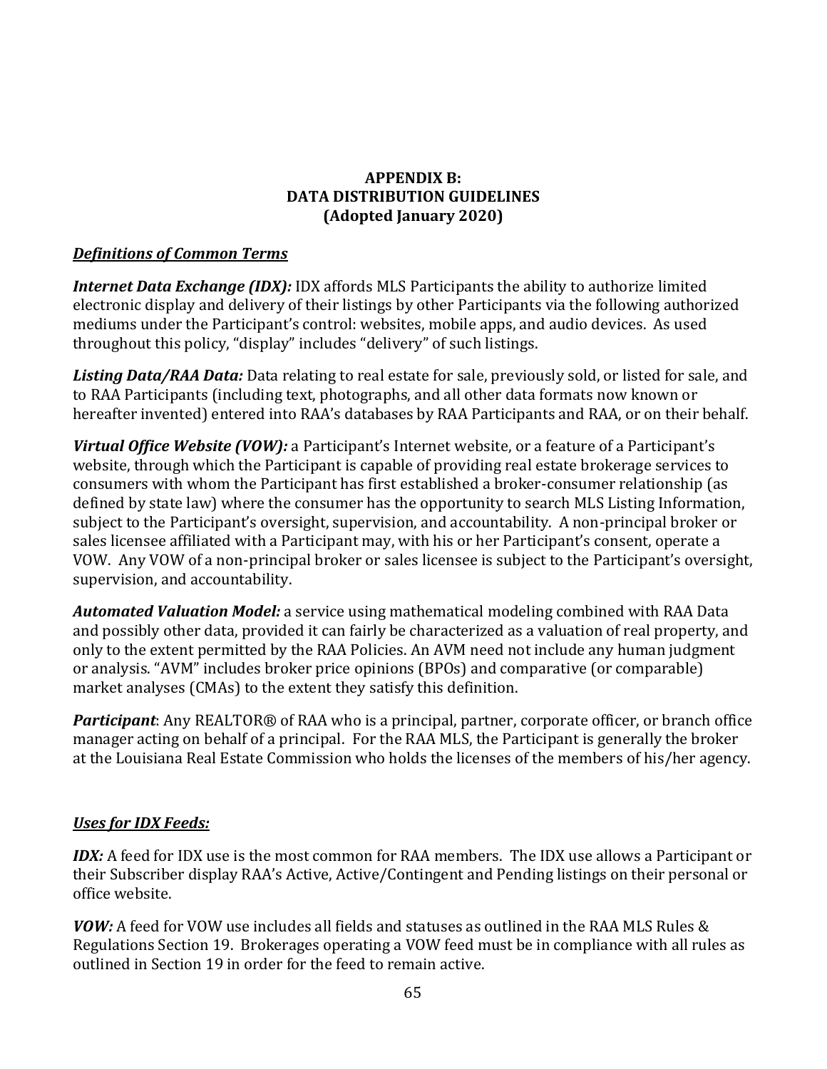# APPENDIX B: DATA DISTRIBUTION GUIDELINES (Adopted January 2020)

## ***Definitions of Common Terms***

***Internet Data Exchange (IDX):*** IDX affords MLS Participants the ability to authorize limited electronic display and delivery of their listings by other Participants via the following authorized mediums under the Participant's control: websites, mobile apps, and audio devices. As used throughout this policy, "display" includes "delivery" of such listings.

***Listing Data/RAA Data:*** Data relating to real estate for sale, previously sold, or listed for sale, and to RAA Participants (including text, photographs, and all other data formats now known or hereafter invented) entered into RAA's databases by RAA Participants and RAA, or on their behalf.

***Virtual Office Website (VOW):*** a Participant's Internet website, or a feature of a Participant's website, through which the Participant is capable of providing real estate brokerage services to consumers with whom the Participant has first established a broker-consumer relationship (as defined by state law) where the consumer has the opportunity to search MLS Listing Information, subject to the Participant's oversight, supervision, and accountability. A non-principal broker or sales licensee affiliated with a Participant may, with his or her Participant's consent, operate a VOW. Any VOW of a non-principal broker or sales licensee is subject to the Participant's oversight, supervision, and accountability.

***Automated Valuation Model:*** a service using mathematical modeling combined with RAA Data and possibly other data, provided it can fairly be characterized as a valuation of real property, and only to the extent permitted by the RAA Policies. An AVM need not include any human judgment or analysis. "AVM" includes broker price opinions (BPOs) and comparative (or comparable) market analyses (CMAs) to the extent they satisfy this definition.

***Participant***: Any REALTOR® of RAA who is a principal, partner, corporate officer, or branch office manager acting on behalf of a principal. For the RAA MLS, the Participant is generally the broker at the Louisiana Real Estate Commission who holds the licenses of the members of his/her agency.

## ***Uses for IDX Feeds:***

***IDX:*** A feed for IDX use is the most common for RAA members. The IDX use allows a Participant or their Subscriber display RAA's Active, Active/Contingent and Pending listings on their personal or office website.

***VOW:*** A feed for VOW use includes all fields and statuses as outlined in the RAA MLS Rules & Regulations Section 19. Brokerages operating a VOW feed must be in compliance with all rules as outlined in Section 19 in order for the feed to remain active.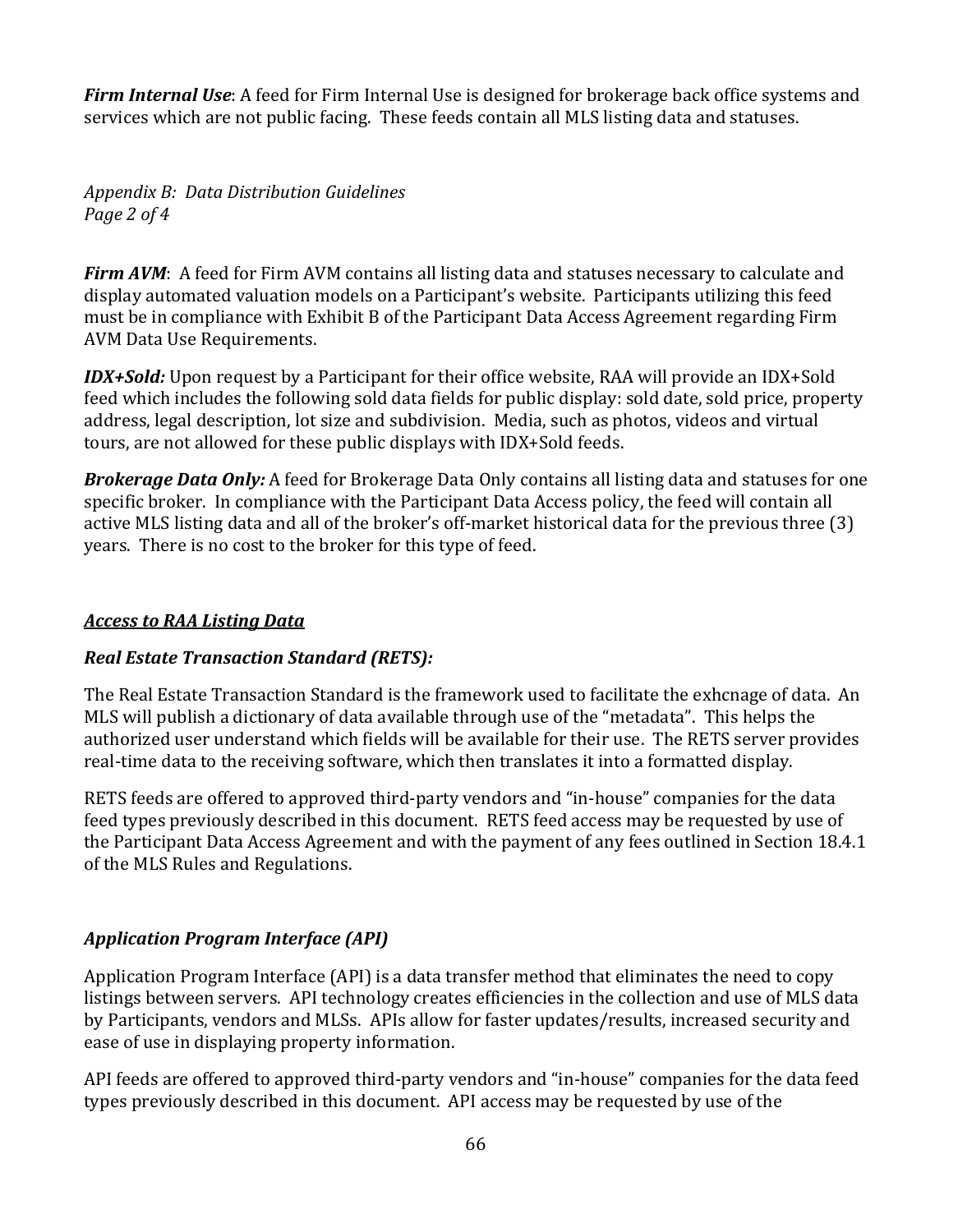***Firm Internal Use***: A feed for Firm Internal Use is designed for brokerage back office systems and services which are not public facing. These feeds contain all MLS listing data and statuses.

*Appendix B: Data Distribution Guidelines*
*Page 2 of 4*

***Firm AVM***: A feed for Firm AVM contains all listing data and statuses necessary to calculate and display automated valuation models on a Participant's website. Participants utilizing this feed must be in compliance with Exhibit B of the Participant Data Access Agreement regarding Firm AVM Data Use Requirements.

***IDX+Sold:*** Upon request by a Participant for their office website, RAA will provide an IDX+Sold feed which includes the following sold data fields for public display: sold date, sold price, property address, legal description, lot size and subdivision. Media, such as photos, videos and virtual tours, are not allowed for these public displays with IDX+Sold feeds.

***Brokerage Data Only:*** A feed for Brokerage Data Only contains all listing data and statuses for one specific broker. In compliance with the Participant Data Access policy, the feed will contain all active MLS listing data and all of the broker's off-market historical data for the previous three (3) years. There is no cost to the broker for this type of feed.

## *<u>Access to RAA Listing Data</u>*

### ***Real Estate Transaction Standard (RETS):***

The Real Estate Transaction Standard is the framework used to facilitate the exhcnage of data. An MLS will publish a dictionary of data available through use of the "metadata". This helps the authorized user understand which fields will be available for their use. The RETS server provides real-time data to the receiving software, which then translates it into a formatted display.

RETS feeds are offered to approved third-party vendors and "in-house" companies for the data feed types previously described in this document. RETS feed access may be requested by use of the Participant Data Access Agreement and with the payment of any fees outlined in Section 18.4.1 of the MLS Rules and Regulations.

### ***Application Program Interface (API)***

Application Program Interface (API) is a data transfer method that eliminates the need to copy listings between servers. API technology creates efficiencies in the collection and use of MLS data by Participants, vendors and MLSs. APIs allow for faster updates/results, increased security and ease of use in displaying property information.

API feeds are offered to approved third-party vendors and "in-house" companies for the data feed types previously described in this document. API access may be requested by use of the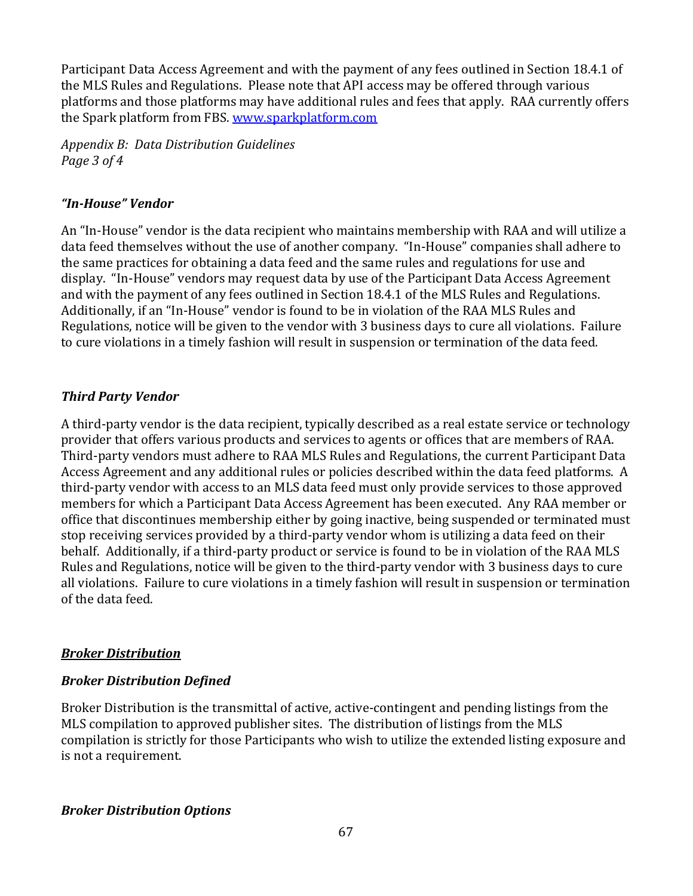Participant Data Access Agreement and with the payment of any fees outlined in Section 18.4.1 of the MLS Rules and Regulations. Please note that API access may be offered through various platforms and those platforms may have additional rules and fees that apply. RAA currently offers the Spark platform from FBS. [www.sparkplatform.com](http://www.sparkplatform.com)

*Appendix B: Data Distribution Guidelines*
*Page 3 of 4*

### *"In-House" Vendor*

An "In-House" vendor is the data recipient who maintains membership with RAA and will utilize a data feed themselves without the use of another company. "In-House" companies shall adhere to the same practices for obtaining a data feed and the same rules and regulations for use and display. "In-House" vendors may request data by use of the Participant Data Access Agreement and with the payment of any fees outlined in Section 18.4.1 of the MLS Rules and Regulations. Additionally, if an "In-House" vendor is found to be in violation of the RAA MLS Rules and Regulations, notice will be given to the vendor with 3 business days to cure all violations. Failure to cure violations in a timely fashion will result in suspension or termination of the data feed.

### *Third Party Vendor*

A third-party vendor is the data recipient, typically described as a real estate service or technology provider that offers various products and services to agents or offices that are members of RAA. Third-party vendors must adhere to RAA MLS Rules and Regulations, the current Participant Data Access Agreement and any additional rules or policies described within the data feed platforms. A third-party vendor with access to an MLS data feed must only provide services to those approved members for which a Participant Data Access Agreement has been executed. Any RAA member or office that discontinues membership either by going inactive, being suspended or terminated must stop receiving services provided by a third-party vendor whom is utilizing a data feed on their behalf. Additionally, if a third-party product or service is found to be in violation of the RAA MLS Rules and Regulations, notice will be given to the third-party vendor with 3 business days to cure all violations. Failure to cure violations in a timely fashion will result in suspension or termination of the data feed.

## ***Broker Distribution***

### *Broker Distribution Defined*

Broker Distribution is the transmittal of active, active-contingent and pending listings from the MLS compilation to approved publisher sites. The distribution of listings from the MLS compilation is strictly for those Participants who wish to utilize the extended listing exposure and is not a requirement.

### *Broker Distribution Options*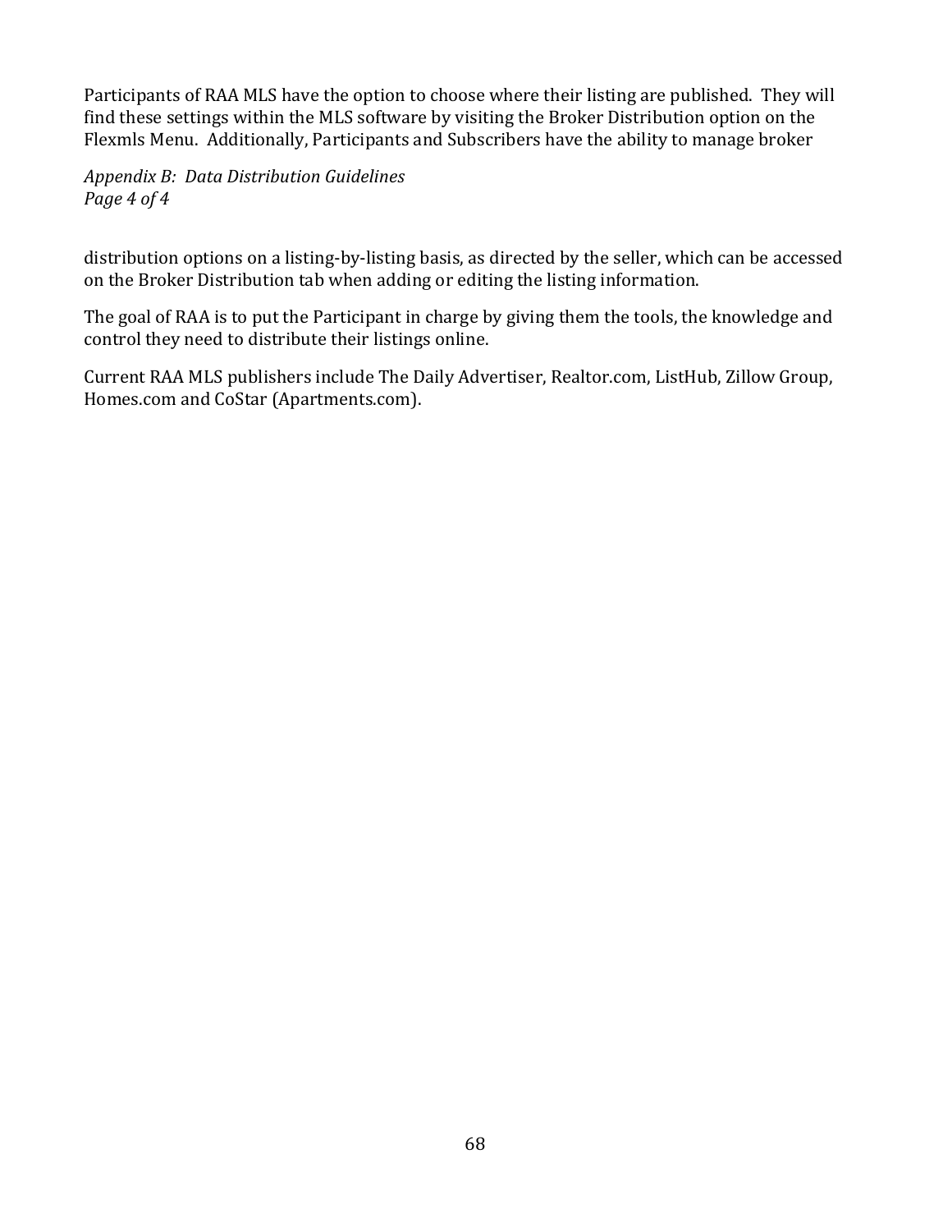Participants of RAA MLS have the option to choose where their listing are published. They will find these settings within the MLS software by visiting the Broker Distribution option on the Flexmls Menu. Additionally, Participants and Subscribers have the ability to manage broker distribution options on a listing-by-listing basis, as directed by the seller, which can be accessed on the Broker Distribution tab when adding or editing the listing information.

The goal of RAA is to put the Participant in charge by giving them the tools, the knowledge and control they need to distribute their listings online.

Current RAA MLS publishers include The Daily Advertiser, Realtor.com, ListHub, Zillow Group, Homes.com and CoStar (Apartments.com).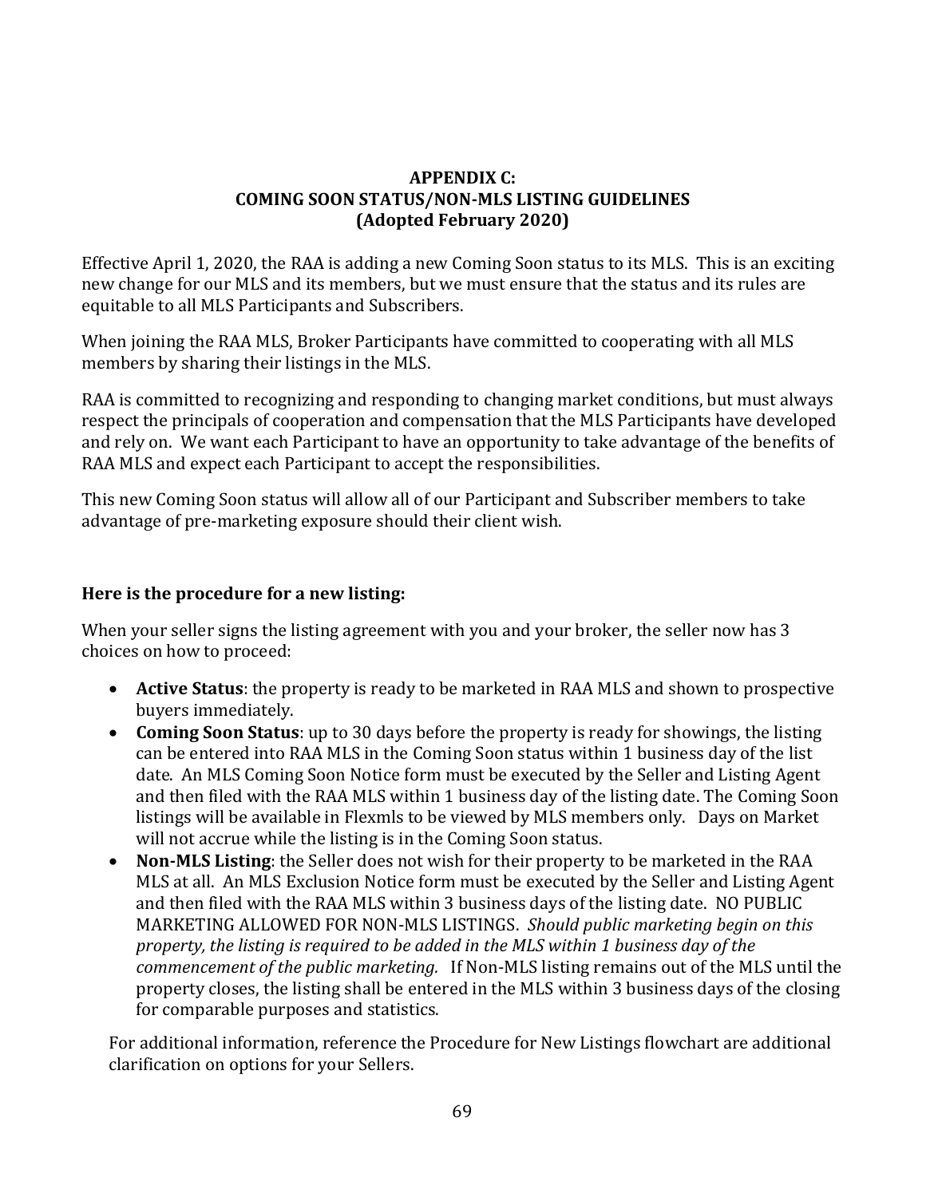## APPENDIX C: COMING SOON STATUS/NON-MLS LISTING GUIDELINES (Adopted February 2020)

Effective April 1, 2020, the RAA is adding a new Coming Soon status to its MLS. This is an exciting new change for our MLS and its members, but we must ensure that the status and its rules are equitable to all MLS Participants and Subscribers.

When joining the RAA MLS, Broker Participants have committed to cooperating with all MLS members by sharing their listings in the MLS.

RAA is committed to recognizing and responding to changing market conditions, but must always respect the principals of cooperation and compensation that the MLS Participants have developed and rely on. We want each Participant to have an opportunity to take advantage of the benefits of RAA MLS and expect each Participant to accept the responsibilities.

This new Coming Soon status will allow all of our Participant and Subscriber members to take advantage of pre-marketing exposure should their client wish.

### Here is the procedure for a new listing:

When your seller signs the listing agreement with you and your broker, the seller now has 3 choices on how to proceed:

- **Active Status**: the property is ready to be marketed in RAA MLS and shown to prospective buyers immediately.
- **Coming Soon Status**: up to 30 days before the property is ready for showings, the listing can be entered into RAA MLS in the Coming Soon status within 1 business day of the list date. An MLS Coming Soon Notice form must be executed by the Seller and Listing Agent and then filed with the RAA MLS within 1 business day of the listing date. The Coming Soon listings will be available in Flexmls to be viewed by MLS members only. Days on Market will not accrue while the listing is in the Coming Soon status.
- **Non-MLS Listing**: the Seller does not wish for their property to be marketed in the RAA MLS at all. An MLS Exclusion Notice form must be executed by the Seller and Listing Agent and then filed with the RAA MLS within 3 business days of the listing date. NO PUBLIC MARKETING ALLOWED FOR NON-MLS LISTINGS. *Should public marketing begin on this property, the listing is required to be added in the MLS within 1 business day of the commencement of the public marketing.* If Non-MLS listing remains out of the MLS until the property closes, the listing shall be entered in the MLS within 3 business days of the closing for comparable purposes and statistics.

For additional information, reference the Procedure for New Listings flowchart are additional clarification on options for your Sellers.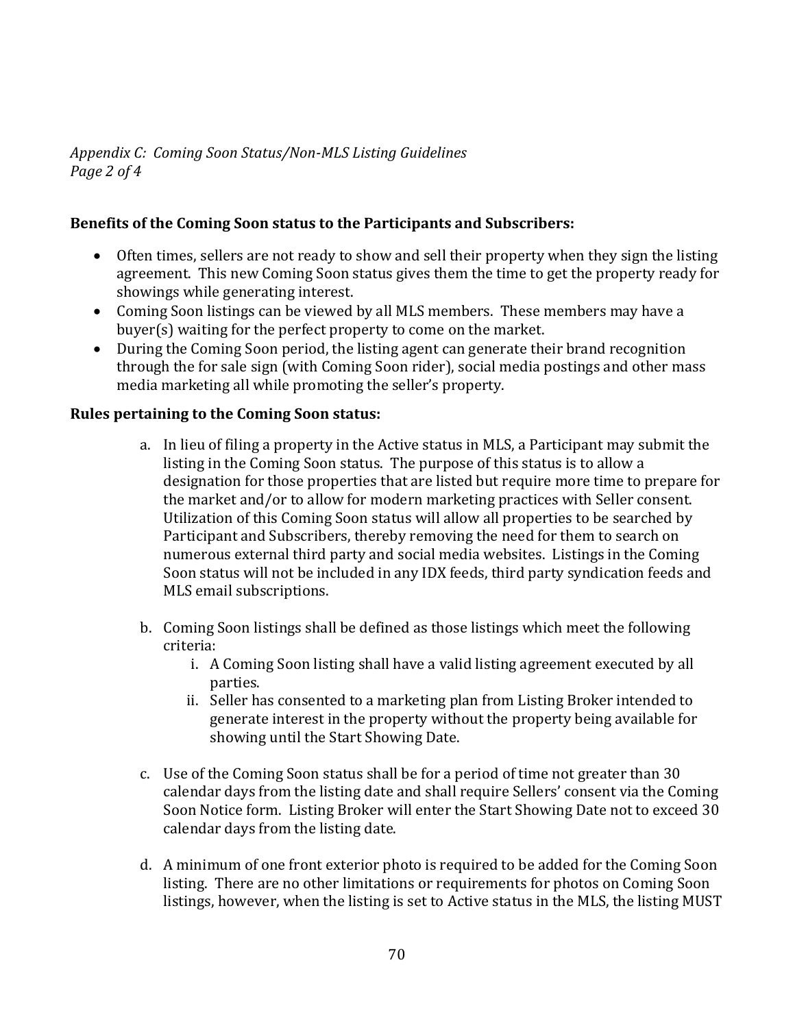*Appendix C: Coming Soon Status/Non-MLS Listing Guidelines*
*Page 2 of 4*

**Benefits of the Coming Soon status to the Participants and Subscribers:**

- Often times, sellers are not ready to show and sell their property when they sign the listing agreement. This new Coming Soon status gives them the time to get the property ready for showings while generating interest.
- Coming Soon listings can be viewed by all MLS members. These members may have a buyer(s) waiting for the perfect property to come on the market.
- During the Coming Soon period, the listing agent can generate their brand recognition through the for sale sign (with Coming Soon rider), social media postings and other mass media marketing all while promoting the seller's property.

**Rules pertaining to the Coming Soon status:**

a. In lieu of filing a property in the Active status in MLS, a Participant may submit the listing in the Coming Soon status. The purpose of this status is to allow a designation for those properties that are listed but require more time to prepare for the market and/or to allow for modern marketing practices with Seller consent. Utilization of this Coming Soon status will allow all properties to be searched by Participant and Subscribers, thereby removing the need for them to search on numerous external third party and social media websites. Listings in the Coming Soon status will not be included in any IDX feeds, third party syndication feeds and MLS email subscriptions.

b. Coming Soon listings shall be defined as those listings which meet the following criteria:
   i. A Coming Soon listing shall have a valid listing agreement executed by all parties.
   ii. Seller has consented to a marketing plan from Listing Broker intended to generate interest in the property without the property being available for showing until the Start Showing Date.

c. Use of the Coming Soon status shall be for a period of time not greater than 30 calendar days from the listing date and shall require Sellers' consent via the Coming Soon Notice form. Listing Broker will enter the Start Showing Date not to exceed 30 calendar days from the listing date.

d. A minimum of one front exterior photo is required to be added for the Coming Soon listing. There are no other limitations or requirements for photos on Coming Soon listings, however, when the listing is set to Active status in the MLS, the listing MUST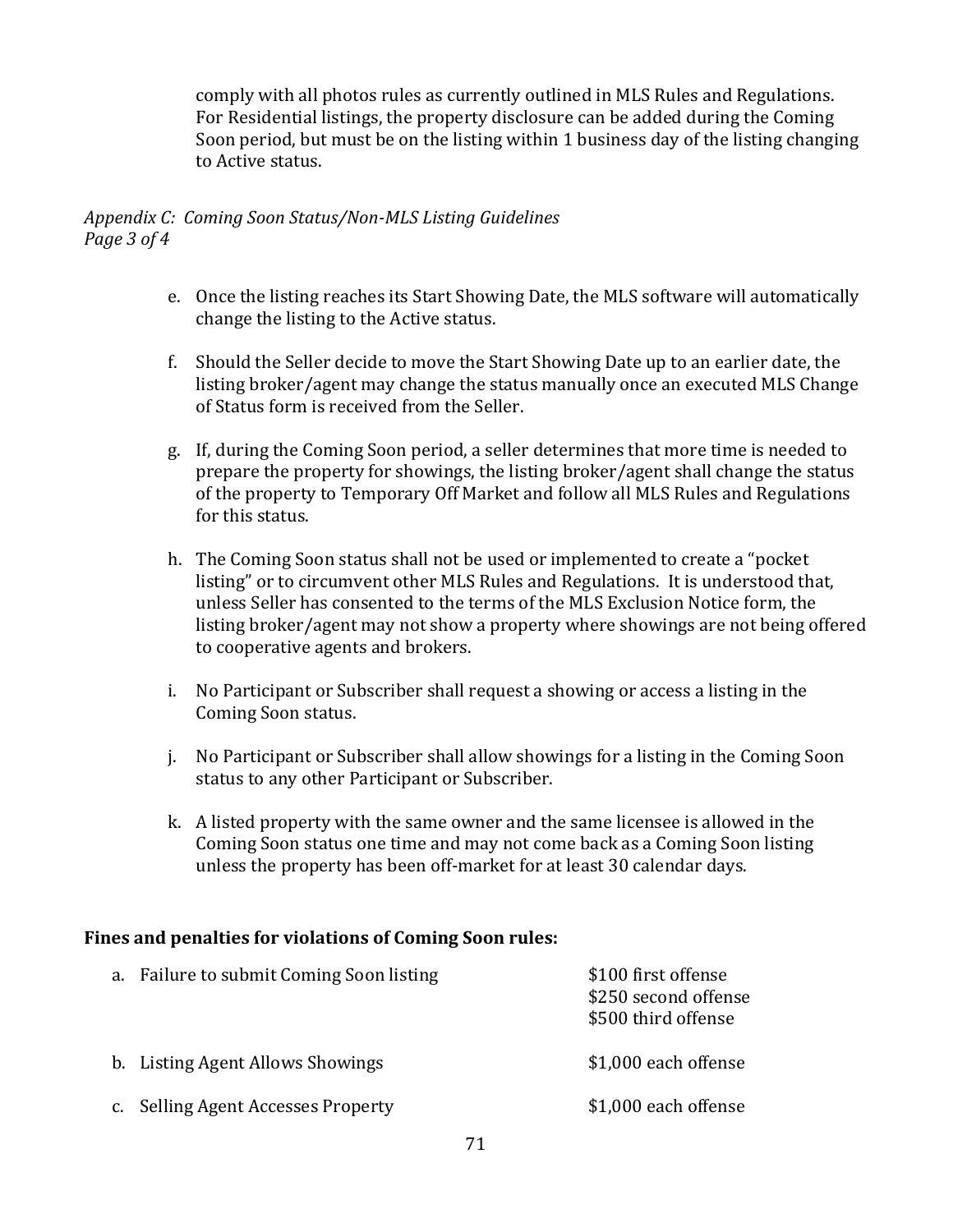comply with all photos rules as currently outlined in MLS Rules and Regulations. For Residential listings, the property disclosure can be added during the Coming Soon period, but must be on the listing within 1 business day of the listing changing to Active status.

*Appendix C: Coming Soon Status/Non-MLS Listing Guidelines*
*Page 3 of 4*

e. Once the listing reaches its Start Showing Date, the MLS software will automatically change the listing to the Active status.

f. Should the Seller decide to move the Start Showing Date up to an earlier date, the listing broker/agent may change the status manually once an executed MLS Change of Status form is received from the Seller.

g. If, during the Coming Soon period, a seller determines that more time is needed to prepare the property for showings, the listing broker/agent shall change the status of the property to Temporary Off Market and follow all MLS Rules and Regulations for this status.

h. The Coming Soon status shall not be used or implemented to create a "pocket listing" or to circumvent other MLS Rules and Regulations. It is understood that, unless Seller has consented to the terms of the MLS Exclusion Notice form, the listing broker/agent may not show a property where showings are not being offered to cooperative agents and brokers.

i. No Participant or Subscriber shall request a showing or access a listing in the Coming Soon status.

j. No Participant or Subscriber shall allow showings for a listing in the Coming Soon status to any other Participant or Subscriber.

k. A listed property with the same owner and the same licensee is allowed in the Coming Soon status one time and may not come back as a Coming Soon listing unless the property has been off-market for at least 30 calendar days.

**Fines and penalties for violations of Coming Soon rules:**

| Violation | Fine |
|---|---|
| a. Failure to submit Coming Soon listing | \$100 first offense<br>\$250 second offense<br>\$500 third offense |
| b. Listing Agent Allows Showings | \$1,000 each offense |
| c. Selling Agent Accesses Property | \$1,000 each offense |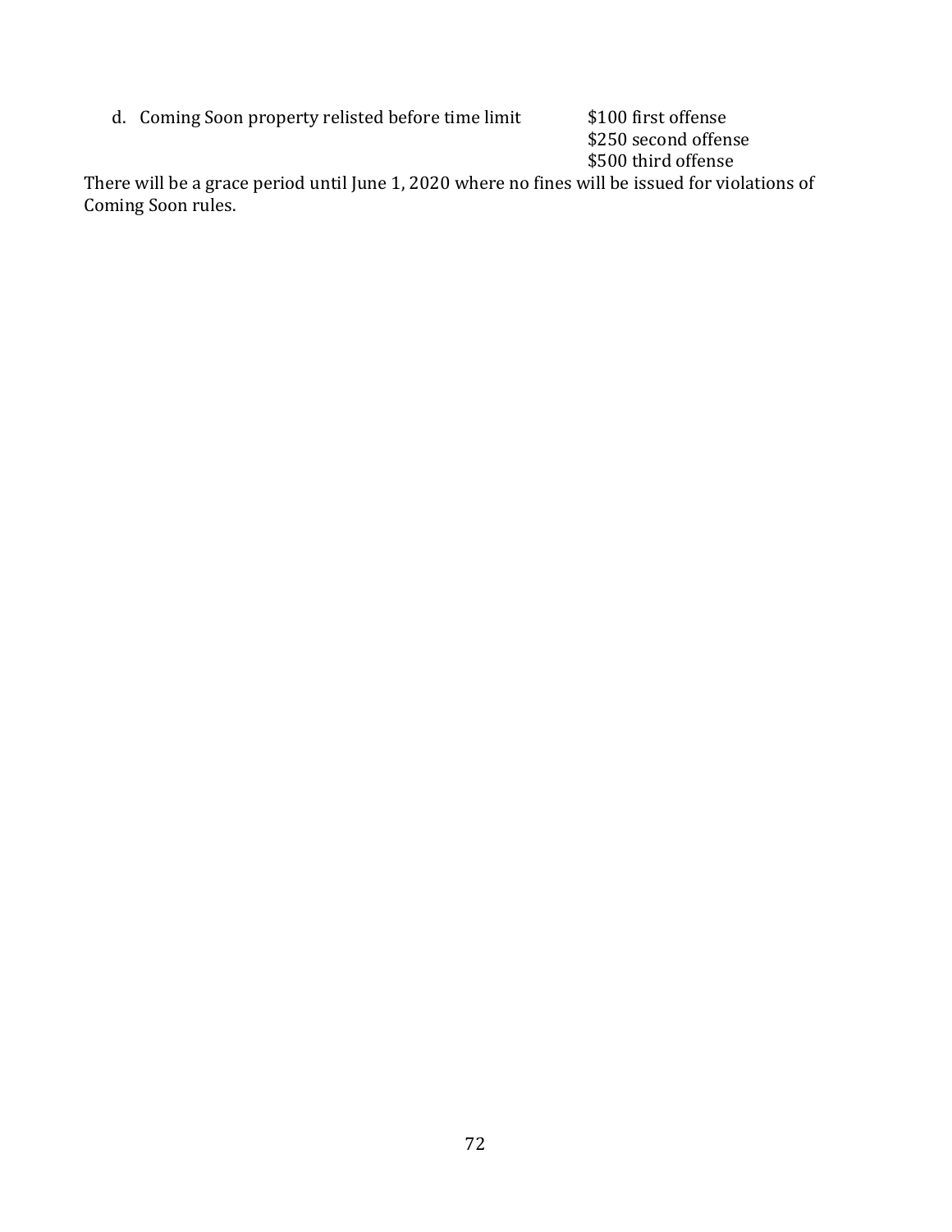d. Coming Soon property relisted before time limit

$100 first offense
$250 second offense
$500 third offense

There will be a grace period until June 1, 2020 where no fines will be issued for violations of Coming Soon rules.